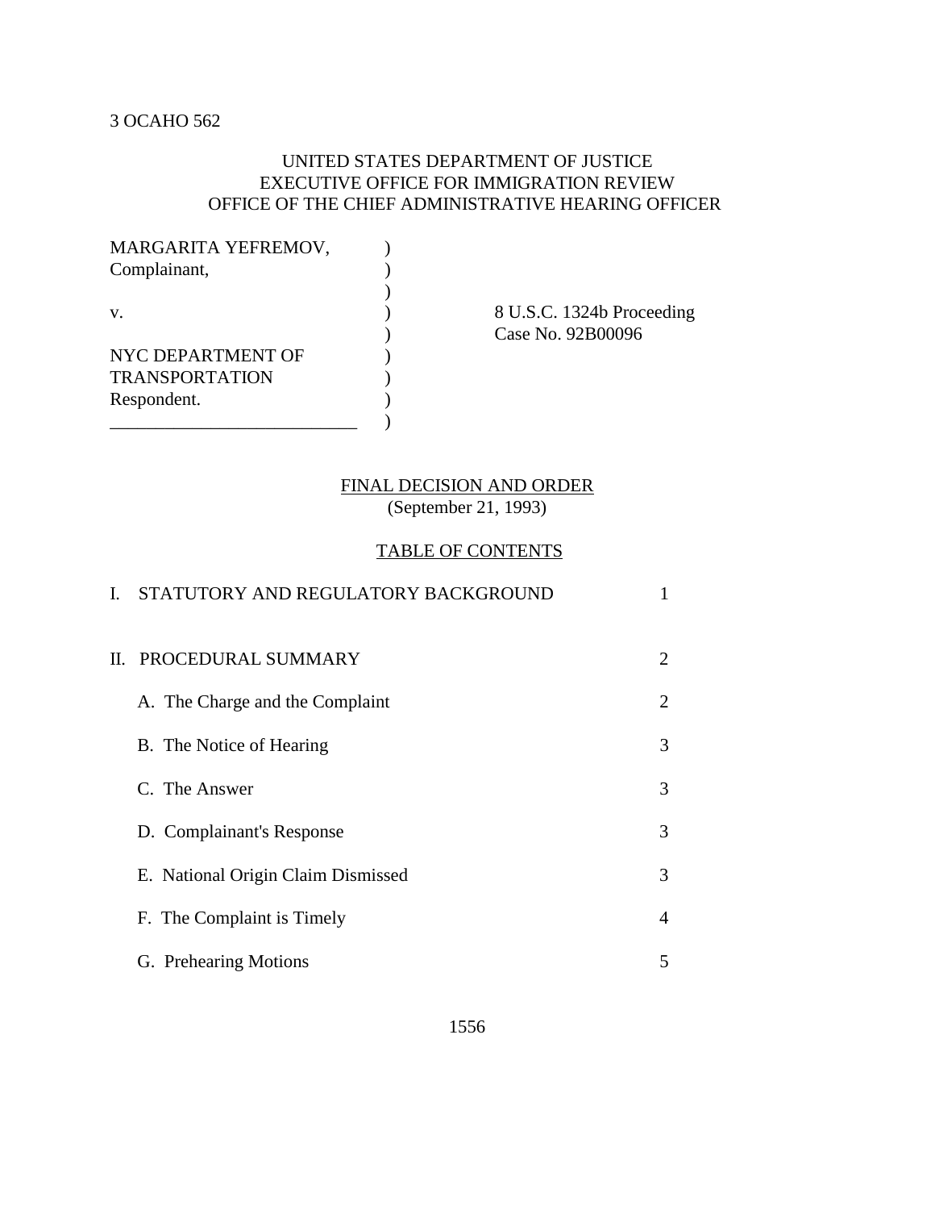3 OCAHO 562

UNITED STATES DEPARTMENT OF JUSTICE
EXECUTIVE OFFICE FOR IMMIGRATION REVIEW
OFFICE OF THE CHIEF ADMINISTRATIVE HEARING OFFICER

| | | |
|---|---|---|
| MARGARITA YEFREMOV, Complainant, | ) | |
| v. | ) | 8 U.S.C. 1324b Proceeding Case No. 92B00096 |
| NYC DEPARTMENT OF TRANSPORTATION Respondent. | ) | |

## FINAL DECISION AND ORDER

(September 21, 1993)

### TABLE OF CONTENTS

| | |
|---|---|
| I. STATUTORY AND REGULATORY BACKGROUND | 1 |
| II. PROCEDURAL SUMMARY | 2 |
| A. The Charge and the Complaint | 2 |
| B. The Notice of Hearing | 3 |
| C. The Answer | 3 |
| D. Complainant's Response | 3 |
| E. National Origin Claim Dismissed | 3 |
| F. The Complaint is Timely | 4 |
| G. Prehearing Motions | 5 |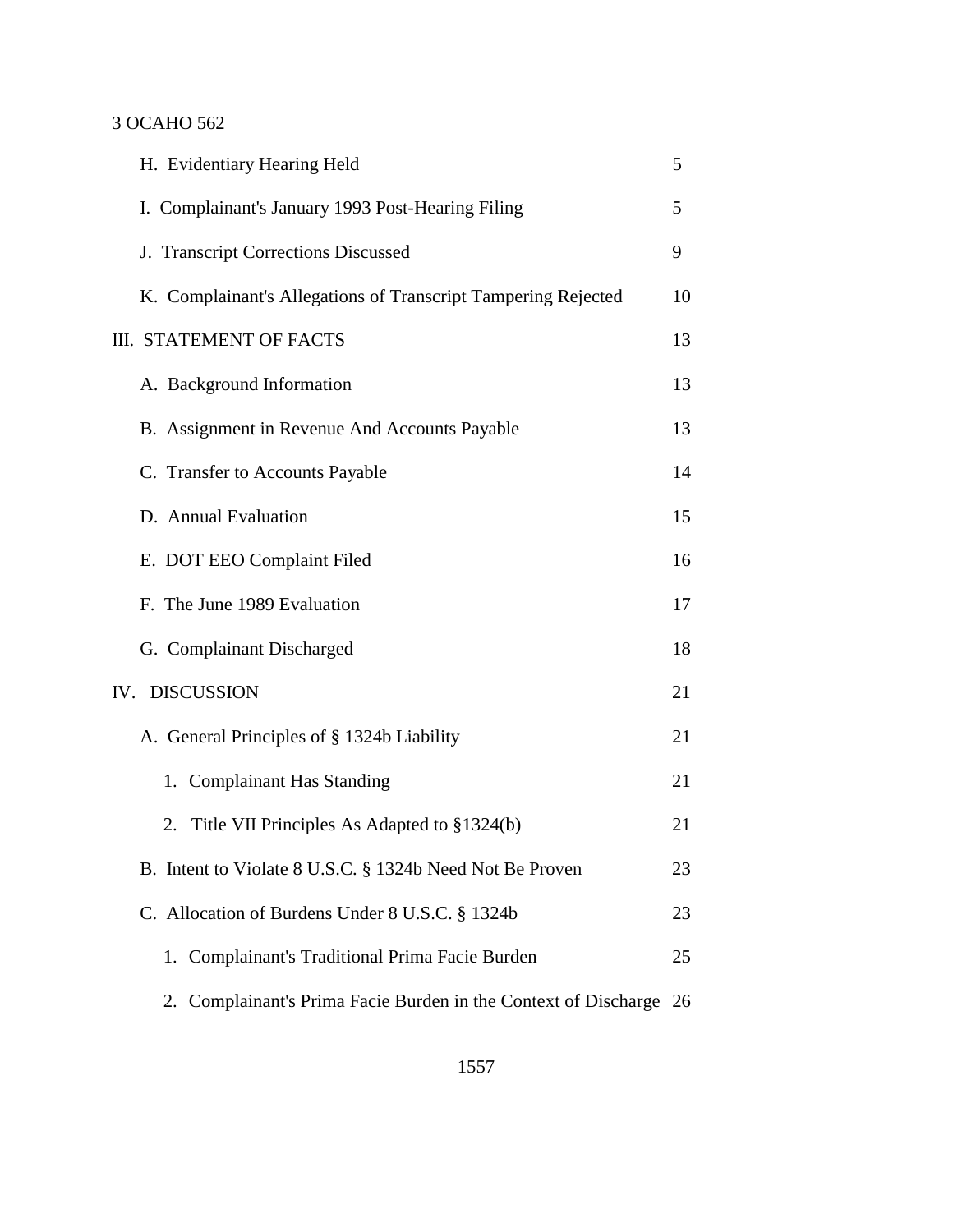| | |
|---|---|
| H. Evidentiary Hearing Held | 5 |
| I. Complainant's January 1993 Post-Hearing Filing | 5 |
| J. Transcript Corrections Discussed | 9 |
| K. Complainant's Allegations of Transcript Tampering Rejected | 10 |
| III. STATEMENT OF FACTS | 13 |
| A. Background Information | 13 |
| B. Assignment in Revenue And Accounts Payable | 13 |
| C. Transfer to Accounts Payable | 14 |
| D. Annual Evaluation | 15 |
| E. DOT EEO Complaint Filed | 16 |
| F. The June 1989 Evaluation | 17 |
| G. Complainant Discharged | 18 |
| IV. DISCUSSION | 21 |
| A. General Principles of § 1324b Liability | 21 |
| 1. Complainant Has Standing | 21 |
| 2. Title VII Principles As Adapted to §1324(b) | 21 |
| B. Intent to Violate 8 U.S.C. § 1324b Need Not Be Proven | 23 |
| C. Allocation of Burdens Under 8 U.S.C. § 1324b | 23 |
| 1. Complainant's Traditional Prima Facie Burden | 25 |
| 2. Complainant's Prima Facie Burden in the Context of Discharge | 26 |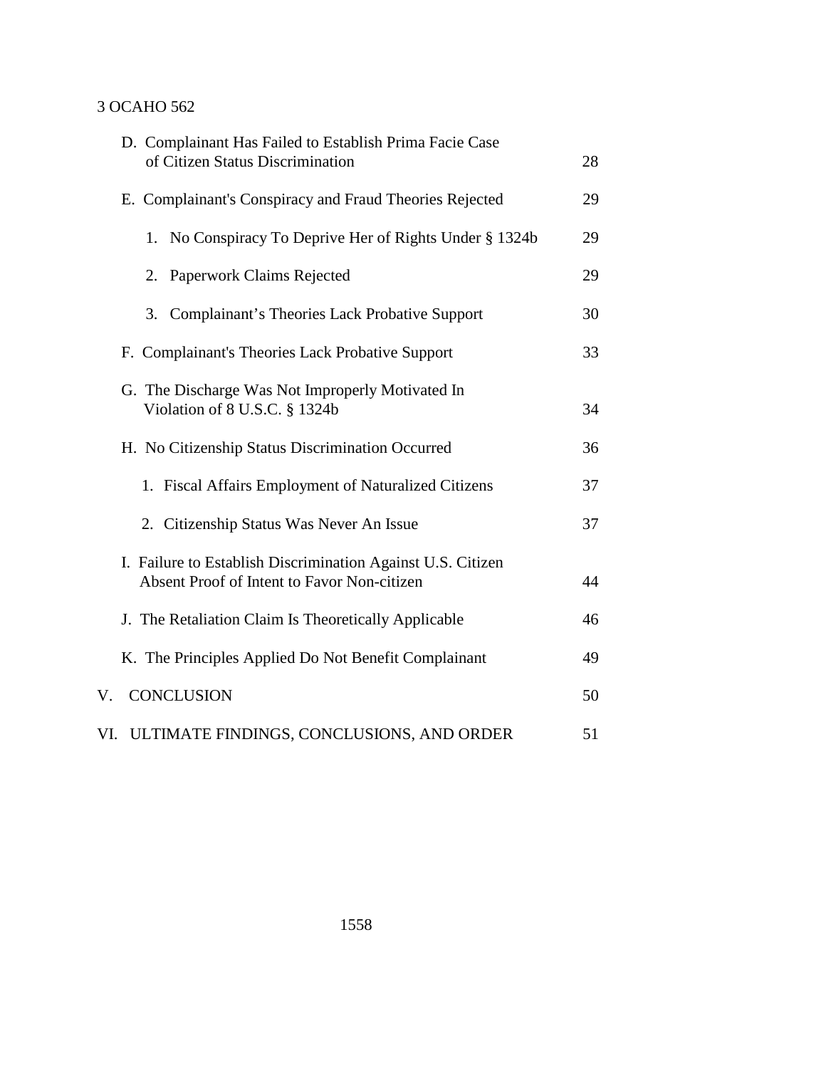D. Complainant Has Failed to Establish Prima Facie Case of Citizen Status Discrimination 28

E. Complainant's Conspiracy and Fraud Theories Rejected 29

1. No Conspiracy To Deprive Her of Rights Under § 1324b 29

2. Paperwork Claims Rejected 29

3. Complainant's Theories Lack Probative Support 30

F. Complainant's Theories Lack Probative Support 33

G. The Discharge Was Not Improperly Motivated In Violation of 8 U.S.C. § 1324b 34

H. No Citizenship Status Discrimination Occurred 36

1. Fiscal Affairs Employment of Naturalized Citizens 37

2. Citizenship Status Was Never An Issue 37

I. Failure to Establish Discrimination Against U.S. Citizen Absent Proof of Intent to Favor Non-citizen 44

J. The Retaliation Claim Is Theoretically Applicable 46

K. The Principles Applied Do Not Benefit Complainant 49

V. CONCLUSION 50

VI. ULTIMATE FINDINGS, CONCLUSIONS, AND ORDER 51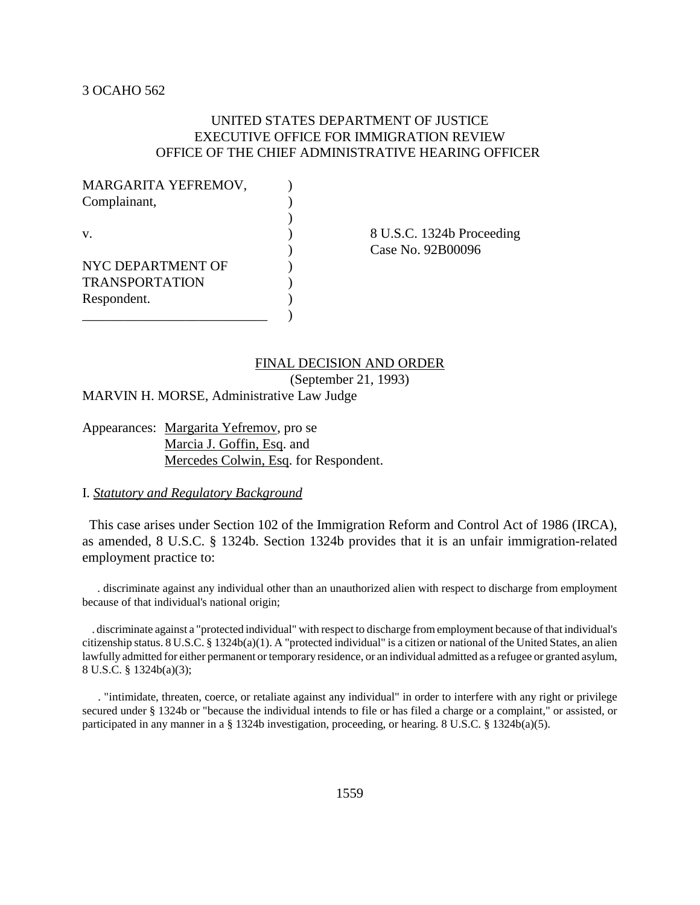3 OCAHO 562

UNITED STATES DEPARTMENT OF JUSTICE
EXECUTIVE OFFICE FOR IMMIGRATION REVIEW
OFFICE OF THE CHIEF ADMINISTRATIVE HEARING OFFICER

MARGARITA YEFREMOV, )
Complainant, )
)
v. ) 8 U.S.C. 1324b Proceeding
) Case No. 92B00096
NYC DEPARTMENT OF )
TRANSPORTATION )
Respondent. )
\_\_\_\_\_\_\_\_\_\_\_\_\_\_\_\_\_\_\_\_\_\_\_\_\_\_\_ )

FINAL DECISION AND ORDER
(September 21, 1993)

MARVIN H. MORSE, Administrative Law Judge

Appearances: Margarita Yefremov, pro se
Marcia J. Goffin, Esq. and
Mercedes Colwin, Esq. for Respondent.

I. *Statutory and Regulatory Background*

This case arises under Section 102 of the Immigration Reform and Control Act of 1986 (IRCA), as amended, 8 U.S.C. § 1324b. Section 1324b provides that it is an unfair immigration-related employment practice to:

. discriminate against any individual other than an unauthorized alien with respect to discharge from employment because of that individual's national origin;

. discriminate against a "protected individual" with respect to discharge from employment because of that individual's citizenship status. 8 U.S.C. § 1324b(a)(1). A "protected individual" is a citizen or national of the United States, an alien lawfully admitted for either permanent or temporary residence, or an individual admitted as a refugee or granted asylum, 8 U.S.C. § 1324b(a)(3);

. "intimidate, threaten, coerce, or retaliate against any individual" in order to interfere with any right or privilege secured under § 1324b or "because the individual intends to file or has filed a charge or a complaint," or assisted, or participated in any manner in a § 1324b investigation, proceeding, or hearing. 8 U.S.C. § 1324b(a)(5).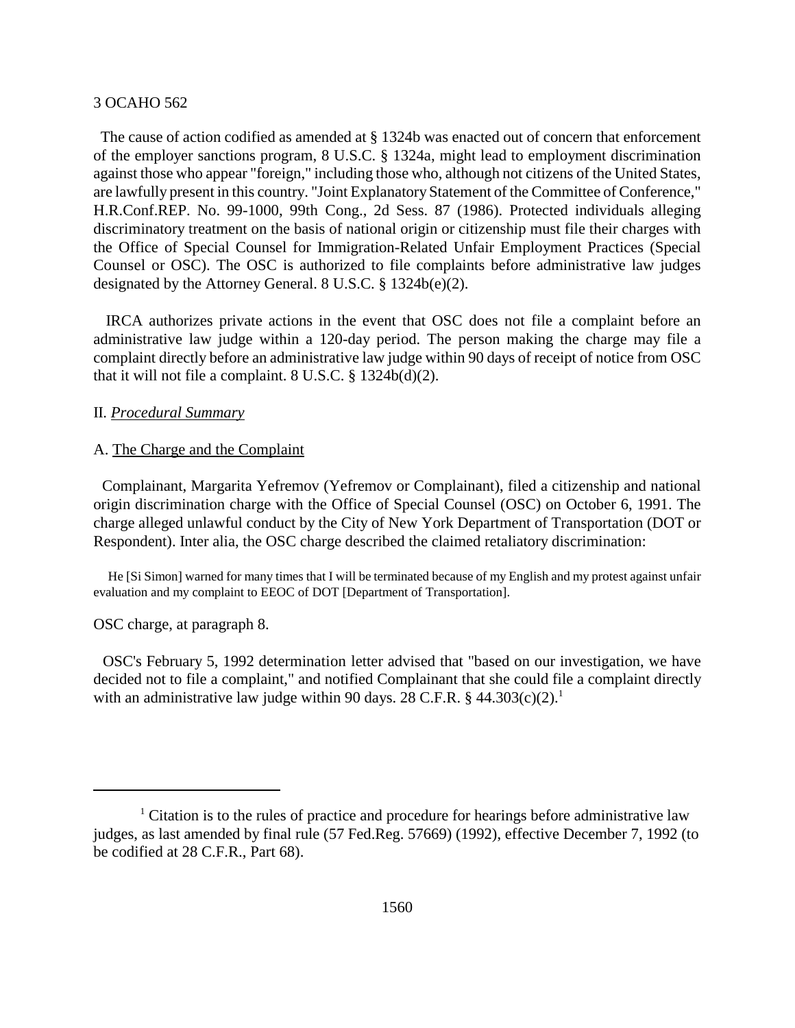The cause of action codified as amended at § 1324b was enacted out of concern that enforcement of the employer sanctions program, 8 U.S.C. § 1324a, might lead to employment discrimination against those who appear "foreign," including those who, although not citizens of the United States, are lawfully present in this country. "Joint Explanatory Statement of the Committee of Conference," H.R.Conf.REP. No. 99-1000, 99th Cong., 2d Sess. 87 (1986). Protected individuals alleging discriminatory treatment on the basis of national origin or citizenship must file their charges with the Office of Special Counsel for Immigration-Related Unfair Employment Practices (Special Counsel or OSC). The OSC is authorized to file complaints before administrative law judges designated by the Attorney General. 8 U.S.C. § 1324b(e)(2).

IRCA authorizes private actions in the event that OSC does not file a complaint before an administrative law judge within a 120-day period. The person making the charge may file a complaint directly before an administrative law judge within 90 days of receipt of notice from OSC that it will not file a complaint. 8 U.S.C. § 1324b(d)(2).

II. *Procedural Summary*

A. The Charge and the Complaint

Complainant, Margarita Yefremov (Yefremov or Complainant), filed a citizenship and national origin discrimination charge with the Office of Special Counsel (OSC) on October 6, 1991. The charge alleged unlawful conduct by the City of New York Department of Transportation (DOT or Respondent). Inter alia, the OSC charge described the claimed retaliatory discrimination:

> He [Si Simon] warned for many times that I will be terminated because of my English and my protest against unfair evaluation and my complaint to EEOC of DOT [Department of Transportation].

OSC charge, at paragraph 8.

OSC's February 5, 1992 determination letter advised that "based on our investigation, we have decided not to file a complaint," and notified Complainant that she could file a complaint directly with an administrative law judge within 90 days. 28 C.F.R. § 44.303(c)(2).[1]

---

[1] Citation is to the rules of practice and procedure for hearings before administrative law judges, as last amended by final rule (57 Fed.Reg. 57669) (1992), effective December 7, 1992 (to be codified at 28 C.F.R., Part 68).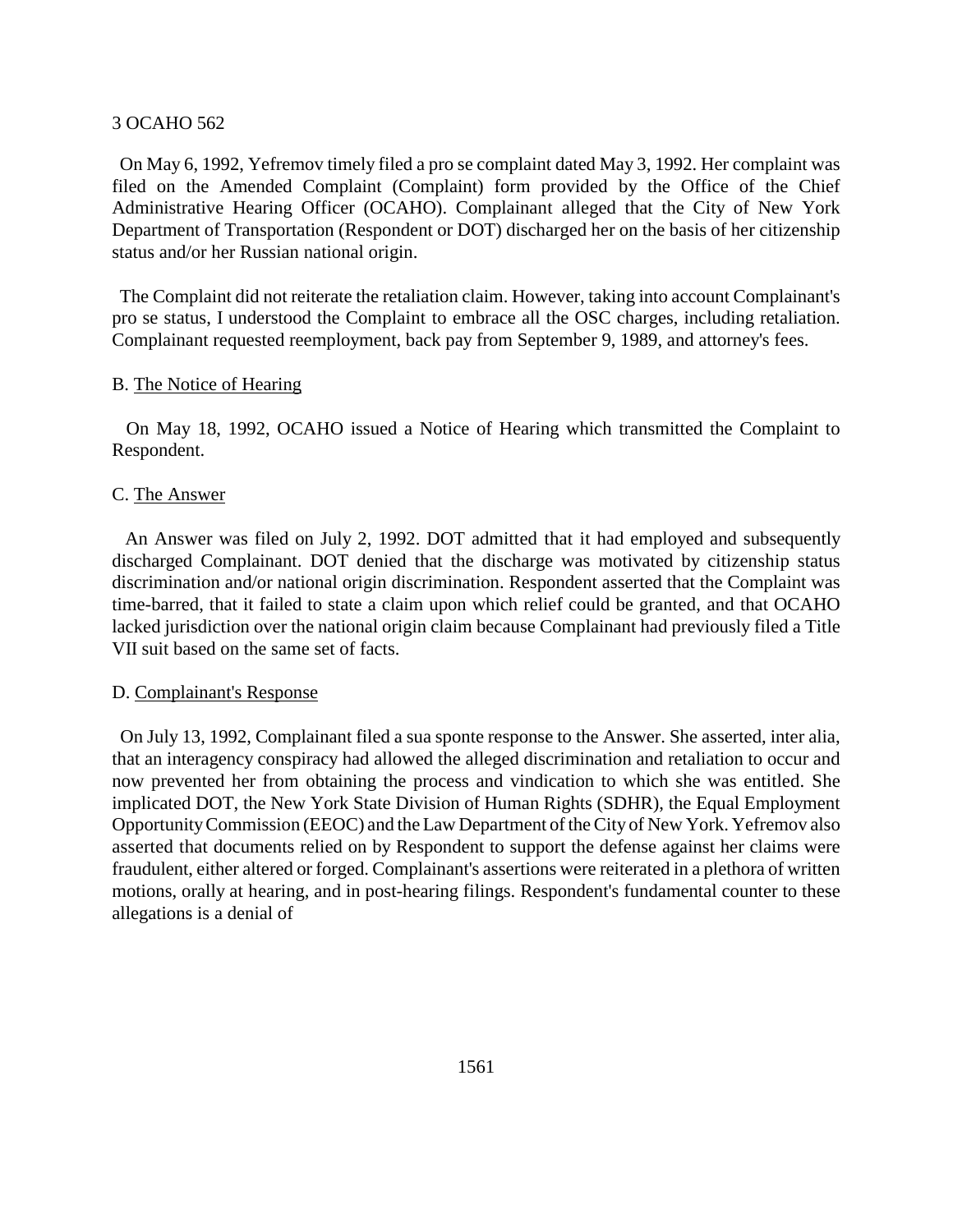On May 6, 1992, Yefremov timely filed a pro se complaint dated May 3, 1992. Her complaint was filed on the Amended Complaint (Complaint) form provided by the Office of the Chief Administrative Hearing Officer (OCAHO). Complainant alleged that the City of New York Department of Transportation (Respondent or DOT) discharged her on the basis of her citizenship status and/or her Russian national origin.

The Complaint did not reiterate the retaliation claim. However, taking into account Complainant's pro se status, I understood the Complaint to embrace all the OSC charges, including retaliation. Complainant requested reemployment, back pay from September 9, 1989, and attorney's fees.

B. <u>The Notice of Hearing</u>

On May 18, 1992, OCAHO issued a Notice of Hearing which transmitted the Complaint to Respondent.

C. <u>The Answer</u>

An Answer was filed on July 2, 1992. DOT admitted that it had employed and subsequently discharged Complainant. DOT denied that the discharge was motivated by citizenship status discrimination and/or national origin discrimination. Respondent asserted that the Complaint was time-barred, that it failed to state a claim upon which relief could be granted, and that OCAHO lacked jurisdiction over the national origin claim because Complainant had previously filed a Title VII suit based on the same set of facts.

D. <u>Complainant's Response</u>

On July 13, 1992, Complainant filed a sua sponte response to the Answer. She asserted, inter alia, that an interagency conspiracy had allowed the alleged discrimination and retaliation to occur and now prevented her from obtaining the process and vindication to which she was entitled. She implicated DOT, the New York State Division of Human Rights (SDHR), the Equal Employment Opportunity Commission (EEOC) and the Law Department of the City of New York. Yefremov also asserted that documents relied on by Respondent to support the defense against her claims were fraudulent, either altered or forged. Complainant's assertions were reiterated in a plethora of written motions, orally at hearing, and in post-hearing filings. Respondent's fundamental counter to these allegations is a denial of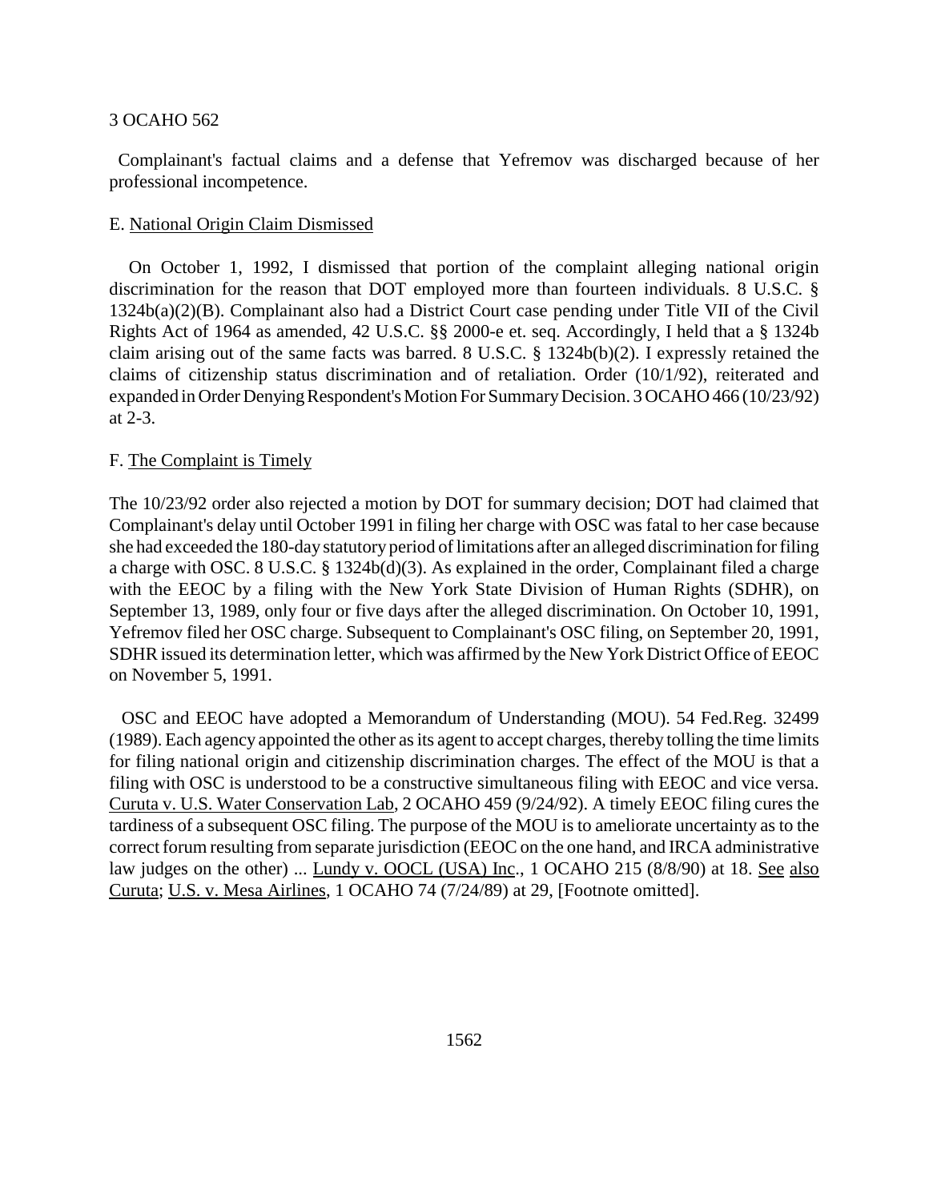Complainant's factual claims and a defense that Yefremov was discharged because of her professional incompetence.

E. National Origin Claim Dismissed

On October 1, 1992, I dismissed that portion of the complaint alleging national origin discrimination for the reason that DOT employed more than fourteen individuals. 8 U.S.C. § 1324b(a)(2)(B). Complainant also had a District Court case pending under Title VII of the Civil Rights Act of 1964 as amended, 42 U.S.C. §§ 2000-e et. seq. Accordingly, I held that a § 1324b claim arising out of the same facts was barred. 8 U.S.C. § 1324b(b)(2). I expressly retained the claims of citizenship status discrimination and of retaliation. Order (10/1/92), reiterated and expanded in Order Denying Respondent's Motion For Summary Decision. 3 OCAHO 466 (10/23/92) at 2-3.

F. The Complaint is Timely

The 10/23/92 order also rejected a motion by DOT for summary decision; DOT had claimed that Complainant's delay until October 1991 in filing her charge with OSC was fatal to her case because she had exceeded the 180-day statutory period of limitations after an alleged discrimination for filing a charge with OSC. 8 U.S.C. § 1324b(d)(3). As explained in the order, Complainant filed a charge with the EEOC by a filing with the New York State Division of Human Rights (SDHR), on September 13, 1989, only four or five days after the alleged discrimination. On October 10, 1991, Yefremov filed her OSC charge. Subsequent to Complainant's OSC filing, on September 20, 1991, SDHR issued its determination letter, which was affirmed by the New York District Office of EEOC on November 5, 1991.

OSC and EEOC have adopted a Memorandum of Understanding (MOU). 54 Fed.Reg. 32499 (1989). Each agency appointed the other as its agent to accept charges, thereby tolling the time limits for filing national origin and citizenship discrimination charges. The effect of the MOU is that a filing with OSC is understood to be a constructive simultaneous filing with EEOC and vice versa. Curuta v. U.S. Water Conservation Lab, 2 OCAHO 459 (9/24/92). A timely EEOC filing cures the tardiness of a subsequent OSC filing. The purpose of the MOU is to ameliorate uncertainty as to the correct forum resulting from separate jurisdiction (EEOC on the one hand, and IRCA administrative law judges on the other) ... Lundy v. OOCL (USA) Inc., 1 OCAHO 215 (8/8/90) at 18. See also Curuta; U.S. v. Mesa Airlines, 1 OCAHO 74 (7/24/89) at 29, [Footnote omitted].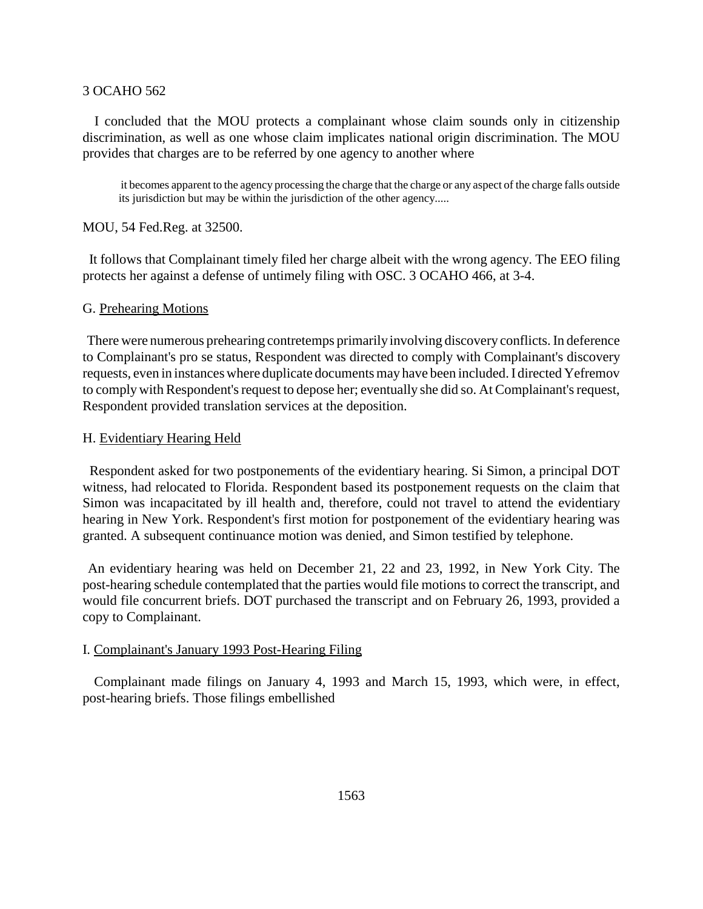I concluded that the MOU protects a complainant whose claim sounds only in citizenship discrimination, as well as one whose claim implicates national origin discrimination. The MOU provides that charges are to be referred by one agency to another where

> it becomes apparent to the agency processing the charge that the charge or any aspect of the charge falls outside its jurisdiction but may be within the jurisdiction of the other agency.....

MOU, 54 Fed.Reg. at 32500.

It follows that Complainant timely filed her charge albeit with the wrong agency. The EEO filing protects her against a defense of untimely filing with OSC. 3 OCAHO 466, at 3-4.

G. <u>Prehearing Motions</u>

There were numerous prehearing contretemps primarily involving discovery conflicts. In deference to Complainant's pro se status, Respondent was directed to comply with Complainant's discovery requests, even in instances where duplicate documents may have been included. I directed Yefremov to comply with Respondent's request to depose her; eventually she did so. At Complainant's request, Respondent provided translation services at the deposition.

H. <u>Evidentiary Hearing Held</u>

Respondent asked for two postponements of the evidentiary hearing. Si Simon, a principal DOT witness, had relocated to Florida. Respondent based its postponement requests on the claim that Simon was incapacitated by ill health and, therefore, could not travel to attend the evidentiary hearing in New York. Respondent's first motion for postponement of the evidentiary hearing was granted. A subsequent continuance motion was denied, and Simon testified by telephone.

An evidentiary hearing was held on December 21, 22 and 23, 1992, in New York City. The post-hearing schedule contemplated that the parties would file motions to correct the transcript, and would file concurrent briefs. DOT purchased the transcript and on February 26, 1993, provided a copy to Complainant.

I. <u>Complainant's January 1993 Post-Hearing Filing</u>

Complainant made filings on January 4, 1993 and March 15, 1993, which were, in effect, post-hearing briefs. Those filings embellished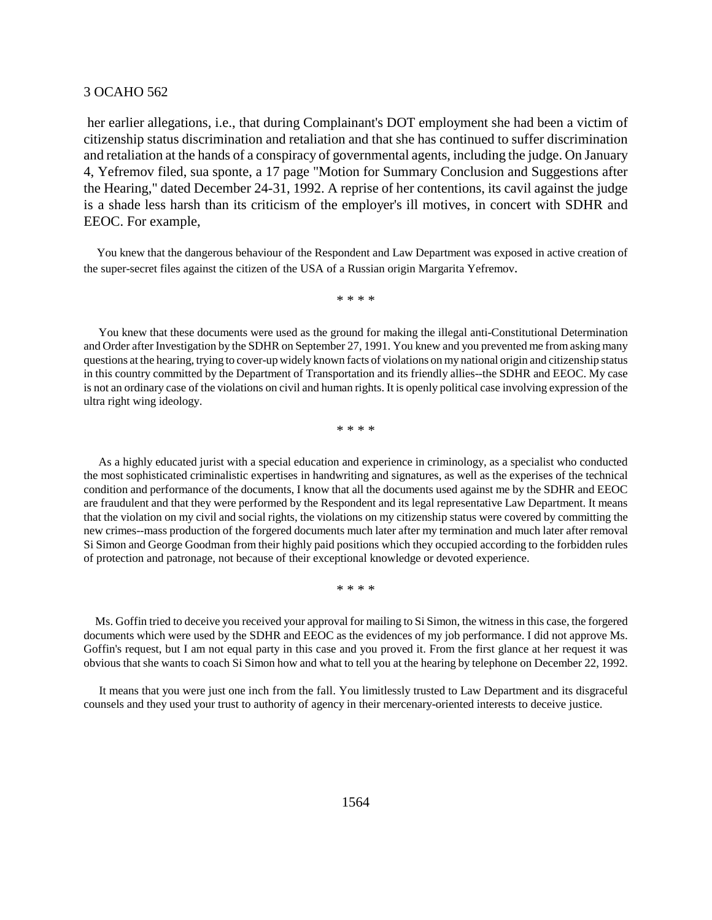her earlier allegations, i.e., that during Complainant's DOT employment she had been a victim of citizenship status discrimination and retaliation and that she has continued to suffer discrimination and retaliation at the hands of a conspiracy of governmental agents, including the judge. On January 4, Yefremov filed, sua sponte, a 17 page "Motion for Summary Conclusion and Suggestions after the Hearing," dated December 24-31, 1992. A reprise of her contentions, its cavil against the judge is a shade less harsh than its criticism of the employer's ill motives, in concert with SDHR and EEOC. For example,

> You knew that the dangerous behaviour of the Respondent and Law Department was exposed in active creation of the super-secret files against the citizen of the USA of a Russian origin Margarita Yefremov.
>
> * * * *
>
> You knew that these documents were used as the ground for making the illegal anti-Constitutional Determination and Order after Investigation by the SDHR on September 27, 1991. You knew and you prevented me from asking many questions at the hearing, trying to cover-up widely known facts of violations on my national origin and citizenship status in this country committed by the Department of Transportation and its friendly allies--the SDHR and EEOC. My case is not an ordinary case of the violations on civil and human rights. It is openly political case involving expression of the ultra right wing ideology.
>
> * * * *
>
> As a highly educated jurist with a special education and experience in criminology, as a specialist who conducted the most sophisticated criminalistic expertises in handwriting and signatures, as well as the experises of the technical condition and performance of the documents, I know that all the documents used against me by the SDHR and EEOC are fraudulent and that they were performed by the Respondent and its legal representative Law Department. It means that the violation on my civil and social rights, the violations on my citizenship status were covered by committing the new crimes--mass production of the forgered documents much later after my termination and much later after removal Si Simon and George Goodman from their highly paid positions which they occupied according to the forbidden rules of protection and patronage, not because of their exceptional knowledge or devoted experience.
>
> * * * *
>
> Ms. Goffin tried to deceive you received your approval for mailing to Si Simon, the witness in this case, the forgered documents which were used by the SDHR and EEOC as the evidences of my job performance. I did not approve Ms. Goffin's request, but I am not equal party in this case and you proved it. From the first glance at her request it was obvious that she wants to coach Si Simon how and what to tell you at the hearing by telephone on December 22, 1992.
>
> It means that you were just one inch from the fall. You limitlessly trusted to Law Department and its disgraceful counsels and they used your trust to authority of agency in their mercenary-oriented interests to deceive justice.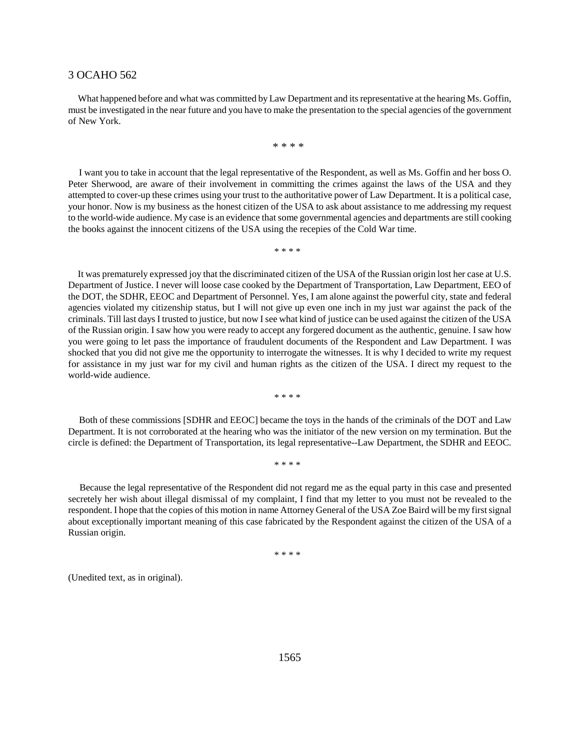What happened before and what was committed by Law Department and its representative at the hearing Ms. Goffin, must be investigated in the near future and you have to make the presentation to the special agencies of the government of New York.

* * * *

I want you to take in account that the legal representative of the Respondent, as well as Ms. Goffin and her boss O. Peter Sherwood, are aware of their involvement in committing the crimes against the laws of the USA and they attempted to cover-up these crimes using your trust to the authoritative power of Law Department. It is a political case, your honor. Now is my business as the honest citizen of the USA to ask about assistance to me addressing my request to the world-wide audience. My case is an evidence that some governmental agencies and departments are still cooking the books against the innocent citizens of the USA using the recepies of the Cold War time.

* * * *

It was prematurely expressed joy that the discriminated citizen of the USA of the Russian origin lost her case at U.S. Department of Justice. I never will loose case cooked by the Department of Transportation, Law Department, EEO of the DOT, the SDHR, EEOC and Department of Personnel. Yes, I am alone against the powerful city, state and federal agencies violated my citizenship status, but I will not give up even one inch in my just war against the pack of the criminals. Till last days I trusted to justice, but now I see what kind of justice can be used against the citizen of the USA of the Russian origin. I saw how you were ready to accept any forgered document as the authentic, genuine. I saw how you were going to let pass the importance of fraudulent documents of the Respondent and Law Department. I was shocked that you did not give me the opportunity to interrogate the witnesses. It is why I decided to write my request for assistance in my just war for my civil and human rights as the citizen of the USA. I direct my request to the world-wide audience.

* * * *

Both of these commissions [SDHR and EEOC] became the toys in the hands of the criminals of the DOT and Law Department. It is not corroborated at the hearing who was the initiator of the new version on my termination. But the circle is defined: the Department of Transportation, its legal representative--Law Department, the SDHR and EEOC.

* * * *

Because the legal representative of the Respondent did not regard me as the equal party in this case and presented secretely her wish about illegal dismissal of my complaint, I find that my letter to you must not be revealed to the respondent. I hope that the copies of this motion in name Attorney General of the USA Zoe Baird will be my first signal about exceptionally important meaning of this case fabricated by the Respondent against the citizen of the USA of a Russian origin.

* * * *

(Unedited text, as in original).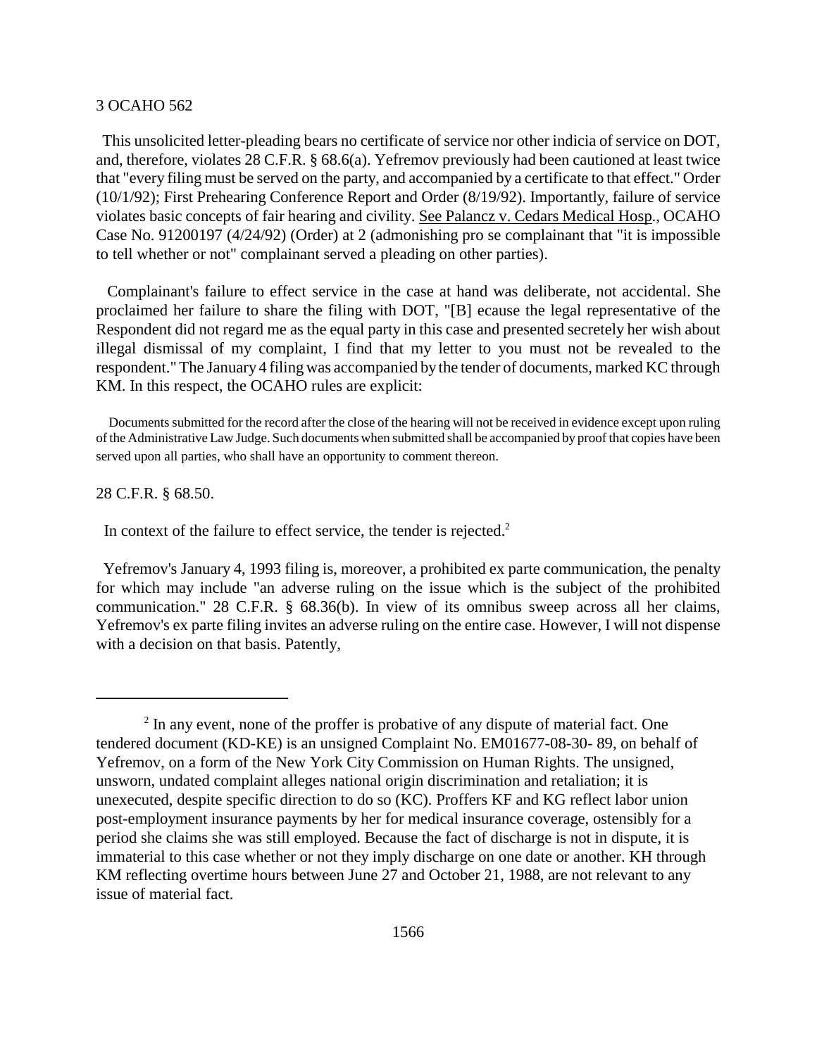This unsolicited letter-pleading bears no certificate of service nor other indicia of service on DOT, and, therefore, violates 28 C.F.R. § 68.6(a). Yefremov previously had been cautioned at least twice that "every filing must be served on the party, and accompanied by a certificate to that effect." Order (10/1/92); First Prehearing Conference Report and Order (8/19/92). Importantly, failure of service violates basic concepts of fair hearing and civility. See Palancz v. Cedars Medical Hosp., OCAHO Case No. 91200197 (4/24/92) (Order) at 2 (admonishing pro se complainant that "it is impossible to tell whether or not" complainant served a pleading on other parties).

Complainant's failure to effect service in the case at hand was deliberate, not accidental. She proclaimed her failure to share the filing with DOT, "[B] ecause the legal representative of the Respondent did not regard me as the equal party in this case and presented secretely her wish about illegal dismissal of my complaint, I find that my letter to you must not be revealed to the respondent." The January 4 filing was accompanied by the tender of documents, marked KC through KM. In this respect, the OCAHO rules are explicit:

> Documents submitted for the record after the close of the hearing will not be received in evidence except upon ruling of the Administrative Law Judge. Such documents when submitted shall be accompanied by proof that copies have been served upon all parties, who shall have an opportunity to comment thereon.

28 C.F.R. § 68.50.

In context of the failure to effect service, the tender is rejected.[2]

Yefremov's January 4, 1993 filing is, moreover, a prohibited ex parte communication, the penalty for which may include "an adverse ruling on the issue which is the subject of the prohibited communication." 28 C.F.R. § 68.36(b). In view of its omnibus sweep across all her claims, Yefremov's ex parte filing invites an adverse ruling on the entire case. However, I will not dispense with a decision on that basis. Patently,

---

[2] In any event, none of the proffer is probative of any dispute of material fact. One tendered document (KD-KE) is an unsigned Complaint No. EM01677-08-30- 89, on behalf of Yefremov, on a form of the New York City Commission on Human Rights. The unsigned, unsworn, undated complaint alleges national origin discrimination and retaliation; it is unexecuted, despite specific direction to do so (KC). Proffers KF and KG reflect labor union post-employment insurance payments by her for medical insurance coverage, ostensibly for a period she claims she was still employed. Because the fact of discharge is not in dispute, it is immaterial to this case whether or not they imply discharge on one date or another. KH through KM reflecting overtime hours between June 27 and October 21, 1988, are not relevant to any issue of material fact.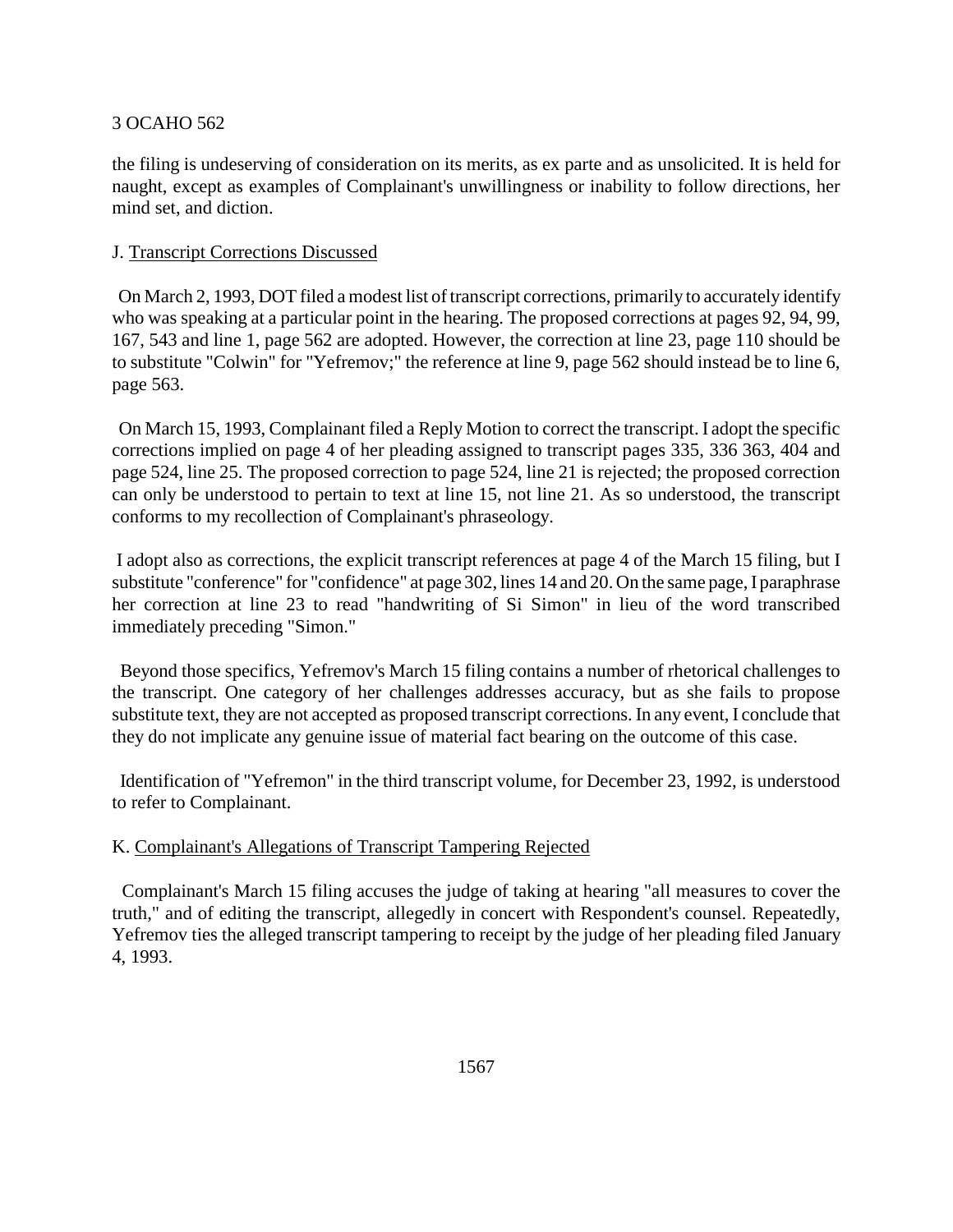the filing is undeserving of consideration on its merits, as ex parte and as unsolicited. It is held for naught, except as examples of Complainant's unwillingness or inability to follow directions, her mind set, and diction.

J. Transcript Corrections Discussed

On March 2, 1993, DOT filed a modest list of transcript corrections, primarily to accurately identify who was speaking at a particular point in the hearing. The proposed corrections at pages 92, 94, 99, 167, 543 and line 1, page 562 are adopted. However, the correction at line 23, page 110 should be to substitute "Colwin" for "Yefremov;" the reference at line 9, page 562 should instead be to line 6, page 563.

On March 15, 1993, Complainant filed a Reply Motion to correct the transcript. I adopt the specific corrections implied on page 4 of her pleading assigned to transcript pages 335, 336 363, 404 and page 524, line 25. The proposed correction to page 524, line 21 is rejected; the proposed correction can only be understood to pertain to text at line 15, not line 21. As so understood, the transcript conforms to my recollection of Complainant's phraseology.

I adopt also as corrections, the explicit transcript references at page 4 of the March 15 filing, but I substitute "conference" for "confidence" at page 302, lines 14 and 20. On the same page, I paraphrase her correction at line 23 to read "handwriting of Si Simon" in lieu of the word transcribed immediately preceding "Simon."

Beyond those specifics, Yefremov's March 15 filing contains a number of rhetorical challenges to the transcript. One category of her challenges addresses accuracy, but as she fails to propose substitute text, they are not accepted as proposed transcript corrections. In any event, I conclude that they do not implicate any genuine issue of material fact bearing on the outcome of this case.

Identification of "Yefremon" in the third transcript volume, for December 23, 1992, is understood to refer to Complainant.

K. Complainant's Allegations of Transcript Tampering Rejected

Complainant's March 15 filing accuses the judge of taking at hearing "all measures to cover the truth," and of editing the transcript, allegedly in concert with Respondent's counsel. Repeatedly, Yefremov ties the alleged transcript tampering to receipt by the judge of her pleading filed January 4, 1993.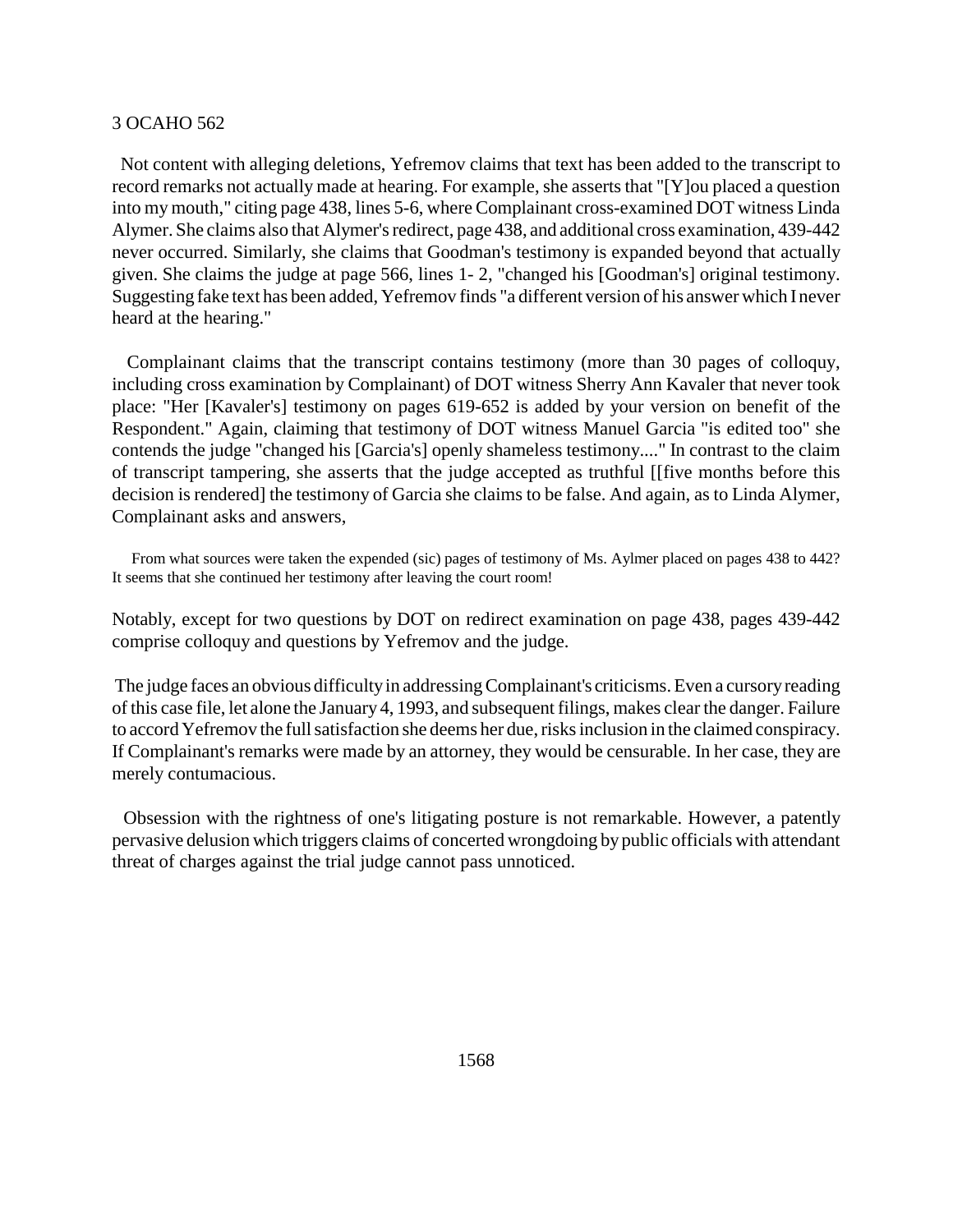Not content with alleging deletions, Yefremov claims that text has been added to the transcript to record remarks not actually made at hearing. For example, she asserts that "[Y]ou placed a question into my mouth," citing page 438, lines 5-6, where Complainant cross-examined DOT witness Linda Alymer. She claims also that Alymer's redirect, page 438, and additional cross examination, 439-442 never occurred. Similarly, she claims that Goodman's testimony is expanded beyond that actually given. She claims the judge at page 566, lines 1- 2, "changed his [Goodman's] original testimony. Suggesting fake text has been added, Yefremov finds "a different version of his answer which I never heard at the hearing."

Complainant claims that the transcript contains testimony (more than 30 pages of colloquy, including cross examination by Complainant) of DOT witness Sherry Ann Kavaler that never took place: "Her [Kavaler's] testimony on pages 619-652 is added by your version on benefit of the Respondent." Again, claiming that testimony of DOT witness Manuel Garcia "is edited too" she contends the judge "changed his [Garcia's] openly shameless testimony...." In contrast to the claim of transcript tampering, she asserts that the judge accepted as truthful [[five months before this decision is rendered] the testimony of Garcia she claims to be false. And again, as to Linda Alymer, Complainant asks and answers,

> From what sources were taken the expended (sic) pages of testimony of Ms. Aylmer placed on pages 438 to 442? It seems that she continued her testimony after leaving the court room!

Notably, except for two questions by DOT on redirect examination on page 438, pages 439-442 comprise colloquy and questions by Yefremov and the judge.

The judge faces an obvious difficulty in addressing Complainant's criticisms. Even a cursory reading of this case file, let alone the January 4, 1993, and subsequent filings, makes clear the danger. Failure to accord Yefremov the full satisfaction she deems her due, risks inclusion in the claimed conspiracy. If Complainant's remarks were made by an attorney, they would be censurable. In her case, they are merely contumacious.

Obsession with the rightness of one's litigating posture is not remarkable. However, a patently pervasive delusion which triggers claims of concerted wrongdoing by public officials with attendant threat of charges against the trial judge cannot pass unnoticed.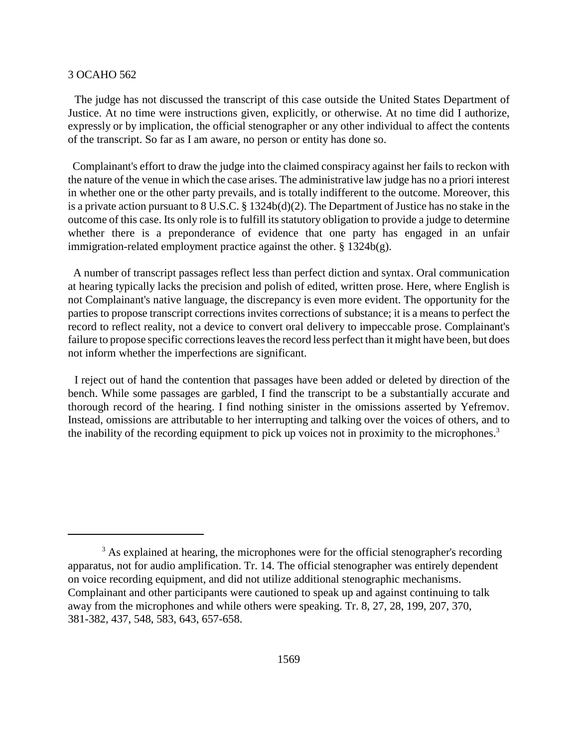The judge has not discussed the transcript of this case outside the United States Department of Justice. At no time were instructions given, explicitly, or otherwise. At no time did I authorize, expressly or by implication, the official stenographer or any other individual to affect the contents of the transcript. So far as I am aware, no person or entity has done so.

Complainant's effort to draw the judge into the claimed conspiracy against her fails to reckon with the nature of the venue in which the case arises. The administrative law judge has no a priori interest in whether one or the other party prevails, and is totally indifferent to the outcome. Moreover, this is a private action pursuant to 8 U.S.C. § 1324b(d)(2). The Department of Justice has no stake in the outcome of this case. Its only role is to fulfill its statutory obligation to provide a judge to determine whether there is a preponderance of evidence that one party has engaged in an unfair immigration-related employment practice against the other. § 1324b(g).

A number of transcript passages reflect less than perfect diction and syntax. Oral communication at hearing typically lacks the precision and polish of edited, written prose. Here, where English is not Complainant's native language, the discrepancy is even more evident. The opportunity for the parties to propose transcript corrections invites corrections of substance; it is a means to perfect the record to reflect reality, not a device to convert oral delivery to impeccable prose. Complainant's failure to propose specific corrections leaves the record less perfect than it might have been, but does not inform whether the imperfections are significant.

I reject out of hand the contention that passages have been added or deleted by direction of the bench. While some passages are garbled, I find the transcript to be a substantially accurate and thorough record of the hearing. I find nothing sinister in the omissions asserted by Yefremov. Instead, omissions are attributable to her interrupting and talking over the voices of others, and to the inability of the recording equipment to pick up voices not in proximity to the microphones.[3]

---

[3] As explained at hearing, the microphones were for the official stenographer's recording apparatus, not for audio amplification. Tr. 14. The official stenographer was entirely dependent on voice recording equipment, and did not utilize additional stenographic mechanisms. Complainant and other participants were cautioned to speak up and against continuing to talk away from the microphones and while others were speaking. Tr. 8, 27, 28, 199, 207, 370, 381-382, 437, 548, 583, 643, 657-658.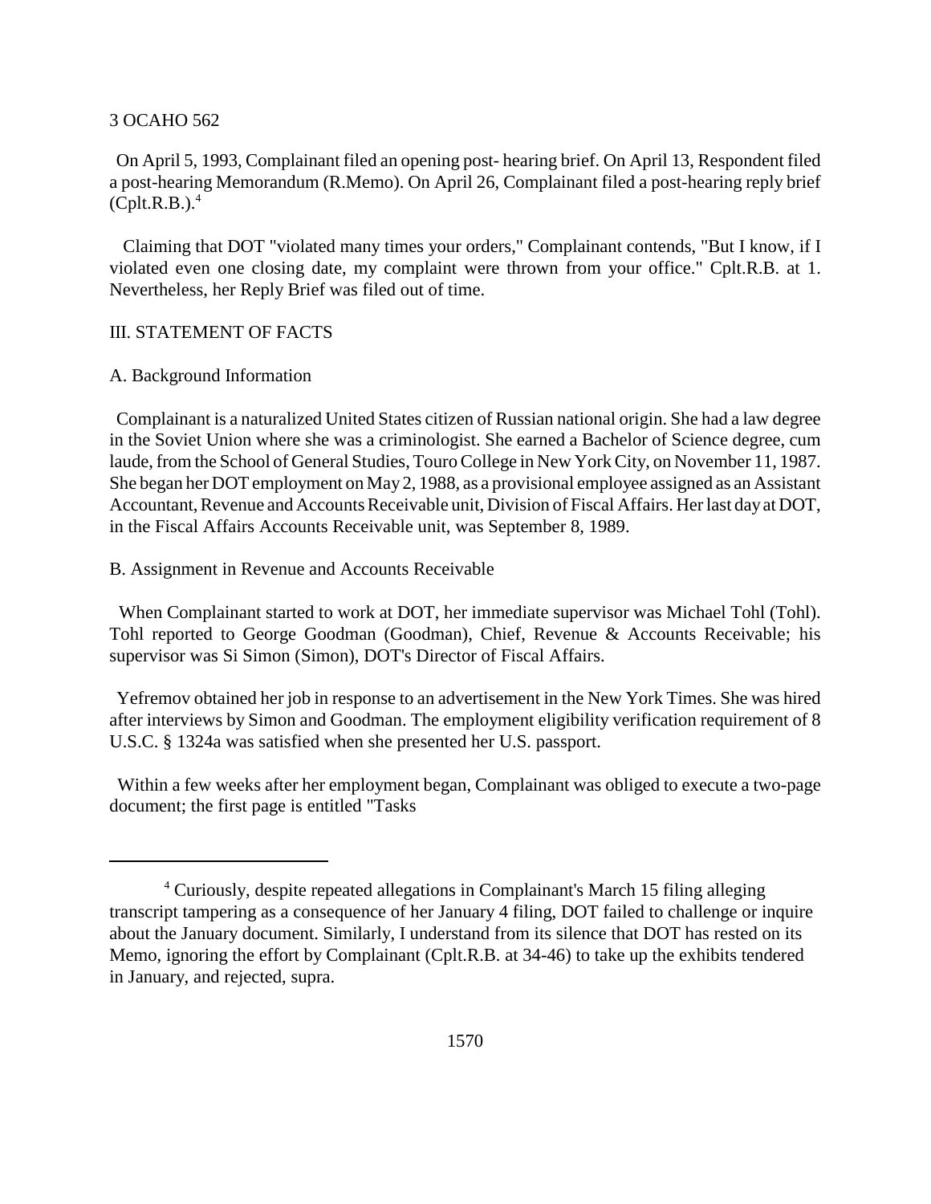On April 5, 1993, Complainant filed an opening post- hearing brief. On April 13, Respondent filed a post-hearing Memorandum (R.Memo). On April 26, Complainant filed a post-hearing reply brief (Cplt.R.B.).[4]

Claiming that DOT "violated many times your orders," Complainant contends, "But I know, if I violated even one closing date, my complaint were thrown from your office." Cplt.R.B. at 1. Nevertheless, her Reply Brief was filed out of time.

## III. STATEMENT OF FACTS

### A. Background Information

Complainant is a naturalized United States citizen of Russian national origin. She had a law degree in the Soviet Union where she was a criminologist. She earned a Bachelor of Science degree, cum laude, from the School of General Studies, Touro College in New York City, on November 11, 1987. She began her DOT employment on May 2, 1988, as a provisional employee assigned as an Assistant Accountant, Revenue and Accounts Receivable unit, Division of Fiscal Affairs. Her last day at DOT, in the Fiscal Affairs Accounts Receivable unit, was September 8, 1989.

### B. Assignment in Revenue and Accounts Receivable

When Complainant started to work at DOT, her immediate supervisor was Michael Tohl (Tohl). Tohl reported to George Goodman (Goodman), Chief, Revenue & Accounts Receivable; his supervisor was Si Simon (Simon), DOT's Director of Fiscal Affairs.

Yefremov obtained her job in response to an advertisement in the New York Times. She was hired after interviews by Simon and Goodman. The employment eligibility verification requirement of 8 U.S.C. § 1324a was satisfied when she presented her U.S. passport.

Within a few weeks after her employment began, Complainant was obliged to execute a two-page document; the first page is entitled "Tasks

---

[4] Curiously, despite repeated allegations in Complainant's March 15 filing alleging transcript tampering as a consequence of her January 4 filing, DOT failed to challenge or inquire about the January document. Similarly, I understand from its silence that DOT has rested on its Memo, ignoring the effort by Complainant (Cplt.R.B. at 34-46) to take up the exhibits tendered in January, and rejected, supra.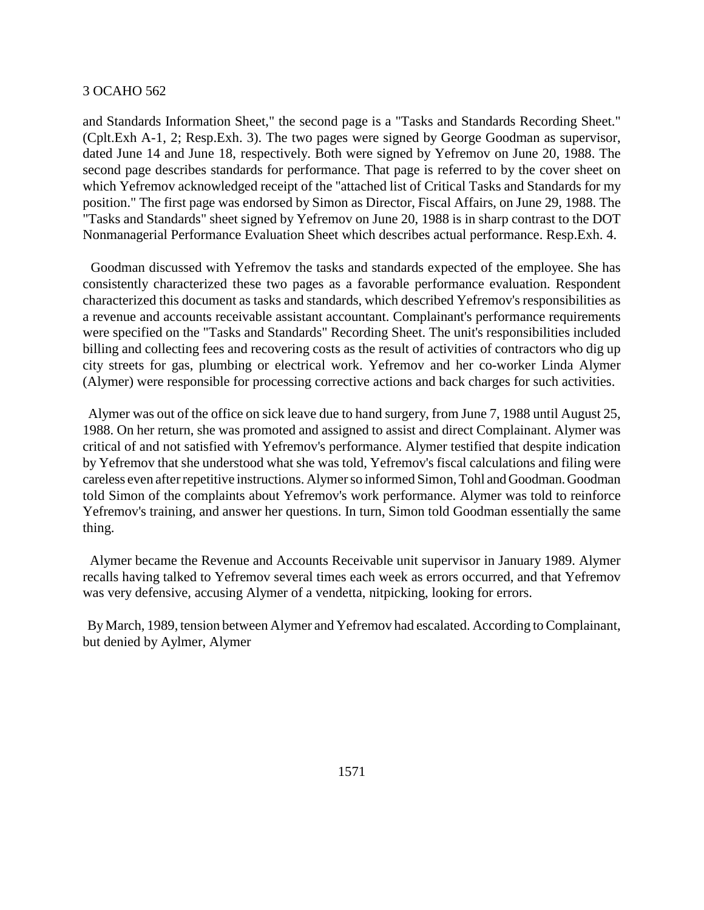and Standards Information Sheet," the second page is a "Tasks and Standards Recording Sheet." (Cplt.Exh A-1, 2; Resp.Exh. 3). The two pages were signed by George Goodman as supervisor, dated June 14 and June 18, respectively. Both were signed by Yefremov on June 20, 1988. The second page describes standards for performance. That page is referred to by the cover sheet on which Yefremov acknowledged receipt of the "attached list of Critical Tasks and Standards for my position." The first page was endorsed by Simon as Director, Fiscal Affairs, on June 29, 1988. The "Tasks and Standards" sheet signed by Yefremov on June 20, 1988 is in sharp contrast to the DOT Nonmanagerial Performance Evaluation Sheet which describes actual performance. Resp.Exh. 4.

Goodman discussed with Yefremov the tasks and standards expected of the employee. She has consistently characterized these two pages as a favorable performance evaluation. Respondent characterized this document as tasks and standards, which described Yefremov's responsibilities as a revenue and accounts receivable assistant accountant. Complainant's performance requirements were specified on the "Tasks and Standards" Recording Sheet. The unit's responsibilities included billing and collecting fees and recovering costs as the result of activities of contractors who dig up city streets for gas, plumbing or electrical work. Yefremov and her co-worker Linda Alymer (Alymer) were responsible for processing corrective actions and back charges for such activities.

Alymer was out of the office on sick leave due to hand surgery, from June 7, 1988 until August 25, 1988. On her return, she was promoted and assigned to assist and direct Complainant. Alymer was critical of and not satisfied with Yefremov's performance. Alymer testified that despite indication by Yefremov that she understood what she was told, Yefremov's fiscal calculations and filing were careless even after repetitive instructions. Alymer so informed Simon, Tohl and Goodman. Goodman told Simon of the complaints about Yefremov's work performance. Alymer was told to reinforce Yefremov's training, and answer her questions. In turn, Simon told Goodman essentially the same thing.

Alymer became the Revenue and Accounts Receivable unit supervisor in January 1989. Alymer recalls having talked to Yefremov several times each week as errors occurred, and that Yefremov was very defensive, accusing Alymer of a vendetta, nitpicking, looking for errors.

By March, 1989, tension between Alymer and Yefremov had escalated. According to Complainant, but denied by Aylmer, Alymer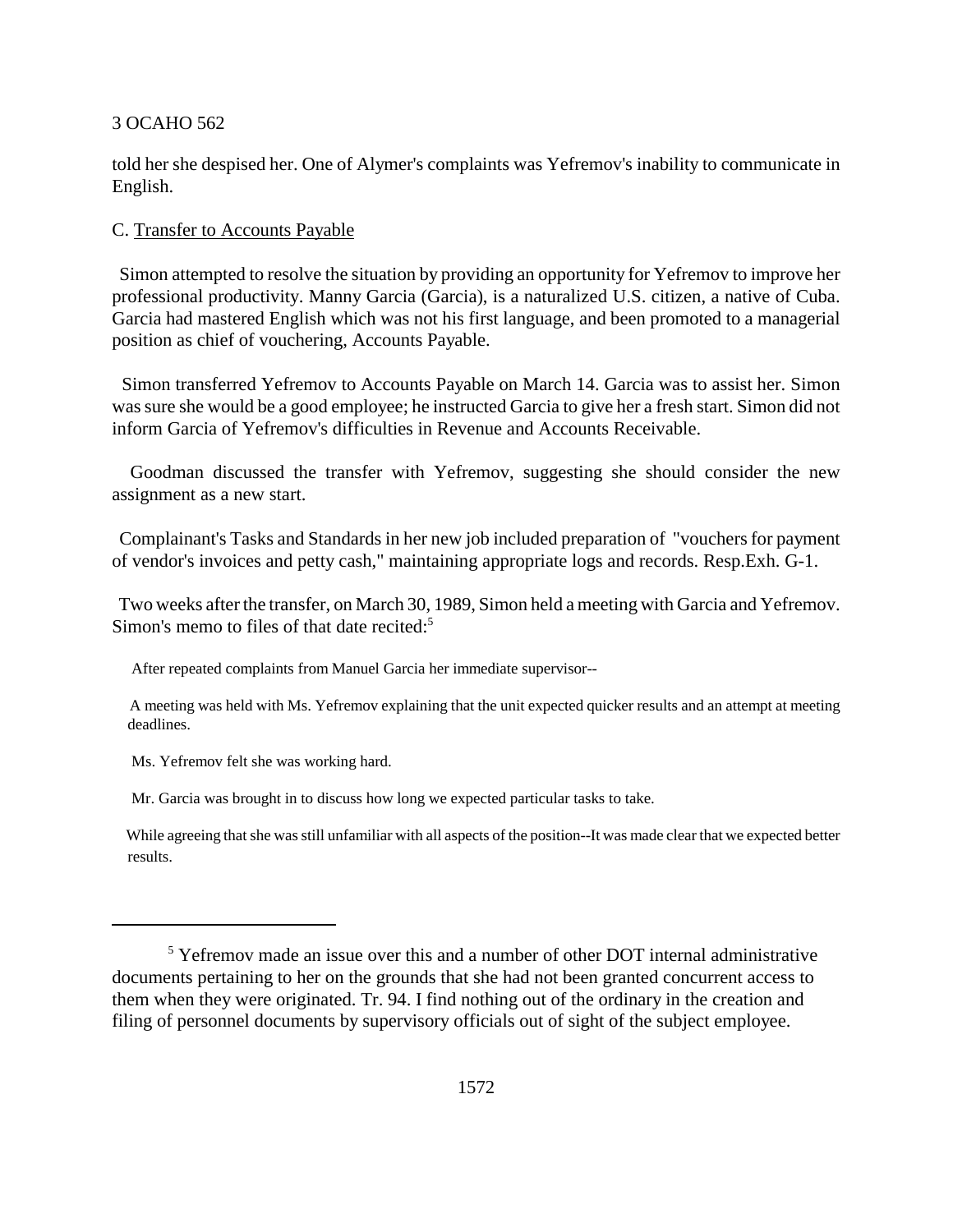told her she despised her. One of Alymer's complaints was Yefremov's inability to communicate in English.

C. Transfer to Accounts Payable

Simon attempted to resolve the situation by providing an opportunity for Yefremov to improve her professional productivity. Manny Garcia (Garcia), is a naturalized U.S. citizen, a native of Cuba. Garcia had mastered English which was not his first language, and been promoted to a managerial position as chief of vouchering, Accounts Payable.

Simon transferred Yefremov to Accounts Payable on March 14. Garcia was to assist her. Simon was sure she would be a good employee; he instructed Garcia to give her a fresh start. Simon did not inform Garcia of Yefremov's difficulties in Revenue and Accounts Receivable.

Goodman discussed the transfer with Yefremov, suggesting she should consider the new assignment as a new start.

Complainant's Tasks and Standards in her new job included preparation of "vouchers for payment of vendor's invoices and petty cash," maintaining appropriate logs and records. Resp.Exh. G-1.

Two weeks after the transfer, on March 30, 1989, Simon held a meeting with Garcia and Yefremov. Simon's memo to files of that date recited:[5]

> After repeated complaints from Manuel Garcia her immediate supervisor--
>
> A meeting was held with Ms. Yefremov explaining that the unit expected quicker results and an attempt at meeting deadlines.
>
> Ms. Yefremov felt she was working hard.
>
> Mr. Garcia was brought in to discuss how long we expected particular tasks to take.
>
> While agreeing that she was still unfamiliar with all aspects of the position--It was made clear that we expected better results.

---

[5] Yefremov made an issue over this and a number of other DOT internal administrative documents pertaining to her on the grounds that she had not been granted concurrent access to them when they were originated. Tr. 94. I find nothing out of the ordinary in the creation and filing of personnel documents by supervisory officials out of sight of the subject employee.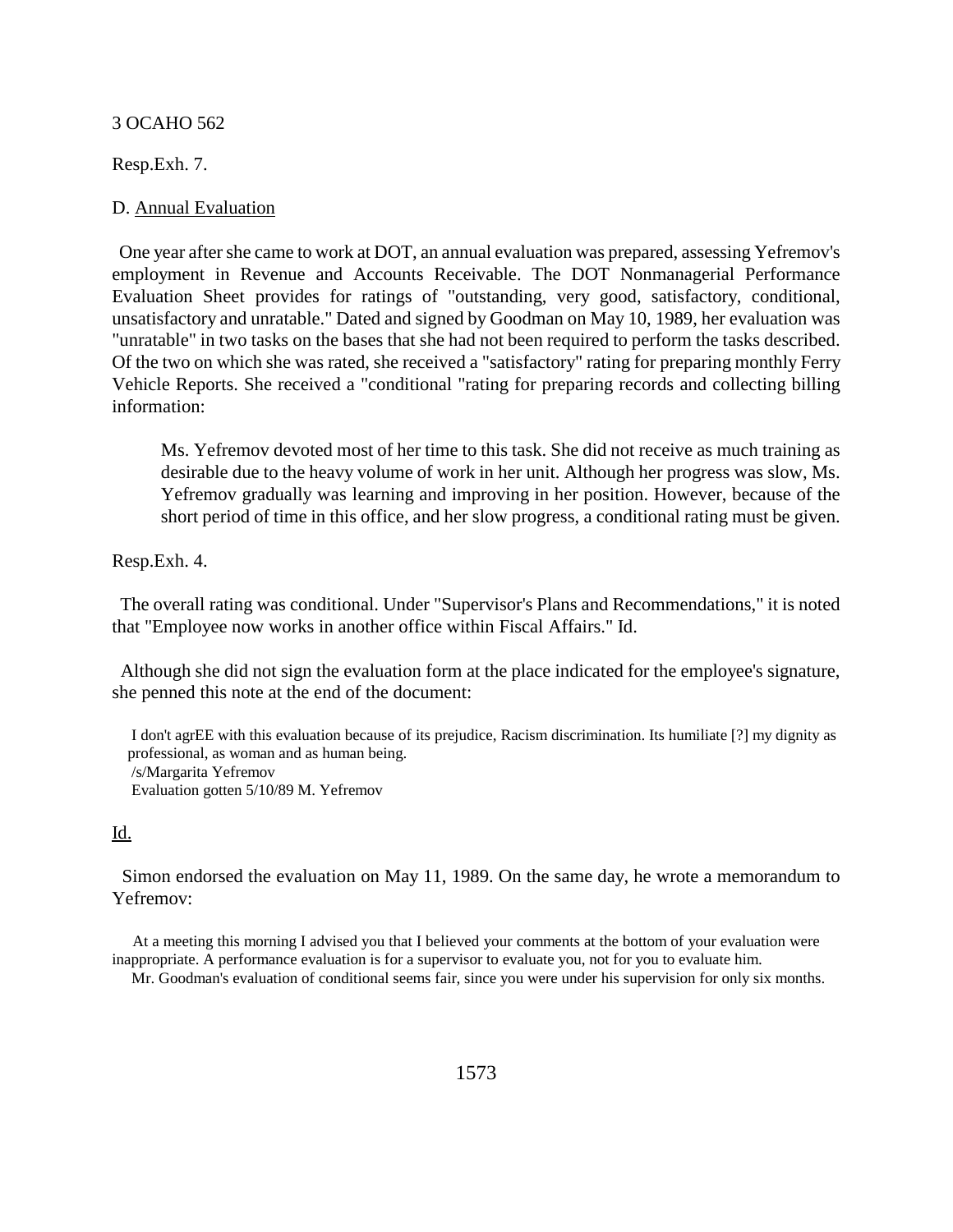Resp.Exh. 7.

D. Annual Evaluation

One year after she came to work at DOT, an annual evaluation was prepared, assessing Yefremov's employment in Revenue and Accounts Receivable. The DOT Nonmanagerial Performance Evaluation Sheet provides for ratings of "outstanding, very good, satisfactory, conditional, unsatisfactory and unratable." Dated and signed by Goodman on May 10, 1989, her evaluation was "unratable" in two tasks on the bases that she had not been required to perform the tasks described. Of the two on which she was rated, she received a "satisfactory" rating for preparing monthly Ferry Vehicle Reports. She received a "conditional "rating for preparing records and collecting billing information:

> Ms. Yefremov devoted most of her time to this task. She did not receive as much training as desirable due to the heavy volume of work in her unit. Although her progress was slow, Ms. Yefremov gradually was learning and improving in her position. However, because of the short period of time in this office, and her slow progress, a conditional rating must be given.

Resp.Exh. 4.

The overall rating was conditional. Under "Supervisor's Plans and Recommendations," it is noted that "Employee now works in another office within Fiscal Affairs." Id.

Although she did not sign the evaluation form at the place indicated for the employee's signature, she penned this note at the end of the document:

> I don't agrEE with this evaluation because of its prejudice, Racism discrimination. Its humiliate [?] my dignity as professional, as woman and as human being.
> /s/Margarita Yefremov
> Evaluation gotten 5/10/89 M. Yefremov

Id.

Simon endorsed the evaluation on May 11, 1989. On the same day, he wrote a memorandum to Yefremov:

> At a meeting this morning I advised you that I believed your comments at the bottom of your evaluation were inappropriate. A performance evaluation is for a supervisor to evaluate you, not for you to evaluate him.
> Mr. Goodman's evaluation of conditional seems fair, since you were under his supervision for only six months.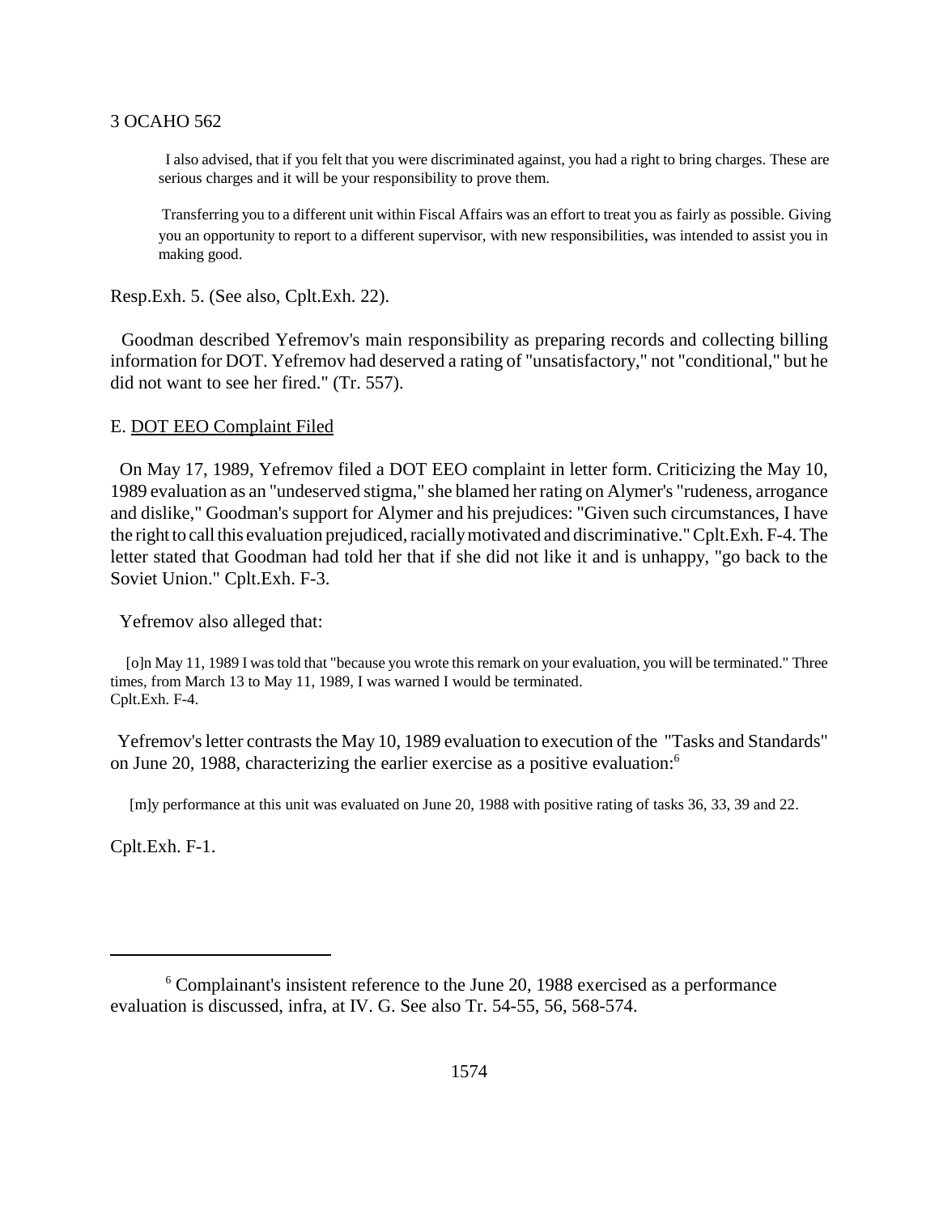> I also advised, that if you felt that you were discriminated against, you had a right to bring charges. These are serious charges and it will be your responsibility to prove them.
>
> Transferring you to a different unit within Fiscal Affairs was an effort to treat you as fairly as possible. Giving you an opportunity to report to a different supervisor, with new responsibilities, was intended to assist you in making good.

Resp.Exh. 5. (See also, Cplt.Exh. 22).

Goodman described Yefremov's main responsibility as preparing records and collecting billing information for DOT. Yefremov had deserved a rating of "unsatisfactory," not "conditional," but he did not want to see her fired." (Tr. 557).

E. <u>DOT EEO Complaint Filed</u>

On May 17, 1989, Yefremov filed a DOT EEO complaint in letter form. Criticizing the May 10, 1989 evaluation as an "undeserved stigma," she blamed her rating on Alymer's "rudeness, arrogance and dislike," Goodman's support for Alymer and his prejudices: "Given such circumstances, I have the right to call this evaluation prejudiced, racially motivated and discriminative." Cplt.Exh. F-4. The letter stated that Goodman had told her that if she did not like it and is unhappy, "go back to the Soviet Union." Cplt.Exh. F-3.

Yefremov also alleged that:

> [o]n May 11, 1989 I was told that "because you wrote this remark on your evaluation, you will be terminated." Three times, from March 13 to May 11, 1989, I was warned I would be terminated.
> Cplt.Exh. F-4.

Yefremov's letter contrasts the May 10, 1989 evaluation to execution of the "Tasks and Standards" on June 20, 1988, characterizing the earlier exercise as a positive evaluation:[6]

> [m]y performance at this unit was evaluated on June 20, 1988 with positive rating of tasks 36, 33, 39 and 22.

Cplt.Exh. F-1.

---

[6] Complainant's insistent reference to the June 20, 1988 exercised as a performance evaluation is discussed, infra, at IV. G. See also Tr. 54-55, 56, 568-574.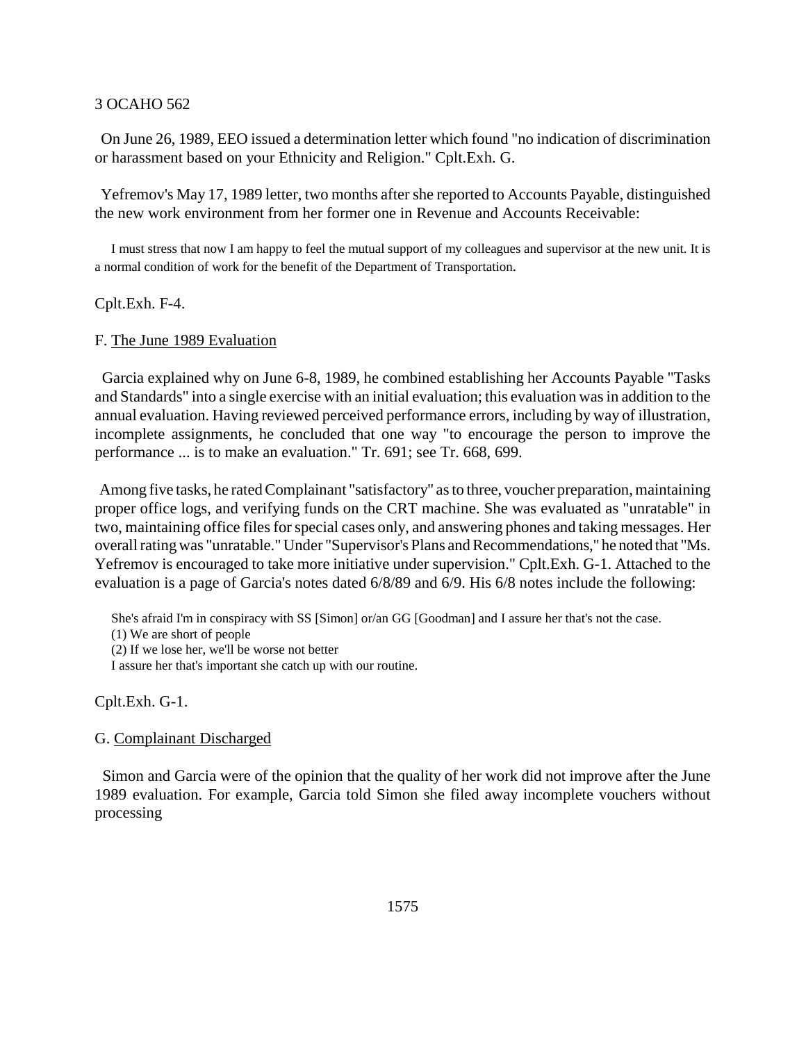On June 26, 1989, EEO issued a determination letter which found "no indication of discrimination or harassment based on your Ethnicity and Religion." Cplt.Exh. G.

Yefremov's May 17, 1989 letter, two months after she reported to Accounts Payable, distinguished the new work environment from her former one in Revenue and Accounts Receivable:

> I must stress that now I am happy to feel the mutual support of my colleagues and supervisor at the new unit. It is a normal condition of work for the benefit of the Department of Transportation.

Cplt.Exh. F-4.

F. <u>The June 1989 Evaluation</u>

Garcia explained why on June 6-8, 1989, he combined establishing her Accounts Payable "Tasks and Standards" into a single exercise with an initial evaluation; this evaluation was in addition to the annual evaluation. Having reviewed perceived performance errors, including by way of illustration, incomplete assignments, he concluded that one way "to encourage the person to improve the performance ... is to make an evaluation." Tr. 691; see Tr. 668, 699.

Among five tasks, he rated Complainant "satisfactory" as to three, voucher preparation, maintaining proper office logs, and verifying funds on the CRT machine. She was evaluated as "unratable" in two, maintaining office files for special cases only, and answering phones and taking messages. Her overall rating was "unratable." Under "Supervisor's Plans and Recommendations," he noted that "Ms. Yefremov is encouraged to take more initiative under supervision." Cplt.Exh. G-1. Attached to the evaluation is a page of Garcia's notes dated 6/8/89 and 6/9. His 6/8 notes include the following:

> She's afraid I'm in conspiracy with SS [Simon] or/an GG [Goodman] and I assure her that's not the case.
> (1) We are short of people
> (2) If we lose her, we'll be worse not better
> I assure her that's important she catch up with our routine.

Cplt.Exh. G-1.

G. <u>Complainant Discharged</u>

Simon and Garcia were of the opinion that the quality of her work did not improve after the June 1989 evaluation. For example, Garcia told Simon she filed away incomplete vouchers without processing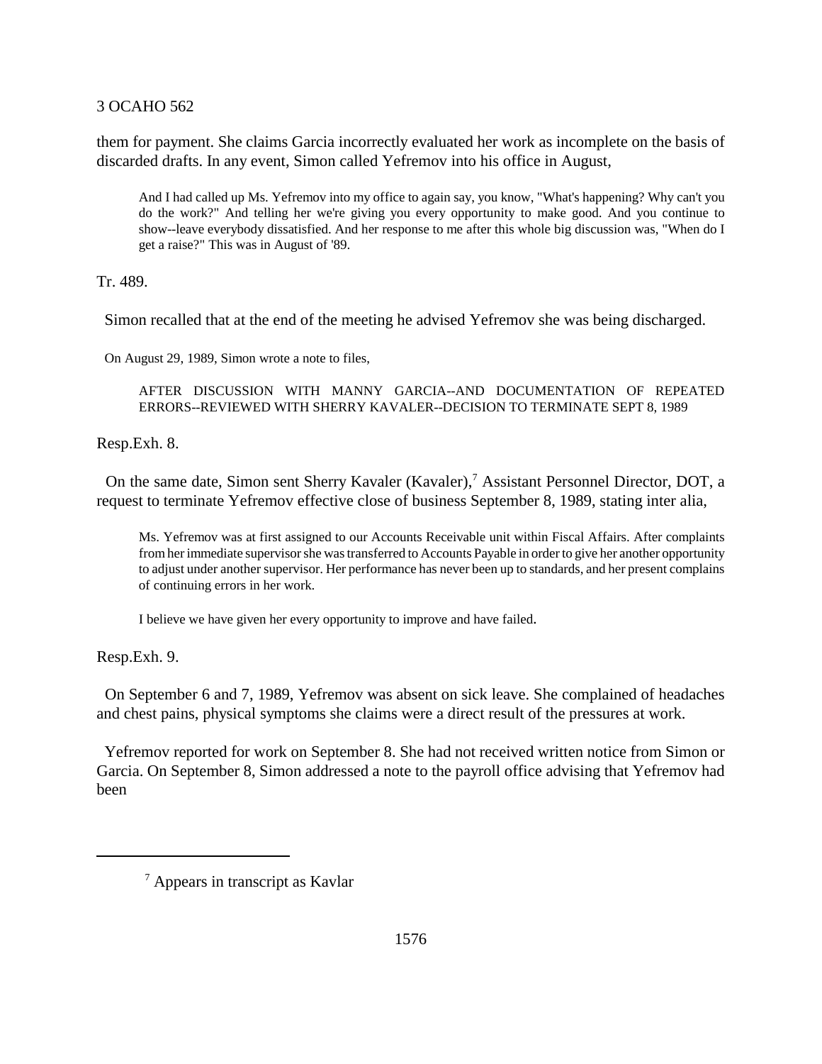them for payment. She claims Garcia incorrectly evaluated her work as incomplete on the basis of discarded drafts. In any event, Simon called Yefremov into his office in August,

> And I had called up Ms. Yefremov into my office to again say, you know, "What's happening? Why can't you do the work?" And telling her we're giving you every opportunity to make good. And you continue to show--leave everybody dissatisfied. And her response to me after this whole big discussion was, "When do I get a raise?" This was in August of '89.

Tr. 489.

Simon recalled that at the end of the meeting he advised Yefremov she was being discharged.

On August 29, 1989, Simon wrote a note to files,

> AFTER DISCUSSION WITH MANNY GARCIA--AND DOCUMENTATION OF REPEATED ERRORS--REVIEWED WITH SHERRY KAVALER--DECISION TO TERMINATE SEPT 8, 1989

Resp.Exh. 8.

On the same date, Simon sent Sherry Kavaler (Kavaler),[7] Assistant Personnel Director, DOT, a request to terminate Yefremov effective close of business September 8, 1989, stating inter alia,

> Ms. Yefremov was at first assigned to our Accounts Receivable unit within Fiscal Affairs. After complaints from her immediate supervisor she was transferred to Accounts Payable in order to give her another opportunity to adjust under another supervisor. Her performance has never been up to standards, and her present complains of continuing errors in her work.
>
> I believe we have given her every opportunity to improve and have failed.

Resp.Exh. 9.

On September 6 and 7, 1989, Yefremov was absent on sick leave. She complained of headaches and chest pains, physical symptoms she claims were a direct result of the pressures at work.

Yefremov reported for work on September 8. She had not received written notice from Simon or Garcia. On September 8, Simon addressed a note to the payroll office advising that Yefremov had been

---

[7] Appears in transcript as Kavlar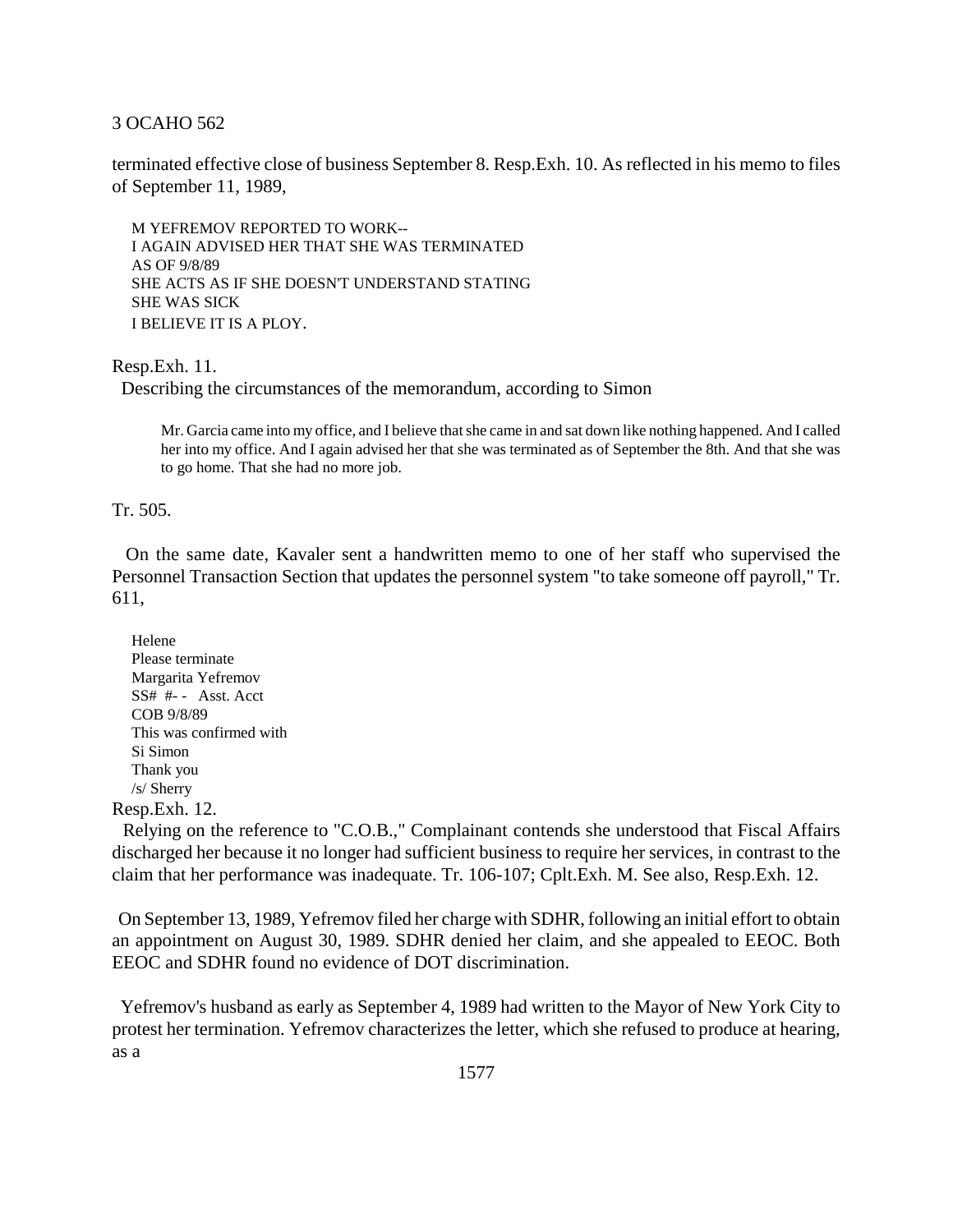terminated effective close of business September 8. Resp.Exh. 10. As reflected in his memo to files of September 11, 1989,

> M YEFREMOV REPORTED TO WORK--
> I AGAIN ADVISED HER THAT SHE WAS TERMINATED
> AS OF 9/8/89
> SHE ACTS AS IF SHE DOESN'T UNDERSTAND STATING
> SHE WAS SICK
> I BELIEVE IT IS A PLOY.

Resp.Exh. 11.

Describing the circumstances of the memorandum, according to Simon

> Mr. Garcia came into my office, and I believe that she came in and sat down like nothing happened. And I called her into my office. And I again advised her that she was terminated as of September the 8th. And that she was to go home. That she had no more job.

Tr. 505.

On the same date, Kavaler sent a handwritten memo to one of her staff who supervised the Personnel Transaction Section that updates the personnel system "to take someone off payroll," Tr. 611,

> Helene
> Please terminate
> Margarita Yefremov
> SS# #- - Asst. Acct
> COB 9/8/89
> This was confirmed with
> Si Simon
> Thank you
> /s/ Sherry

Resp.Exh. 12.

Relying on the reference to "C.O.B.," Complainant contends she understood that Fiscal Affairs discharged her because it no longer had sufficient business to require her services, in contrast to the claim that her performance was inadequate. Tr. 106-107; Cplt.Exh. M. See also, Resp.Exh. 12.

On September 13, 1989, Yefremov filed her charge with SDHR, following an initial effort to obtain an appointment on August 30, 1989. SDHR denied her claim, and she appealed to EEOC. Both EEOC and SDHR found no evidence of DOT discrimination.

Yefremov's husband as early as September 4, 1989 had written to the Mayor of New York City to protest her termination. Yefremov characterizes the letter, which she refused to produce at hearing, as a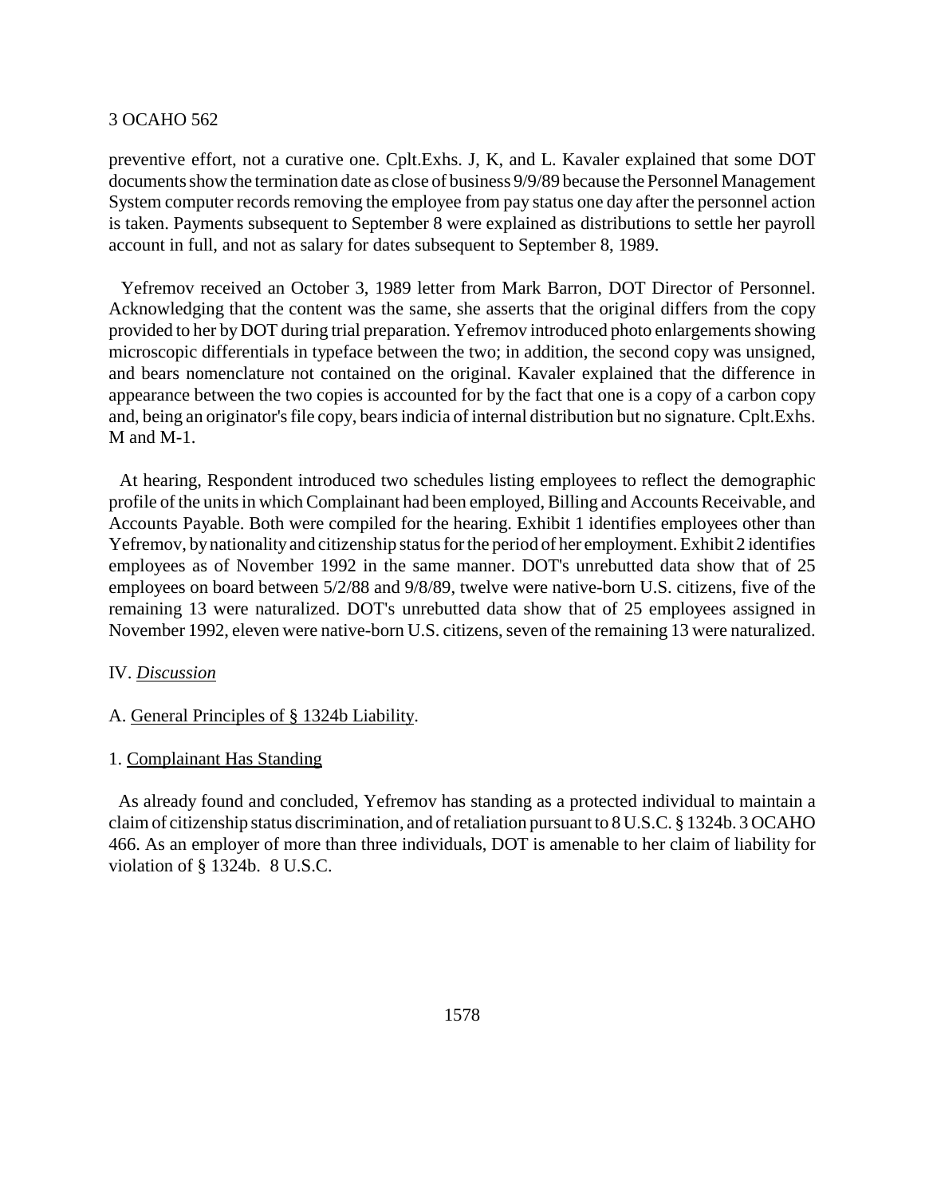preventive effort, not a curative one. Cplt.Exhs. J, K, and L. Kavaler explained that some DOT documents show the termination date as close of business 9/9/89 because the Personnel Management System computer records removing the employee from pay status one day after the personnel action is taken. Payments subsequent to September 8 were explained as distributions to settle her payroll account in full, and not as salary for dates subsequent to September 8, 1989.

Yefremov received an October 3, 1989 letter from Mark Barron, DOT Director of Personnel. Acknowledging that the content was the same, she asserts that the original differs from the copy provided to her by DOT during trial preparation. Yefremov introduced photo enlargements showing microscopic differentials in typeface between the two; in addition, the second copy was unsigned, and bears nomenclature not contained on the original. Kavaler explained that the difference in appearance between the two copies is accounted for by the fact that one is a copy of a carbon copy and, being an originator's file copy, bears indicia of internal distribution but no signature. Cplt.Exhs. M and M-1.

At hearing, Respondent introduced two schedules listing employees to reflect the demographic profile of the units in which Complainant had been employed, Billing and Accounts Receivable, and Accounts Payable. Both were compiled for the hearing. Exhibit 1 identifies employees other than Yefremov, by nationality and citizenship status for the period of her employment. Exhibit 2 identifies employees as of November 1992 in the same manner. DOT's unrebutted data show that of 25 employees on board between 5/2/88 and 9/8/89, twelve were native-born U.S. citizens, five of the remaining 13 were naturalized. DOT's unrebutted data show that of 25 employees assigned in November 1992, eleven were native-born U.S. citizens, seven of the remaining 13 were naturalized.

## IV. *Discussion*

### A. General Principles of § 1324b Liability.

#### 1. Complainant Has Standing

As already found and concluded, Yefremov has standing as a protected individual to maintain a claim of citizenship status discrimination, and of retaliation pursuant to 8 U.S.C. § 1324b. 3 OCAHO 466. As an employer of more than three individuals, DOT is amenable to her claim of liability for violation of § 1324b. 8 U.S.C.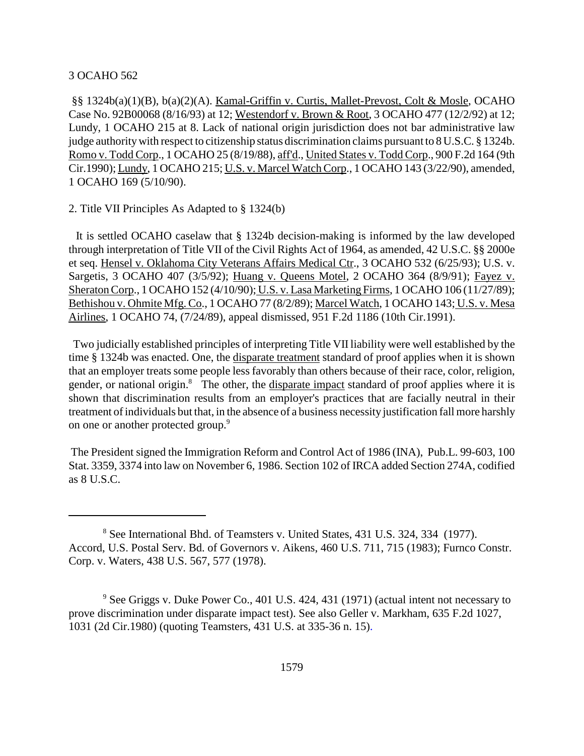§§ 1324b(a)(1)(B), b(a)(2)(A). Kamal-Griffin v. Curtis, Mallet-Prevost, Colt & Mosle, OCAHO Case No. 92B00068 (8/16/93) at 12; Westendorf v. Brown & Root, 3 OCAHO 477 (12/2/92) at 12; Lundy, 1 OCAHO 215 at 8. Lack of national origin jurisdiction does not bar administrative law judge authority with respect to citizenship status discrimination claims pursuant to 8 U.S.C. § 1324b. Romo v. Todd Corp., 1 OCAHO 25 (8/19/88), aff'd., United States v. Todd Corp., 900 F.2d 164 (9th Cir.1990); Lundy, 1 OCAHO 215; U.S. v. Marcel Watch Corp., 1 OCAHO 143 (3/22/90), amended, 1 OCAHO 169 (5/10/90).

2. Title VII Principles As Adapted to § 1324(b)

It is settled OCAHO caselaw that § 1324b decision-making is informed by the law developed through interpretation of Title VII of the Civil Rights Act of 1964, as amended, 42 U.S.C. §§ 2000e et seq. Hensel v. Oklahoma City Veterans Affairs Medical Ctr., 3 OCAHO 532 (6/25/93); U.S. v. Sargetis, 3 OCAHO 407 (3/5/92); Huang v. Queens Motel, 2 OCAHO 364 (8/9/91); Fayez v. Sheraton Corp., 1 OCAHO 152 (4/10/90); U.S. v. Lasa Marketing Firms, 1 OCAHO 106 (11/27/89); Bethishou v. Ohmite Mfg. Co., 1 OCAHO 77 (8/2/89); Marcel Watch, 1 OCAHO 143; U.S. v. Mesa Airlines, 1 OCAHO 74, (7/24/89), appeal dismissed, 951 F.2d 1186 (10th Cir.1991).

Two judicially established principles of interpreting Title VII liability were well established by the time § 1324b was enacted. One, the disparate treatment standard of proof applies when it is shown that an employer treats some people less favorably than others because of their race, color, religion, gender, or national origin.[8] The other, the disparate impact standard of proof applies where it is shown that discrimination results from an employer's practices that are facially neutral in their treatment of individuals but that, in the absence of a business necessity justification fall more harshly on one or another protected group.[9]

The President signed the Immigration Reform and Control Act of 1986 (INA), Pub.L. 99-603, 100 Stat. 3359, 3374 into law on November 6, 1986. Section 102 of IRCA added Section 274A, codified as 8 U.S.C.

---

[8] See International Bhd. of Teamsters v. United States, 431 U.S. 324, 334 (1977). Accord, U.S. Postal Serv. Bd. of Governors v. Aikens, 460 U.S. 711, 715 (1983); Furnco Constr. Corp. v. Waters, 438 U.S. 567, 577 (1978).

[9] See Griggs v. Duke Power Co., 401 U.S. 424, 431 (1971) (actual intent not necessary to prove discrimination under disparate impact test). See also Geller v. Markham, 635 F.2d 1027, 1031 (2d Cir.1980) (quoting Teamsters, 431 U.S. at 335-36 n. 15).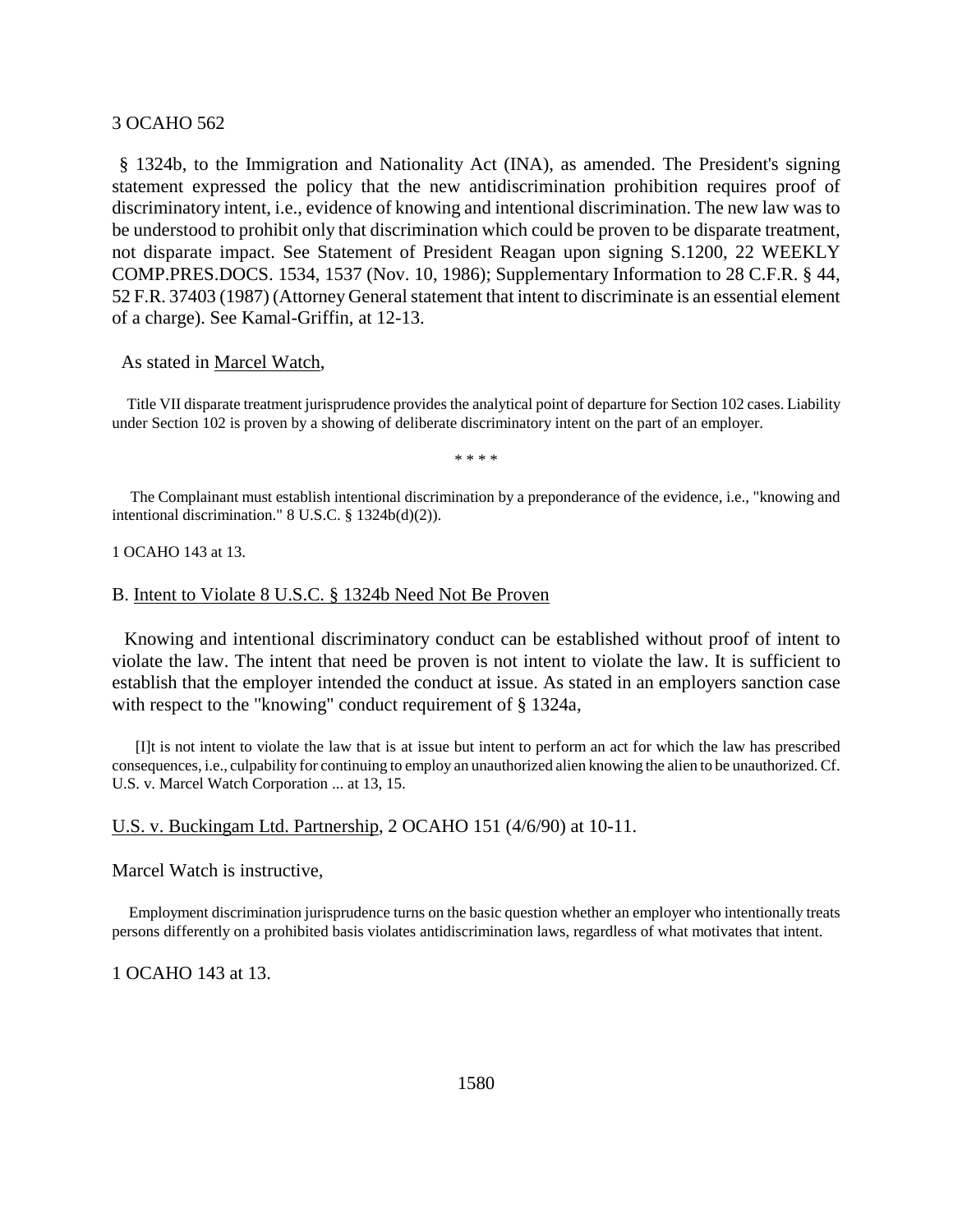§ 1324b, to the Immigration and Nationality Act (INA), as amended. The President's signing statement expressed the policy that the new antidiscrimination prohibition requires proof of discriminatory intent, i.e., evidence of knowing and intentional discrimination. The new law was to be understood to prohibit only that discrimination which could be proven to be disparate treatment, not disparate impact. See Statement of President Reagan upon signing S.1200, 22 WEEKLY COMP.PRES.DOCS. 1534, 1537 (Nov. 10, 1986); Supplementary Information to 28 C.F.R. § 44, 52 F.R. 37403 (1987) (Attorney General statement that intent to discriminate is an essential element of a charge). See Kamal-Griffin, at 12-13.

As stated in Marcel Watch,

> Title VII disparate treatment jurisprudence provides the analytical point of departure for Section 102 cases. Liability under Section 102 is proven by a showing of deliberate discriminatory intent on the part of an employer.
>
> \* \* \* \*
>
> The Complainant must establish intentional discrimination by a preponderance of the evidence, i.e., "knowing and intentional discrimination." 8 U.S.C. § 1324b(d)(2)).

1 OCAHO 143 at 13.

B. Intent to Violate 8 U.S.C. § 1324b Need Not Be Proven

Knowing and intentional discriminatory conduct can be established without proof of intent to violate the law. The intent that need be proven is not intent to violate the law. It is sufficient to establish that the employer intended the conduct at issue. As stated in an employers sanction case with respect to the "knowing" conduct requirement of § 1324a,

> [I]t is not intent to violate the law that is at issue but intent to perform an act for which the law has prescribed consequences, i.e., culpability for continuing to employ an unauthorized alien knowing the alien to be unauthorized. Cf. U.S. v. Marcel Watch Corporation ... at 13, 15.

U.S. v. Buckingam Ltd. Partnership, 2 OCAHO 151 (4/6/90) at 10-11.

Marcel Watch is instructive,

> Employment discrimination jurisprudence turns on the basic question whether an employer who intentionally treats persons differently on a prohibited basis violates antidiscrimination laws, regardless of what motivates that intent.

1 OCAHO 143 at 13.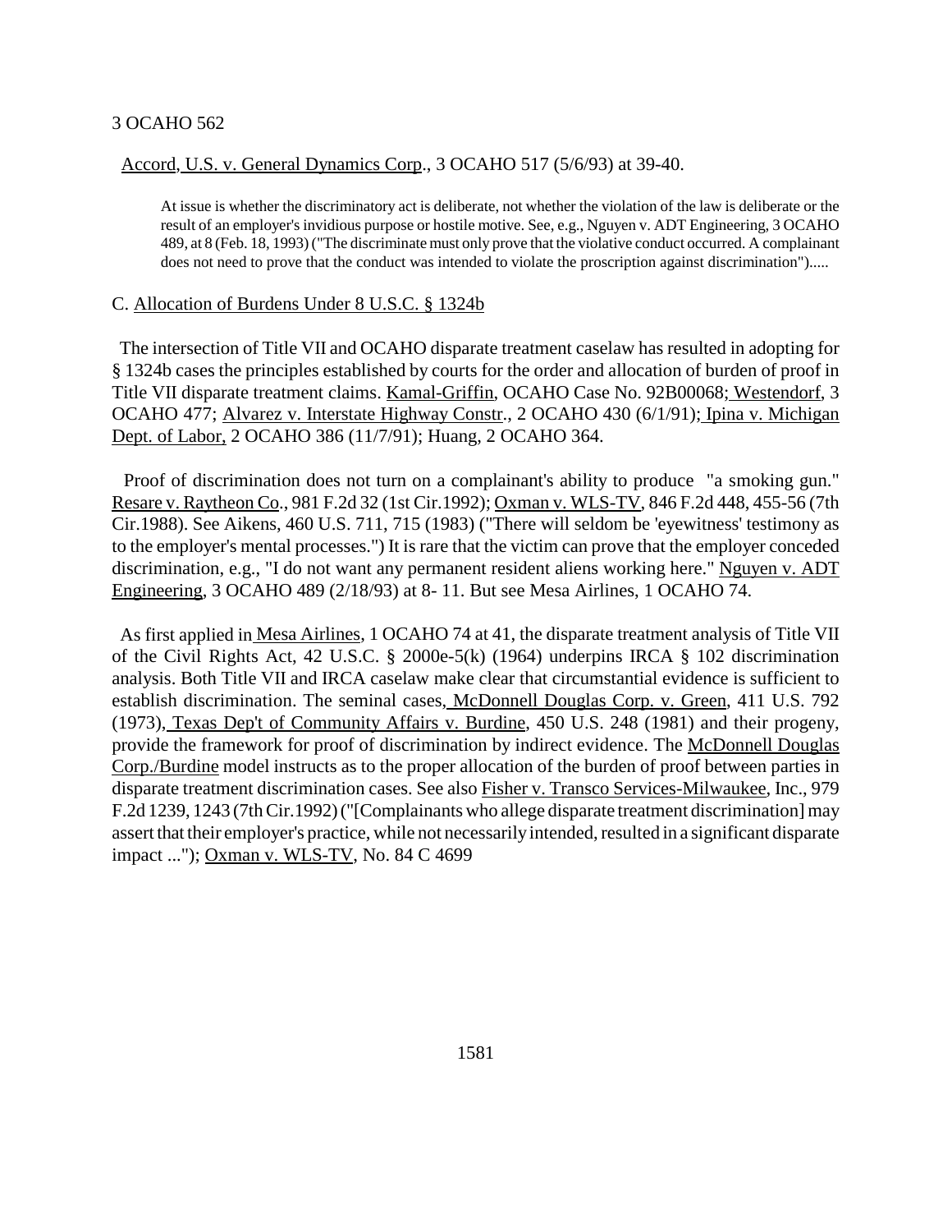Accord, U.S. v. General Dynamics Corp., 3 OCAHO 517 (5/6/93) at 39-40.

> At issue is whether the discriminatory act is deliberate, not whether the violation of the law is deliberate or the result of an employer's invidious purpose or hostile motive. See, e.g., Nguyen v. ADT Engineering, 3 OCAHO 489, at 8 (Feb. 18, 1993) ("The discriminate must only prove that the violative conduct occurred. A complainant does not need to prove that the conduct was intended to violate the proscription against discrimination").....

C. Allocation of Burdens Under 8 U.S.C. § 1324b

The intersection of Title VII and OCAHO disparate treatment caselaw has resulted in adopting for § 1324b cases the principles established by courts for the order and allocation of burden of proof in Title VII disparate treatment claims. Kamal-Griffin, OCAHO Case No. 92B00068; Westendorf, 3 OCAHO 477; Alvarez v. Interstate Highway Constr., 2 OCAHO 430 (6/1/91); Ipina v. Michigan Dept. of Labor, 2 OCAHO 386 (11/7/91); Huang, 2 OCAHO 364.

Proof of discrimination does not turn on a complainant's ability to produce "a smoking gun." Resare v. Raytheon Co., 981 F.2d 32 (1st Cir.1992); Oxman v. WLS-TV, 846 F.2d 448, 455-56 (7th Cir.1988). See Aikens, 460 U.S. 711, 715 (1983) ("There will seldom be 'eyewitness' testimony as to the employer's mental processes.") It is rare that the victim can prove that the employer conceded discrimination, e.g., "I do not want any permanent resident aliens working here." Nguyen v. ADT Engineering, 3 OCAHO 489 (2/18/93) at 8- 11. But see Mesa Airlines, 1 OCAHO 74.

As first applied in Mesa Airlines, 1 OCAHO 74 at 41, the disparate treatment analysis of Title VII of the Civil Rights Act, 42 U.S.C. § 2000e-5(k) (1964) underpins IRCA § 102 discrimination analysis. Both Title VII and IRCA caselaw make clear that circumstantial evidence is sufficient to establish discrimination. The seminal cases, McDonnell Douglas Corp. v. Green, 411 U.S. 792 (1973), Texas Dep't of Community Affairs v. Burdine, 450 U.S. 248 (1981) and their progeny, provide the framework for proof of discrimination by indirect evidence. The McDonnell Douglas Corp./Burdine model instructs as to the proper allocation of the burden of proof between parties in disparate treatment discrimination cases. See also Fisher v. Transco Services-Milwaukee, Inc., 979 F.2d 1239, 1243 (7th Cir.1992) ("[Complainants who allege disparate treatment discrimination] may assert that their employer's practice, while not necessarily intended, resulted in a significant disparate impact ..."); Oxman v. WLS-TV, No. 84 C 4699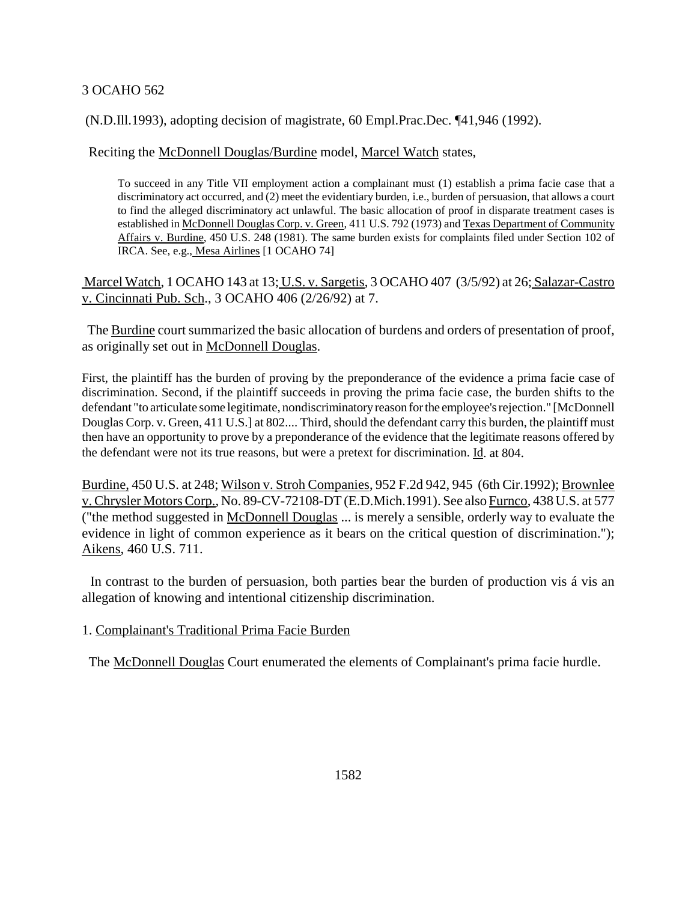(N.D.Ill.1993), adopting decision of magistrate, 60 Empl.Prac.Dec. ¶41,946 (1992).

Reciting the McDonnell Douglas/Burdine model, Marcel Watch states,

> To succeed in any Title VII employment action a complainant must (1) establish a prima facie case that a discriminatory act occurred, and (2) meet the evidentiary burden, i.e., burden of persuasion, that allows a court to find the alleged discriminatory act unlawful. The basic allocation of proof in disparate treatment cases is established in McDonnell Douglas Corp. v. Green, 411 U.S. 792 (1973) and Texas Department of Community Affairs v. Burdine, 450 U.S. 248 (1981). The same burden exists for complaints filed under Section 102 of IRCA. See, e.g., Mesa Airlines [1 OCAHO 74]

Marcel Watch, 1 OCAHO 143 at 13; U.S. v. Sargetis, 3 OCAHO 407 (3/5/92) at 26; Salazar-Castro v. Cincinnati Pub. Sch., 3 OCAHO 406 (2/26/92) at 7.

The Burdine court summarized the basic allocation of burdens and orders of presentation of proof, as originally set out in McDonnell Douglas.

> First, the plaintiff has the burden of proving by the preponderance of the evidence a prima facie case of discrimination. Second, if the plaintiff succeeds in proving the prima facie case, the burden shifts to the defendant "to articulate some legitimate, nondiscriminatory reason for the employee's rejection." [McDonnell Douglas Corp. v. Green, 411 U.S.] at 802.... Third, should the defendant carry this burden, the plaintiff must then have an opportunity to prove by a preponderance of the evidence that the legitimate reasons offered by the defendant were not its true reasons, but were a pretext for discrimination. Id. at 804.

Burdine, 450 U.S. at 248; Wilson v. Stroh Companies, 952 F.2d 942, 945 (6th Cir.1992); Brownlee v. Chrysler Motors Corp., No. 89-CV-72108-DT (E.D.Mich.1991). See also Furnco, 438 U.S. at 577 ("the method suggested in McDonnell Douglas ... is merely a sensible, orderly way to evaluate the evidence in light of common experience as it bears on the critical question of discrimination."); Aikens, 460 U.S. 711.

In contrast to the burden of persuasion, both parties bear the burden of production vis á vis an allegation of knowing and intentional citizenship discrimination.

1. Complainant's Traditional Prima Facie Burden

The McDonnell Douglas Court enumerated the elements of Complainant's prima facie hurdle.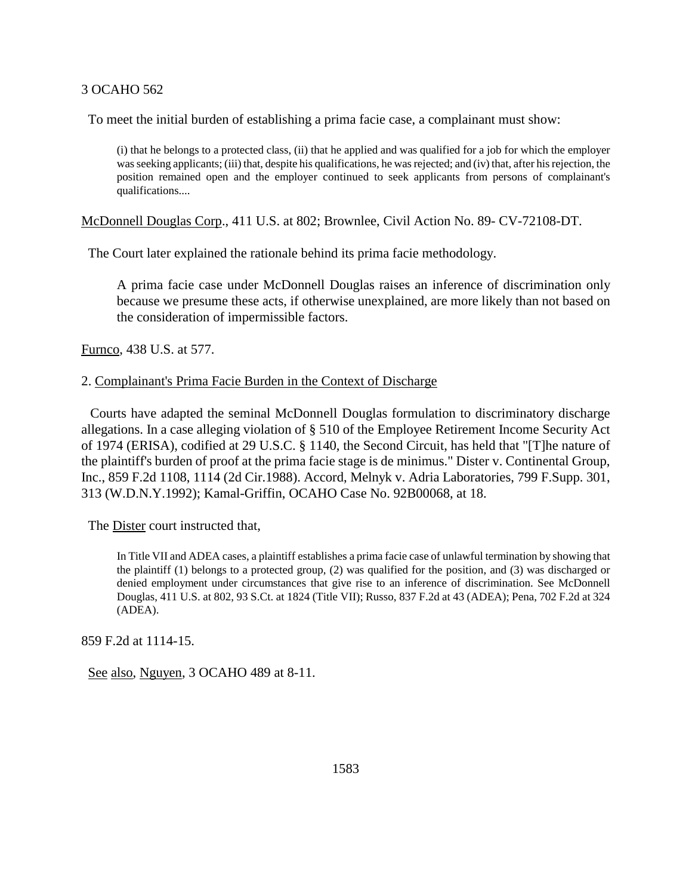To meet the initial burden of establishing a prima facie case, a complainant must show:

> (i) that he belongs to a protected class, (ii) that he applied and was qualified for a job for which the employer was seeking applicants; (iii) that, despite his qualifications, he was rejected; and (iv) that, after his rejection, the position remained open and the employer continued to seek applicants from persons of complainant's qualifications....

McDonnell Douglas Corp., 411 U.S. at 802; Brownlee, Civil Action No. 89- CV-72108-DT.

The Court later explained the rationale behind its prima facie methodology.

> A prima facie case under McDonnell Douglas raises an inference of discrimination only because we presume these acts, if otherwise unexplained, are more likely than not based on the consideration of impermissible factors.

Furnco, 438 U.S. at 577.

2. Complainant's Prima Facie Burden in the Context of Discharge

Courts have adapted the seminal McDonnell Douglas formulation to discriminatory discharge allegations. In a case alleging violation of § 510 of the Employee Retirement Income Security Act of 1974 (ERISA), codified at 29 U.S.C. § 1140, the Second Circuit, has held that "[T]he nature of the plaintiff's burden of proof at the prima facie stage is de minimus." Dister v. Continental Group, Inc., 859 F.2d 1108, 1114 (2d Cir.1988). Accord, Melnyk v. Adria Laboratories, 799 F.Supp. 301, 313 (W.D.N.Y.1992); Kamal-Griffin, OCAHO Case No. 92B00068, at 18.

The Dister court instructed that,

> In Title VII and ADEA cases, a plaintiff establishes a prima facie case of unlawful termination by showing that the plaintiff (1) belongs to a protected group, (2) was qualified for the position, and (3) was discharged or denied employment under circumstances that give rise to an inference of discrimination. See McDonnell Douglas, 411 U.S. at 802, 93 S.Ct. at 1824 (Title VII); Russo, 837 F.2d at 43 (ADEA); Pena, 702 F.2d at 324 (ADEA).

859 F.2d at 1114-15.

See also, Nguyen, 3 OCAHO 489 at 8-11.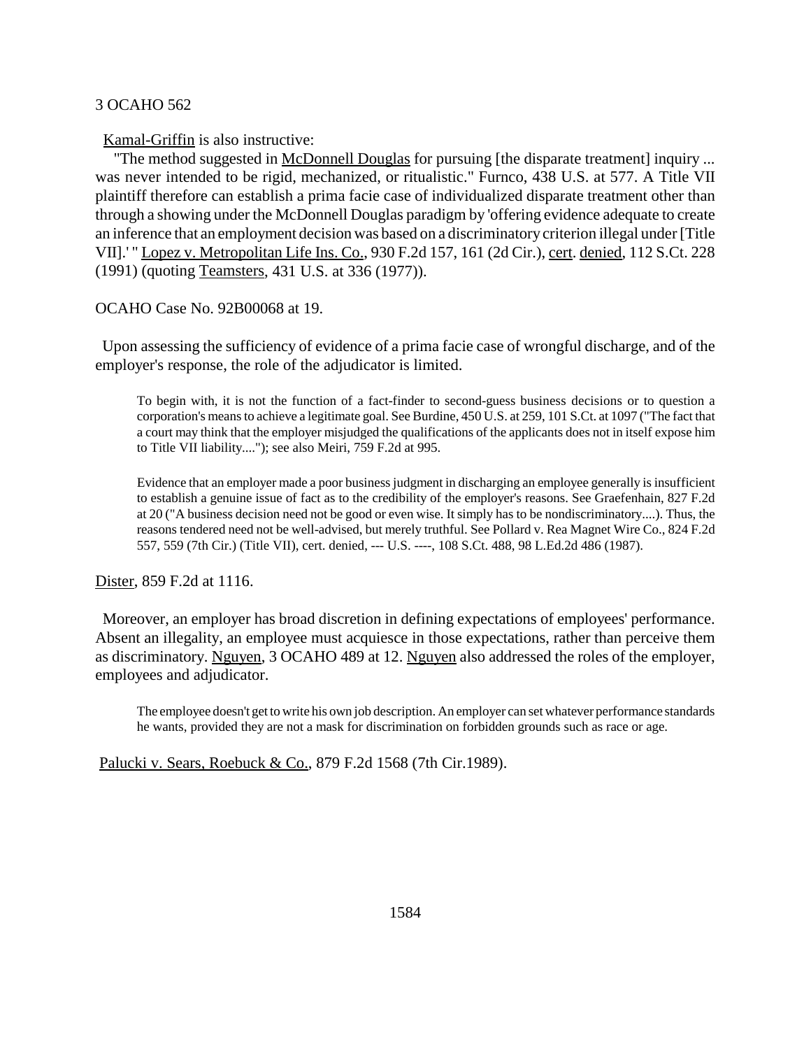Kamal-Griffin is also instructive:

"The method suggested in McDonnell Douglas for pursuing [the disparate treatment] inquiry ... was never intended to be rigid, mechanized, or ritualistic." Furnco, 438 U.S. at 577. A Title VII plaintiff therefore can establish a prima facie case of individualized disparate treatment other than through a showing under the McDonnell Douglas paradigm by 'offering evidence adequate to create an inference that an employment decision was based on a discriminatory criterion illegal under [Title VII].' " Lopez v. Metropolitan Life Ins. Co., 930 F.2d 157, 161 (2d Cir.), cert. denied, 112 S.Ct. 228 (1991) (quoting Teamsters, 431 U.S. at 336 (1977)).

OCAHO Case No. 92B00068 at 19.

Upon assessing the sufficiency of evidence of a prima facie case of wrongful discharge, and of the employer's response, the role of the adjudicator is limited.

> To begin with, it is not the function of a fact-finder to second-guess business decisions or to question a corporation's means to achieve a legitimate goal. See Burdine, 450 U.S. at 259, 101 S.Ct. at 1097 ("The fact that a court may think that the employer misjudged the qualifications of the applicants does not in itself expose him to Title VII liability...."); see also Meiri, 759 F.2d at 995.
>
> Evidence that an employer made a poor business judgment in discharging an employee generally is insufficient to establish a genuine issue of fact as to the credibility of the employer's reasons. See Graefenhain, 827 F.2d at 20 ("A business decision need not be good or even wise. It simply has to be nondiscriminatory....). Thus, the reasons tendered need not be well-advised, but merely truthful. See Pollard v. Rea Magnet Wire Co., 824 F.2d 557, 559 (7th Cir.) (Title VII), cert. denied, --- U.S. ----, 108 S.Ct. 488, 98 L.Ed.2d 486 (1987).

Dister, 859 F.2d at 1116.

Moreover, an employer has broad discretion in defining expectations of employees' performance. Absent an illegality, an employee must acquiesce in those expectations, rather than perceive them as discriminatory. Nguyen, 3 OCAHO 489 at 12. Nguyen also addressed the roles of the employer, employees and adjudicator.

> The employee doesn't get to write his own job description. An employer can set whatever performance standards he wants, provided they are not a mask for discrimination on forbidden grounds such as race or age.

Palucki v. Sears, Roebuck & Co., 879 F.2d 1568 (7th Cir.1989).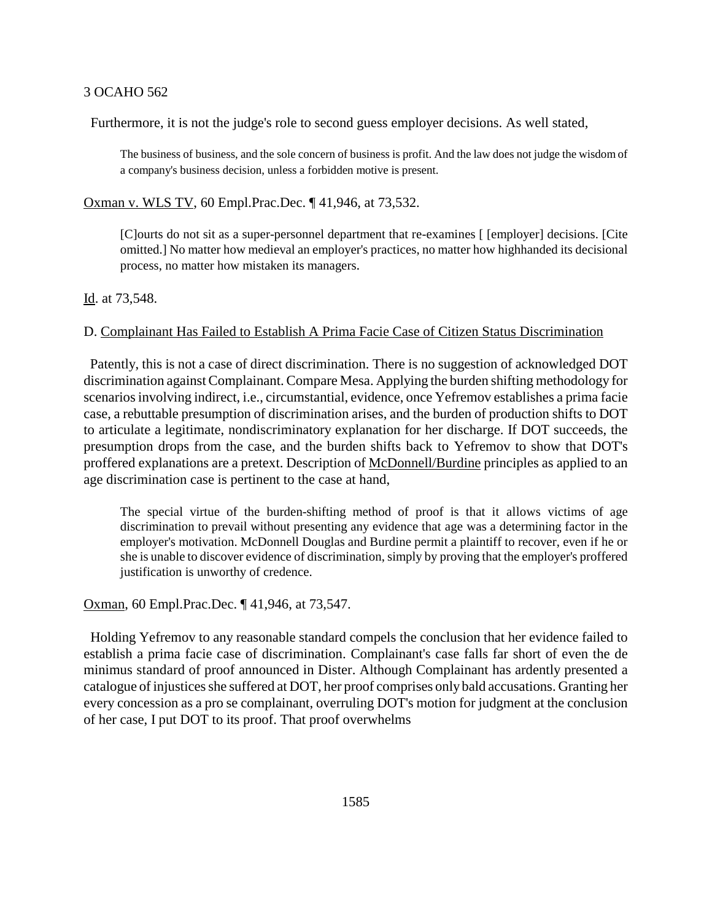Furthermore, it is not the judge's role to second guess employer decisions. As well stated,

> The business of business, and the sole concern of business is profit. And the law does not judge the wisdom of a company's business decision, unless a forbidden motive is present.

Oxman v. WLS TV, 60 Empl.Prac.Dec. ¶ 41,946, at 73,532.

> [C]ourts do not sit as a super-personnel department that re-examines [ [employer] decisions. [Cite omitted.] No matter how medieval an employer's practices, no matter how highhanded its decisional process, no matter how mistaken its managers.

Id. at 73,548.

D. Complainant Has Failed to Establish A Prima Facie Case of Citizen Status Discrimination

Patently, this is not a case of direct discrimination. There is no suggestion of acknowledged DOT discrimination against Complainant. Compare Mesa. Applying the burden shifting methodology for scenarios involving indirect, i.e., circumstantial, evidence, once Yefremov establishes a prima facie case, a rebuttable presumption of discrimination arises, and the burden of production shifts to DOT to articulate a legitimate, nondiscriminatory explanation for her discharge. If DOT succeeds, the presumption drops from the case, and the burden shifts back to Yefremov to show that DOT's proffered explanations are a pretext. Description of McDonnell/Burdine principles as applied to an age discrimination case is pertinent to the case at hand,

> The special virtue of the burden-shifting method of proof is that it allows victims of age discrimination to prevail without presenting any evidence that age was a determining factor in the employer's motivation. McDonnell Douglas and Burdine permit a plaintiff to recover, even if he or she is unable to discover evidence of discrimination, simply by proving that the employer's proffered justification is unworthy of credence.

Oxman, 60 Empl.Prac.Dec. ¶ 41,946, at 73,547.

Holding Yefremov to any reasonable standard compels the conclusion that her evidence failed to establish a prima facie case of discrimination. Complainant's case falls far short of even the de minimus standard of proof announced in Dister. Although Complainant has ardently presented a catalogue of injustices she suffered at DOT, her proof comprises only bald accusations. Granting her every concession as a pro se complainant, overruling DOT's motion for judgment at the conclusion of her case, I put DOT to its proof. That proof overwhelms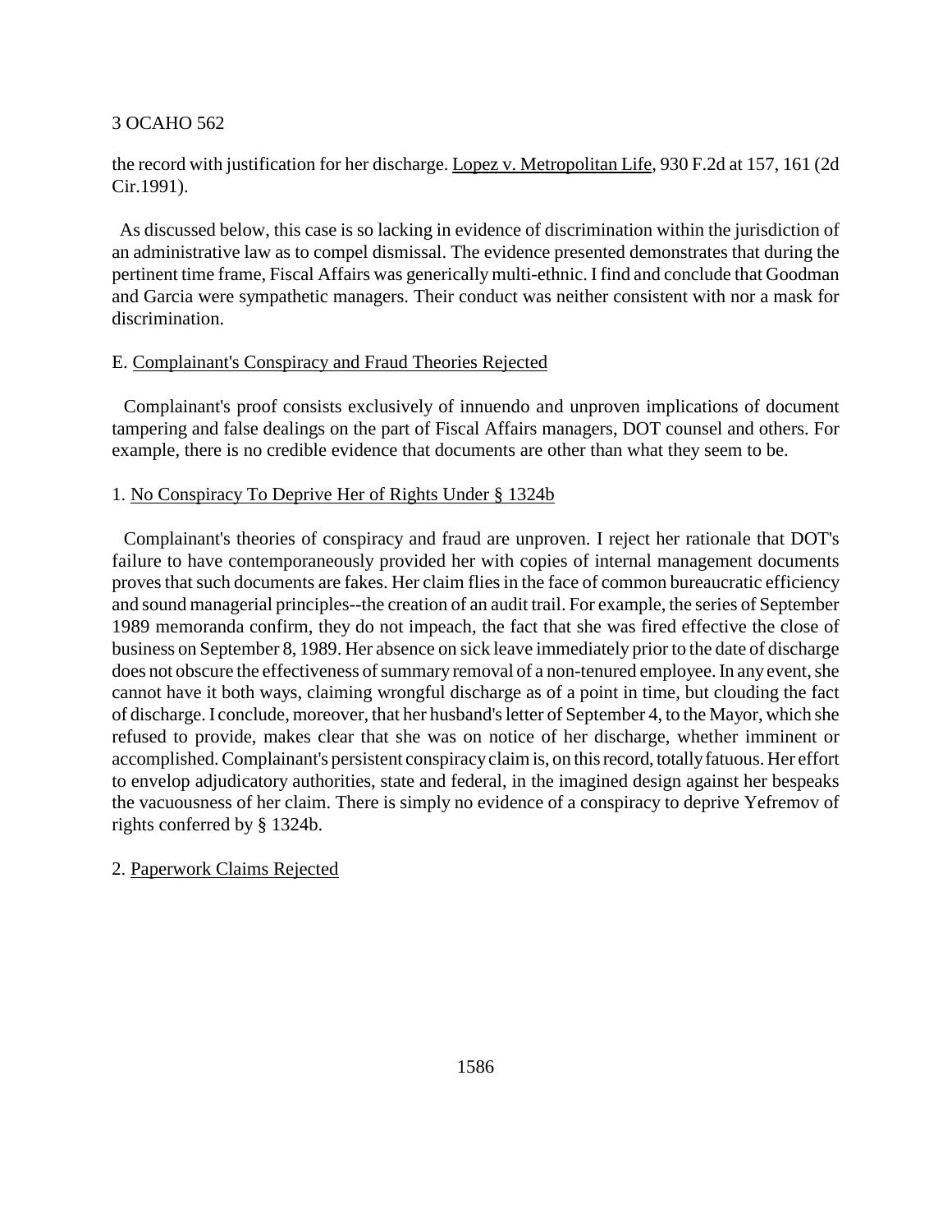the record with justification for her discharge. Lopez v. Metropolitan Life, 930 F.2d at 157, 161 (2d Cir.1991).

As discussed below, this case is so lacking in evidence of discrimination within the jurisdiction of an administrative law as to compel dismissal. The evidence presented demonstrates that during the pertinent time frame, Fiscal Affairs was generically multi-ethnic. I find and conclude that Goodman and Garcia were sympathetic managers. Their conduct was neither consistent with nor a mask for discrimination.

E. Complainant's Conspiracy and Fraud Theories Rejected

Complainant's proof consists exclusively of innuendo and unproven implications of document tampering and false dealings on the part of Fiscal Affairs managers, DOT counsel and others. For example, there is no credible evidence that documents are other than what they seem to be.

1. No Conspiracy To Deprive Her of Rights Under § 1324b

Complainant's theories of conspiracy and fraud are unproven. I reject her rationale that DOT's failure to have contemporaneously provided her with copies of internal management documents proves that such documents are fakes. Her claim flies in the face of common bureaucratic efficiency and sound managerial principles--the creation of an audit trail. For example, the series of September 1989 memoranda confirm, they do not impeach, the fact that she was fired effective the close of business on September 8, 1989. Her absence on sick leave immediately prior to the date of discharge does not obscure the effectiveness of summary removal of a non-tenured employee. In any event, she cannot have it both ways, claiming wrongful discharge as of a point in time, but clouding the fact of discharge. I conclude, moreover, that her husband's letter of September 4, to the Mayor, which she refused to provide, makes clear that she was on notice of her discharge, whether imminent or accomplished. Complainant's persistent conspiracy claim is, on this record, totally fatuous. Her effort to envelop adjudicatory authorities, state and federal, in the imagined design against her bespeaks the vacuousness of her claim. There is simply no evidence of a conspiracy to deprive Yefremov of rights conferred by § 1324b.

2. Paperwork Claims Rejected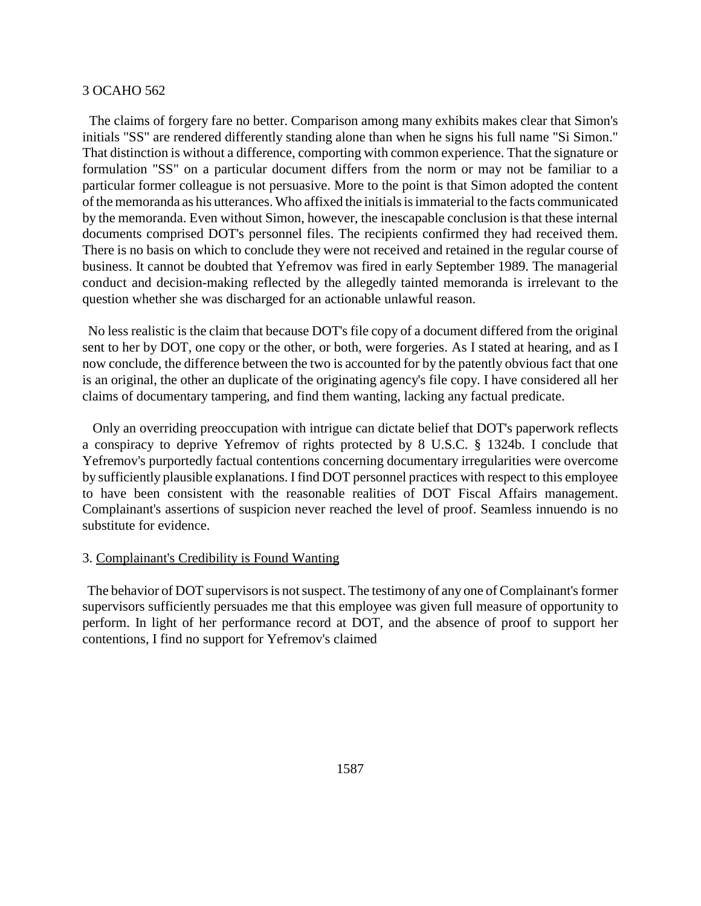The claims of forgery fare no better. Comparison among many exhibits makes clear that Simon's initials "SS" are rendered differently standing alone than when he signs his full name "Si Simon." That distinction is without a difference, comporting with common experience. That the signature or formulation "SS" on a particular document differs from the norm or may not be familiar to a particular former colleague is not persuasive. More to the point is that Simon adopted the content of the memoranda as his utterances. Who affixed the initials is immaterial to the facts communicated by the memoranda. Even without Simon, however, the inescapable conclusion is that these internal documents comprised DOT's personnel files. The recipients confirmed they had received them. There is no basis on which to conclude they were not received and retained in the regular course of business. It cannot be doubted that Yefremov was fired in early September 1989. The managerial conduct and decision-making reflected by the allegedly tainted memoranda is irrelevant to the question whether she was discharged for an actionable unlawful reason.

No less realistic is the claim that because DOT's file copy of a document differed from the original sent to her by DOT, one copy or the other, or both, were forgeries. As I stated at hearing, and as I now conclude, the difference between the two is accounted for by the patently obvious fact that one is an original, the other an duplicate of the originating agency's file copy. I have considered all her claims of documentary tampering, and find them wanting, lacking any factual predicate.

Only an overriding preoccupation with intrigue can dictate belief that DOT's paperwork reflects a conspiracy to deprive Yefremov of rights protected by 8 U.S.C. § 1324b. I conclude that Yefremov's purportedly factual contentions concerning documentary irregularities were overcome by sufficiently plausible explanations. I find DOT personnel practices with respect to this employee to have been consistent with the reasonable realities of DOT Fiscal Affairs management. Complainant's assertions of suspicion never reached the level of proof. Seamless innuendo is no substitute for evidence.

3. Complainant's Credibility is Found Wanting

The behavior of DOT supervisors is not suspect. The testimony of any one of Complainant's former supervisors sufficiently persuades me that this employee was given full measure of opportunity to perform. In light of her performance record at DOT, and the absence of proof to support her contentions, I find no support for Yefremov's claimed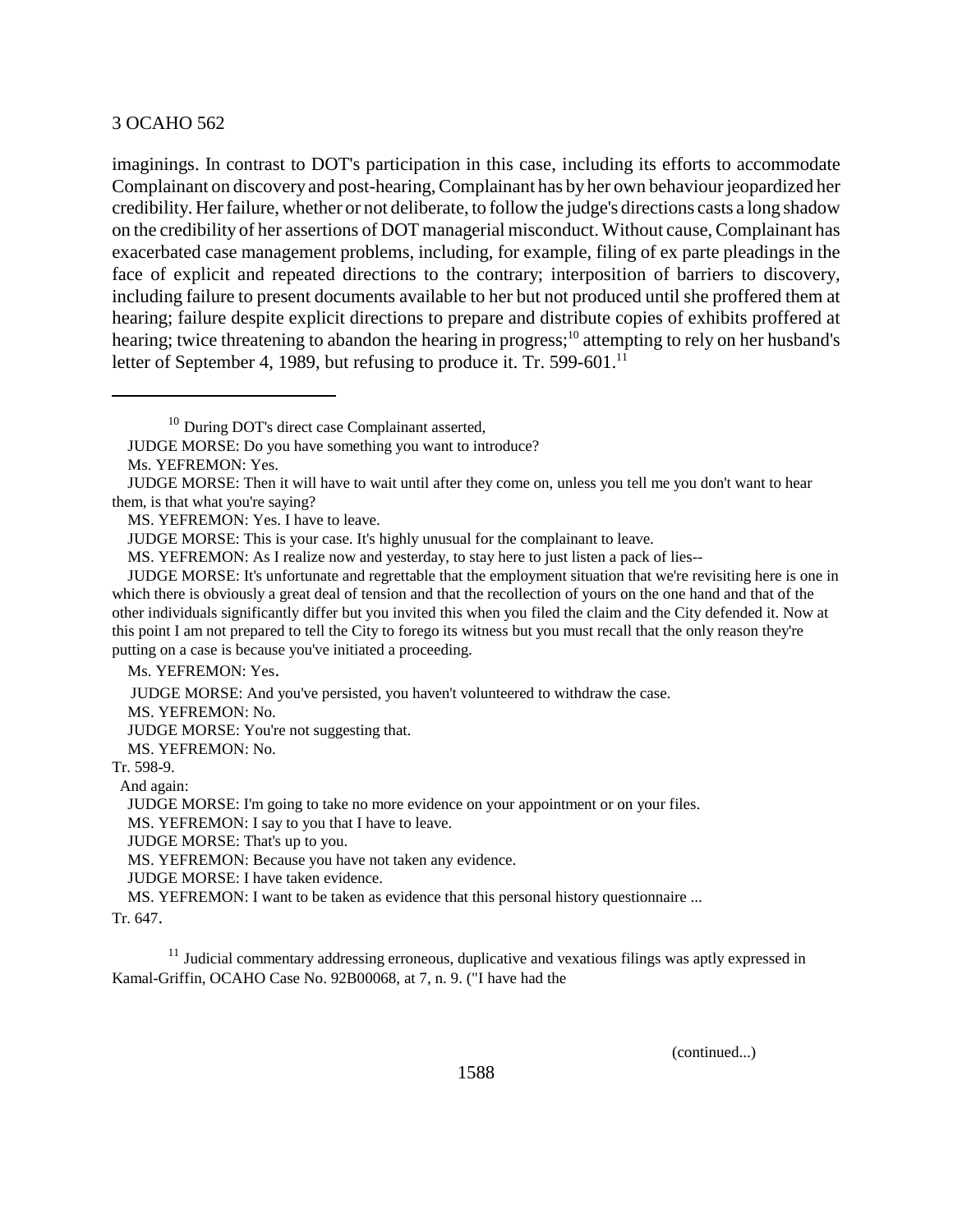imaginings. In contrast to DOT's participation in this case, including its efforts to accommodate Complainant on discovery and post-hearing, Complainant has by her own behaviour jeopardized her credibility. Her failure, whether or not deliberate, to follow the judge's directions casts a long shadow on the credibility of her assertions of DOT managerial misconduct. Without cause, Complainant has exacerbated case management problems, including, for example, filing of ex parte pleadings in the face of explicit and repeated directions to the contrary; interposition of barriers to discovery, including failure to present documents available to her but not produced until she proffered them at hearing; failure despite explicit directions to prepare and distribute copies of exhibits proffered at hearing; twice threatening to abandon the hearing in progress;[10] attempting to rely on her husband's letter of September 4, 1989, but refusing to produce it. Tr. 599-601.[11]

---

[10] During DOT's direct case Complainant asserted,

JUDGE MORSE: Do you have something you want to introduce?

Ms. YEFREMON: Yes.

JUDGE MORSE: Then it will have to wait until after they come on, unless you tell me you don't want to hear them, is that what you're saying?

MS. YEFREMON: Yes. I have to leave.

JUDGE MORSE: This is your case. It's highly unusual for the complainant to leave.

MS. YEFREMON: As I realize now and yesterday, to stay here to just listen a pack of lies--

JUDGE MORSE: It's unfortunate and regrettable that the employment situation that we're revisiting here is one in which there is obviously a great deal of tension and that the recollection of yours on the one hand and that of the other individuals significantly differ but you invited this when you filed the claim and the City defended it. Now at this point I am not prepared to tell the City to forego its witness but you must recall that the only reason they're putting on a case is because you've initiated a proceeding.

Ms. YEFREMON: Yes.

JUDGE MORSE: And you've persisted, you haven't volunteered to withdraw the case.

MS. YEFREMON: No.

JUDGE MORSE: You're not suggesting that.

MS. YEFREMON: No.

Tr. 598-9.

And again:

JUDGE MORSE: I'm going to take no more evidence on your appointment or on your files.

MS. YEFREMON: I say to you that I have to leave.

JUDGE MORSE: That's up to you.

MS. YEFREMON: Because you have not taken any evidence.

JUDGE MORSE: I have taken evidence.

MS. YEFREMON: I want to be taken as evidence that this personal history questionnaire ...

Tr. 647.

[11] Judicial commentary addressing erroneous, duplicative and vexatious filings was aptly expressed in Kamal-Griffin, OCAHO Case No. 92B00068, at 7, n. 9. ("I have had the

(continued...)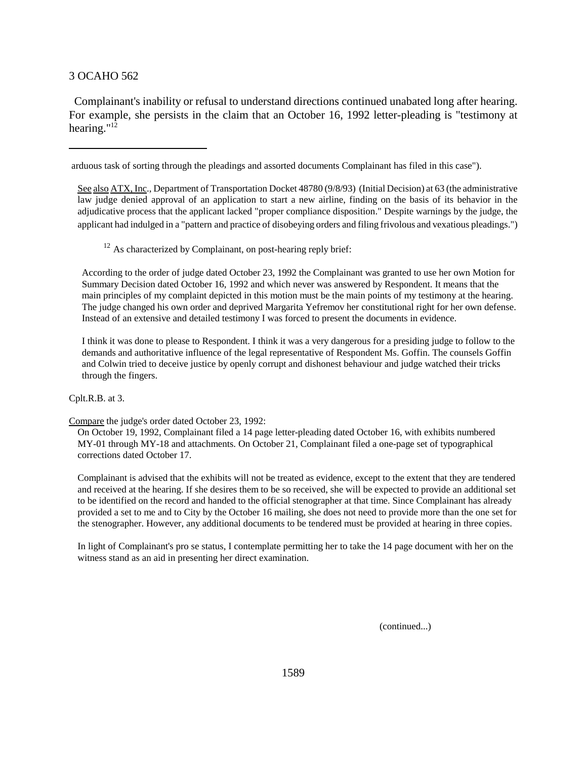Complainant's inability or refusal to understand directions continued unabated long after hearing. For example, she persists in the claim that an October 16, 1992 letter-pleading is "testimony at hearing."[12]

---

arduous task of sorting through the pleadings and assorted documents Complainant has filed in this case").

See also ATX, Inc., Department of Transportation Docket 48780 (9/8/93) (Initial Decision) at 63 (the administrative law judge denied approval of an application to start a new airline, finding on the basis of its behavior in the adjudicative process that the applicant lacked "proper compliance disposition." Despite warnings by the judge, the applicant had indulged in a "pattern and practice of disobeying orders and filing frivolous and vexatious pleadings.")

[12] As characterized by Complainant, on post-hearing reply brief:

> According to the order of judge dated October 23, 1992 the Complainant was granted to use her own Motion for Summary Decision dated October 16, 1992 and which never was answered by Respondent. It means that the main principles of my complaint depicted in this motion must be the main points of my testimony at the hearing. The judge changed his own order and deprived Margarita Yefremov her constitutional right for her own defense. Instead of an extensive and detailed testimony I was forced to present the documents in evidence.
>
> I think it was done to please to Respondent. I think it was a very dangerous for a presiding judge to follow to the demands and authoritative influence of the legal representative of Respondent Ms. Goffin. The counsels Goffin and Colwin tried to deceive justice by openly corrupt and dishonest behaviour and judge watched their tricks through the fingers.

Cplt.R.B. at 3.

Compare the judge's order dated October 23, 1992:

> On October 19, 1992, Complainant filed a 14 page letter-pleading dated October 16, with exhibits numbered MY-01 through MY-18 and attachments. On October 21, Complainant filed a one-page set of typographical corrections dated October 17.
>
> Complainant is advised that the exhibits will not be treated as evidence, except to the extent that they are tendered and received at the hearing. If she desires them to be so received, she will be expected to provide an additional set to be identified on the record and handed to the official stenographer at that time. Since Complainant has already provided a set to me and to City by the October 16 mailing, she does not need to provide more than the one set for the stenographer. However, any additional documents to be tendered must be provided at hearing in three copies.
>
> In light of Complainant's pro se status, I contemplate permitting her to take the 14 page document with her on the witness stand as an aid in presenting her direct examination.

(continued...)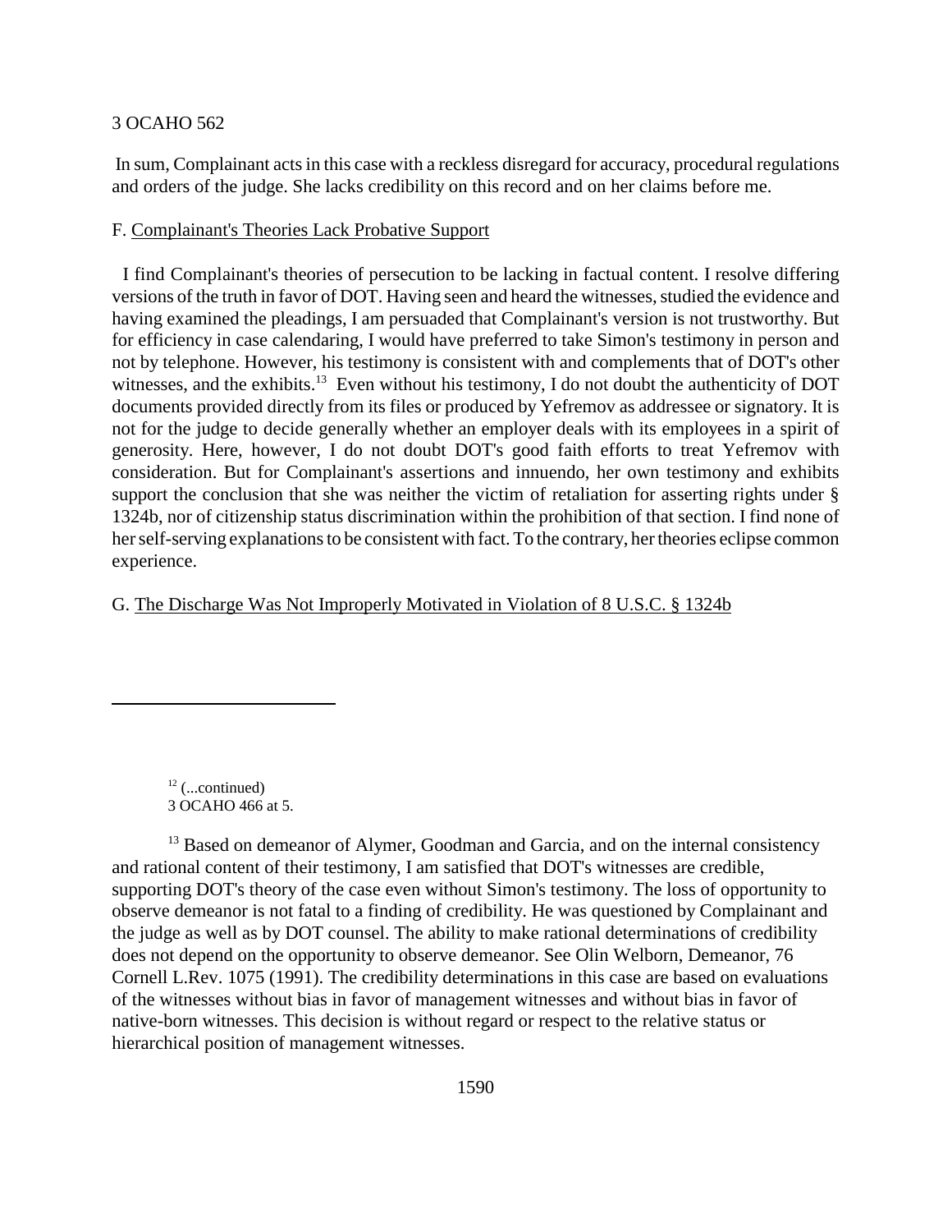In sum, Complainant acts in this case with a reckless disregard for accuracy, procedural regulations and orders of the judge. She lacks credibility on this record and on her claims before me.

F. Complainant's Theories Lack Probative Support

I find Complainant's theories of persecution to be lacking in factual content. I resolve differing versions of the truth in favor of DOT. Having seen and heard the witnesses, studied the evidence and having examined the pleadings, I am persuaded that Complainant's version is not trustworthy. But for efficiency in case calendaring, I would have preferred to take Simon's testimony in person and not by telephone. However, his testimony is consistent with and complements that of DOT's other witnesses, and the exhibits.[13] Even without his testimony, I do not doubt the authenticity of DOT documents provided directly from its files or produced by Yefremov as addressee or signatory. It is not for the judge to decide generally whether an employer deals with its employees in a spirit of generosity. Here, however, I do not doubt DOT's good faith efforts to treat Yefremov with consideration. But for Complainant's assertions and innuendo, her own testimony and exhibits support the conclusion that she was neither the victim of retaliation for asserting rights under § 1324b, nor of citizenship status discrimination within the prohibition of that section. I find none of her self-serving explanations to be consistent with fact. To the contrary, her theories eclipse common experience.

G. The Discharge Was Not Improperly Motivated in Violation of 8 U.S.C. § 1324b

---

[12] (...continued) 3 OCAHO 466 at 5.

[13] Based on demeanor of Alymer, Goodman and Garcia, and on the internal consistency and rational content of their testimony, I am satisfied that DOT's witnesses are credible, supporting DOT's theory of the case even without Simon's testimony. The loss of opportunity to observe demeanor is not fatal to a finding of credibility. He was questioned by Complainant and the judge as well as by DOT counsel. The ability to make rational determinations of credibility does not depend on the opportunity to observe demeanor. See Olin Welborn, Demeanor, 76 Cornell L.Rev. 1075 (1991). The credibility determinations in this case are based on evaluations of the witnesses without bias in favor of management witnesses and without bias in favor of native-born witnesses. This decision is without regard or respect to the relative status or hierarchical position of management witnesses.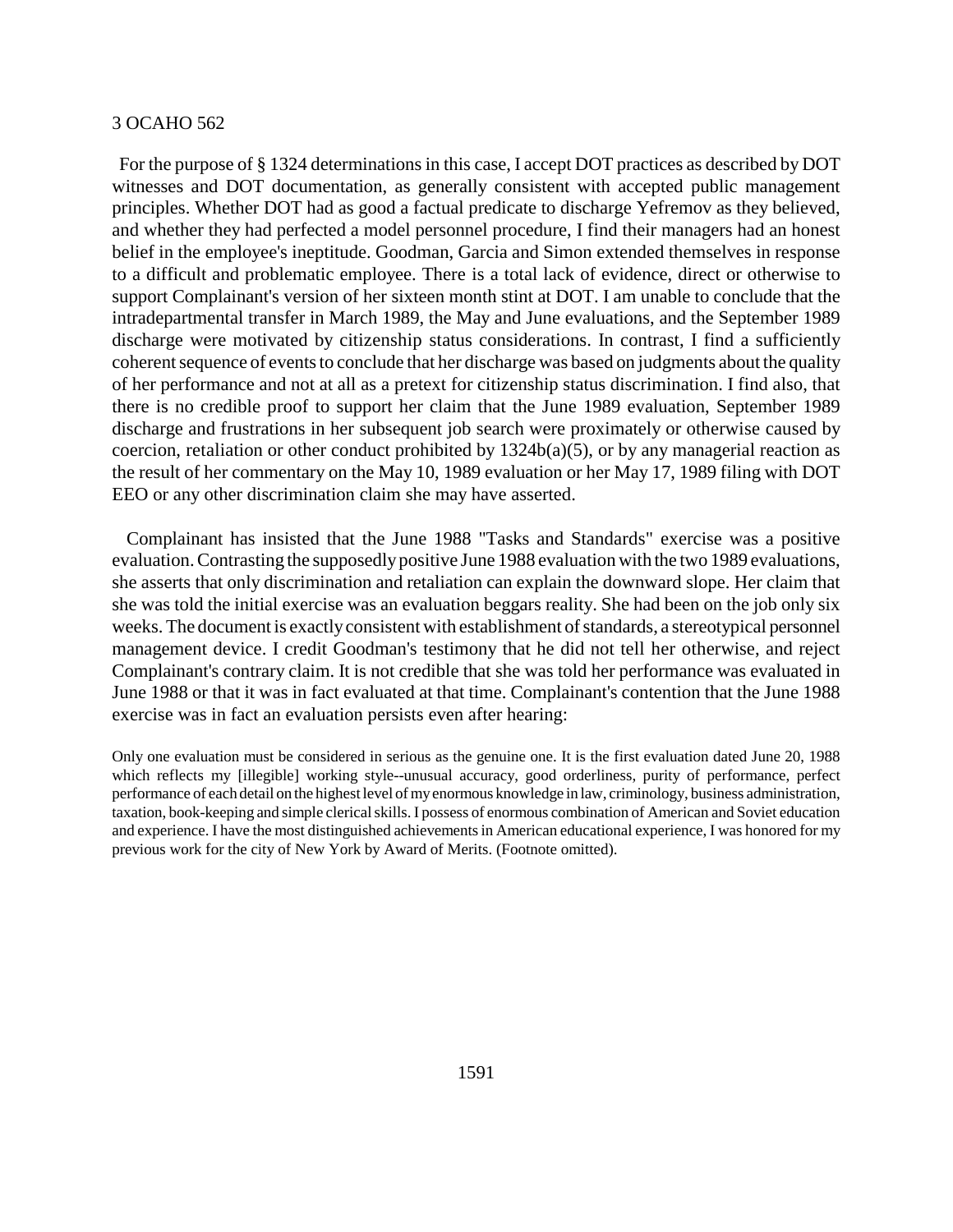For the purpose of § 1324 determinations in this case, I accept DOT practices as described by DOT witnesses and DOT documentation, as generally consistent with accepted public management principles. Whether DOT had as good a factual predicate to discharge Yefremov as they believed, and whether they had perfected a model personnel procedure, I find their managers had an honest belief in the employee's ineptitude. Goodman, Garcia and Simon extended themselves in response to a difficult and problematic employee. There is a total lack of evidence, direct or otherwise to support Complainant's version of her sixteen month stint at DOT. I am unable to conclude that the intradepartmental transfer in March 1989, the May and June evaluations, and the September 1989 discharge were motivated by citizenship status considerations. In contrast, I find a sufficiently coherent sequence of events to conclude that her discharge was based on judgments about the quality of her performance and not at all as a pretext for citizenship status discrimination. I find also, that there is no credible proof to support her claim that the June 1989 evaluation, September 1989 discharge and frustrations in her subsequent job search were proximately or otherwise caused by coercion, retaliation or other conduct prohibited by 1324b(a)(5), or by any managerial reaction as the result of her commentary on the May 10, 1989 evaluation or her May 17, 1989 filing with DOT EEO or any other discrimination claim she may have asserted.

Complainant has insisted that the June 1988 "Tasks and Standards" exercise was a positive evaluation. Contrasting the supposedly positive June 1988 evaluation with the two 1989 evaluations, she asserts that only discrimination and retaliation can explain the downward slope. Her claim that she was told the initial exercise was an evaluation beggars reality. She had been on the job only six weeks. The document is exactly consistent with establishment of standards, a stereotypical personnel management device. I credit Goodman's testimony that he did not tell her otherwise, and reject Complainant's contrary claim. It is not credible that she was told her performance was evaluated in June 1988 or that it was in fact evaluated at that time. Complainant's contention that the June 1988 exercise was in fact an evaluation persists even after hearing:

> Only one evaluation must be considered in serious as the genuine one. It is the first evaluation dated June 20, 1988 which reflects my [illegible] working style--unusual accuracy, good orderliness, purity of performance, perfect performance of each detail on the highest level of my enormous knowledge in law, criminology, business administration, taxation, book-keeping and simple clerical skills. I possess of enormous combination of American and Soviet education and experience. I have the most distinguished achievements in American educational experience, I was honored for my previous work for the city of New York by Award of Merits. (Footnote omitted).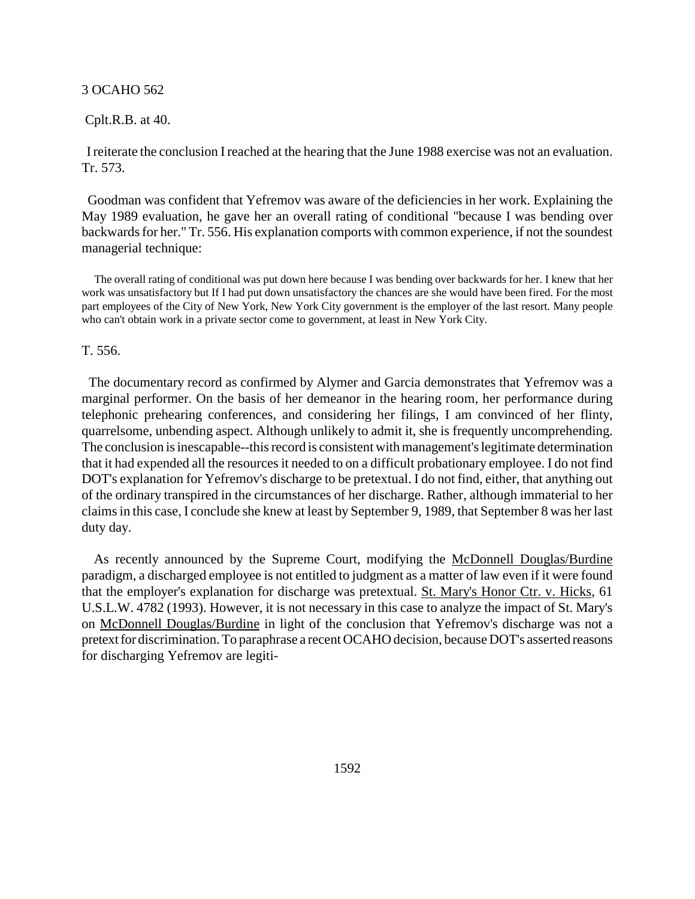Cplt.R.B. at 40.

I reiterate the conclusion I reached at the hearing that the June 1988 exercise was not an evaluation. Tr. 573.

Goodman was confident that Yefremov was aware of the deficiencies in her work. Explaining the May 1989 evaluation, he gave her an overall rating of conditional "because I was bending over backwards for her." Tr. 556. His explanation comports with common experience, if not the soundest managerial technique:

> The overall rating of conditional was put down here because I was bending over backwards for her. I knew that her work was unsatisfactory but If I had put down unsatisfactory the chances are she would have been fired. For the most part employees of the City of New York, New York City government is the employer of the last resort. Many people who can't obtain work in a private sector come to government, at least in New York City.

T. 556.

The documentary record as confirmed by Alymer and Garcia demonstrates that Yefremov was a marginal performer. On the basis of her demeanor in the hearing room, her performance during telephonic prehearing conferences, and considering her filings, I am convinced of her flinty, quarrelsome, unbending aspect. Although unlikely to admit it, she is frequently uncomprehending. The conclusion is inescapable--this record is consistent with management's legitimate determination that it had expended all the resources it needed to on a difficult probationary employee. I do not find DOT's explanation for Yefremov's discharge to be pretextual. I do not find, either, that anything out of the ordinary transpired in the circumstances of her discharge. Rather, although immaterial to her claims in this case, I conclude she knew at least by September 9, 1989, that September 8 was her last duty day.

As recently announced by the Supreme Court, modifying the McDonnell Douglas/Burdine paradigm, a discharged employee is not entitled to judgment as a matter of law even if it were found that the employer's explanation for discharge was pretextual. St. Mary's Honor Ctr. v. Hicks, 61 U.S.L.W. 4782 (1993). However, it is not necessary in this case to analyze the impact of St. Mary's on McDonnell Douglas/Burdine in light of the conclusion that Yefremov's discharge was not a pretext for discrimination. To paraphrase a recent OCAHO decision, because DOT's asserted reasons for discharging Yefremov are legiti-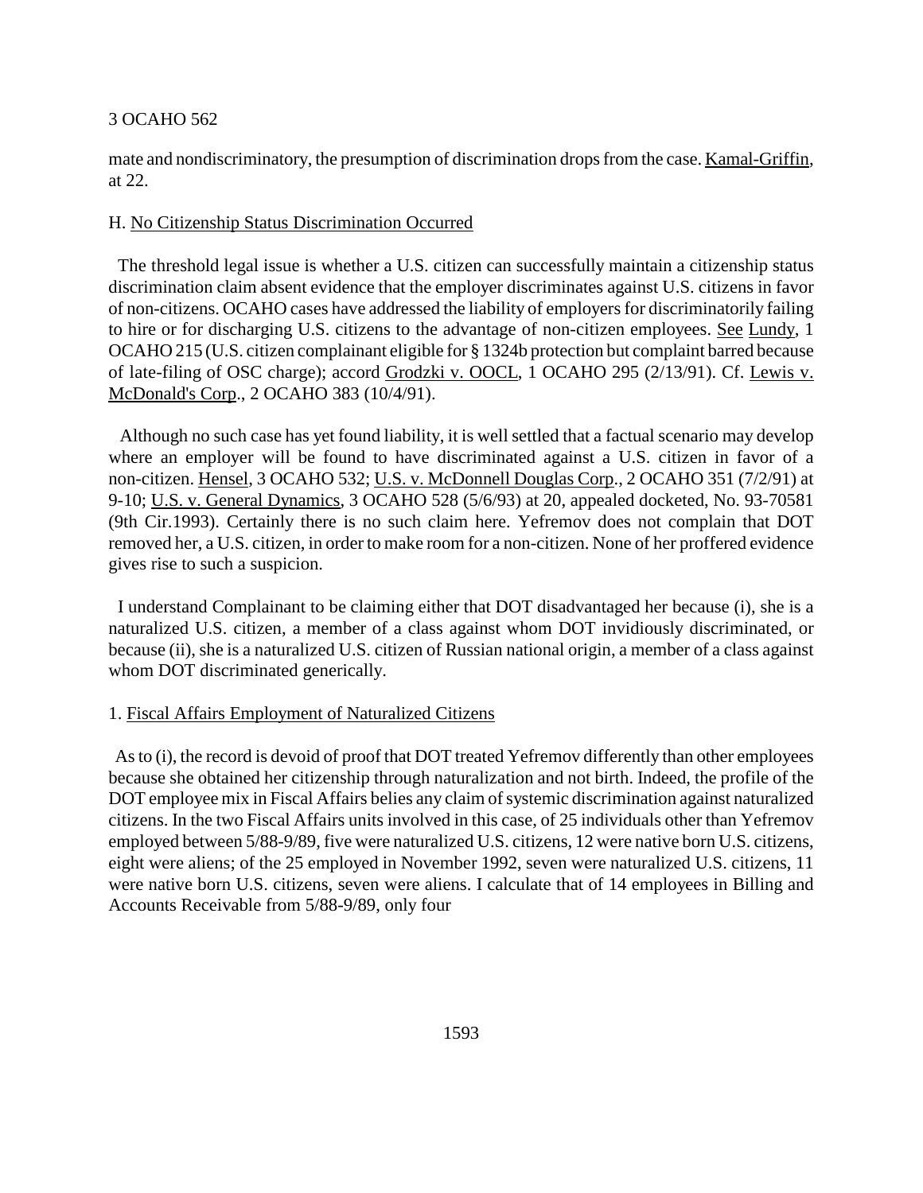mate and nondiscriminatory, the presumption of discrimination drops from the case. Kamal-Griffin, at 22.

H. No Citizenship Status Discrimination Occurred

The threshold legal issue is whether a U.S. citizen can successfully maintain a citizenship status discrimination claim absent evidence that the employer discriminates against U.S. citizens in favor of non-citizens. OCAHO cases have addressed the liability of employers for discriminatorily failing to hire or for discharging U.S. citizens to the advantage of non-citizen employees. See Lundy, 1 OCAHO 215 (U.S. citizen complainant eligible for § 1324b protection but complaint barred because of late-filing of OSC charge); accord Grodzki v. OOCL, 1 OCAHO 295 (2/13/91). Cf. Lewis v. McDonald's Corp., 2 OCAHO 383 (10/4/91).

Although no such case has yet found liability, it is well settled that a factual scenario may develop where an employer will be found to have discriminated against a U.S. citizen in favor of a non-citizen. Hensel, 3 OCAHO 532; U.S. v. McDonnell Douglas Corp., 2 OCAHO 351 (7/2/91) at 9-10; U.S. v. General Dynamics, 3 OCAHO 528 (5/6/93) at 20, appealed docketed, No. 93-70581 (9th Cir.1993). Certainly there is no such claim here. Yefremov does not complain that DOT removed her, a U.S. citizen, in order to make room for a non-citizen. None of her proffered evidence gives rise to such a suspicion.

I understand Complainant to be claiming either that DOT disadvantaged her because (i), she is a naturalized U.S. citizen, a member of a class against whom DOT invidiously discriminated, or because (ii), she is a naturalized U.S. citizen of Russian national origin, a member of a class against whom DOT discriminated generically.

1. Fiscal Affairs Employment of Naturalized Citizens

As to (i), the record is devoid of proof that DOT treated Yefremov differently than other employees because she obtained her citizenship through naturalization and not birth. Indeed, the profile of the DOT employee mix in Fiscal Affairs belies any claim of systemic discrimination against naturalized citizens. In the two Fiscal Affairs units involved in this case, of 25 individuals other than Yefremov employed between 5/88-9/89, five were naturalized U.S. citizens, 12 were native born U.S. citizens, eight were aliens; of the 25 employed in November 1992, seven were naturalized U.S. citizens, 11 were native born U.S. citizens, seven were aliens. I calculate that of 14 employees in Billing and Accounts Receivable from 5/88-9/89, only four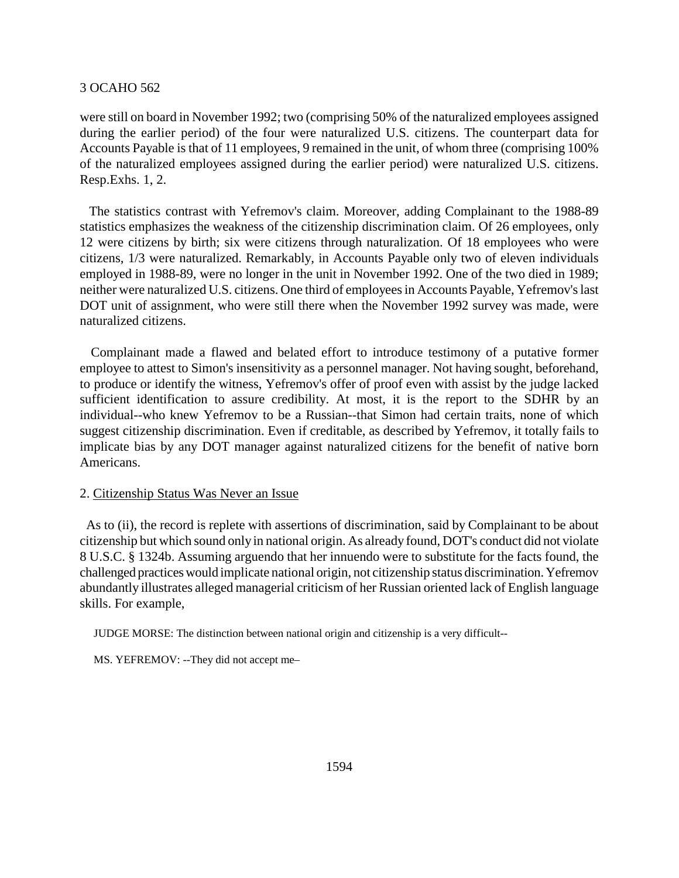were still on board in November 1992; two (comprising 50% of the naturalized employees assigned during the earlier period) of the four were naturalized U.S. citizens. The counterpart data for Accounts Payable is that of 11 employees, 9 remained in the unit, of whom three (comprising 100% of the naturalized employees assigned during the earlier period) were naturalized U.S. citizens. Resp.Exhs. 1, 2.

The statistics contrast with Yefremov's claim. Moreover, adding Complainant to the 1988-89 statistics emphasizes the weakness of the citizenship discrimination claim. Of 26 employees, only 12 were citizens by birth; six were citizens through naturalization. Of 18 employees who were citizens, 1/3 were naturalized. Remarkably, in Accounts Payable only two of eleven individuals employed in 1988-89, were no longer in the unit in November 1992. One of the two died in 1989; neither were naturalized U.S. citizens. One third of employees in Accounts Payable, Yefremov's last DOT unit of assignment, who were still there when the November 1992 survey was made, were naturalized citizens.

Complainant made a flawed and belated effort to introduce testimony of a putative former employee to attest to Simon's insensitivity as a personnel manager. Not having sought, beforehand, to produce or identify the witness, Yefremov's offer of proof even with assist by the judge lacked sufficient identification to assure credibility. At most, it is the report to the SDHR by an individual--who knew Yefremov to be a Russian--that Simon had certain traits, none of which suggest citizenship discrimination. Even if creditable, as described by Yefremov, it totally fails to implicate bias by any DOT manager against naturalized citizens for the benefit of native born Americans.

2. Citizenship Status Was Never an Issue

As to (ii), the record is replete with assertions of discrimination, said by Complainant to be about citizenship but which sound only in national origin. As already found, DOT's conduct did not violate 8 U.S.C. § 1324b. Assuming arguendo that her innuendo were to substitute for the facts found, the challenged practices would implicate national origin, not citizenship status discrimination. Yefremov abundantly illustrates alleged managerial criticism of her Russian oriented lack of English language skills. For example,

JUDGE MORSE: The distinction between national origin and citizenship is a very difficult--

MS. YEFREMOV: --They did not accept me–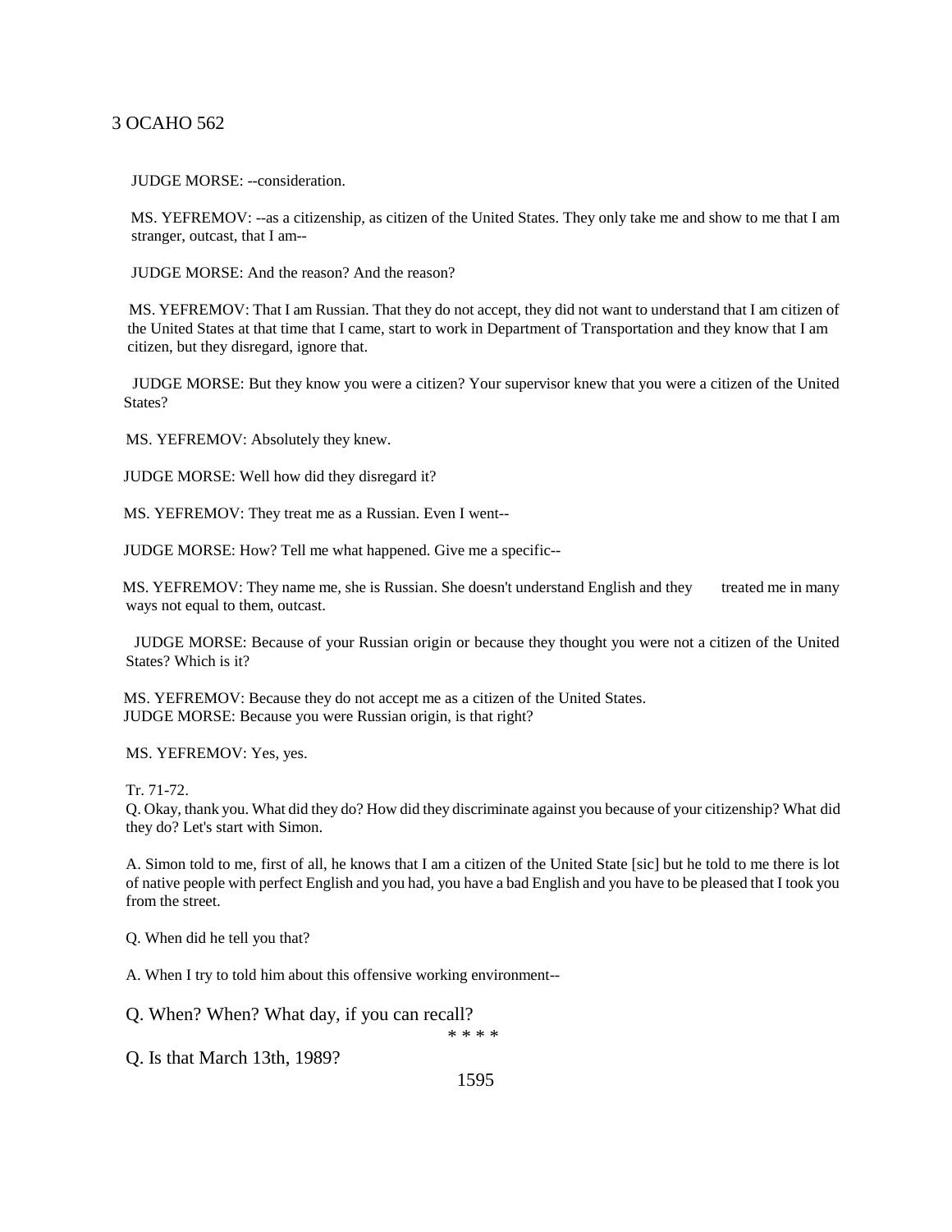JUDGE MORSE: --consideration.

MS. YEFREMOV: --as a citizenship, as citizen of the United States. They only take me and show to me that I am stranger, outcast, that I am--

JUDGE MORSE: And the reason? And the reason?

MS. YEFREMOV: That I am Russian. That they do not accept, they did not want to understand that I am citizen of the United States at that time that I came, start to work in Department of Transportation and they know that I am citizen, but they disregard, ignore that.

JUDGE MORSE: But they know you were a citizen? Your supervisor knew that you were a citizen of the United States?

MS. YEFREMOV: Absolutely they knew.

JUDGE MORSE: Well how did they disregard it?

MS. YEFREMOV: They treat me as a Russian. Even I went--

JUDGE MORSE: How? Tell me what happened. Give me a specific--

MS. YEFREMOV: They name me, she is Russian. She doesn't understand English and they treated me in many ways not equal to them, outcast.

JUDGE MORSE: Because of your Russian origin or because they thought you were not a citizen of the United States? Which is it?

MS. YEFREMOV: Because they do not accept me as a citizen of the United States.
JUDGE MORSE: Because you were Russian origin, is that right?

MS. YEFREMOV: Yes, yes.

Tr. 71-72.
Q. Okay, thank you. What did they do? How did they discriminate against you because of your citizenship? What did they do? Let's start with Simon.

A. Simon told to me, first of all, he knows that I am a citizen of the United State [sic] but he told to me there is lot of native people with perfect English and you had, you have a bad English and you have to be pleased that I took you from the street.

Q. When did he tell you that?

A. When I try to told him about this offensive working environment--

Q. When? When? What day, if you can recall?

* * * *

Q. Is that March 13th, 1989?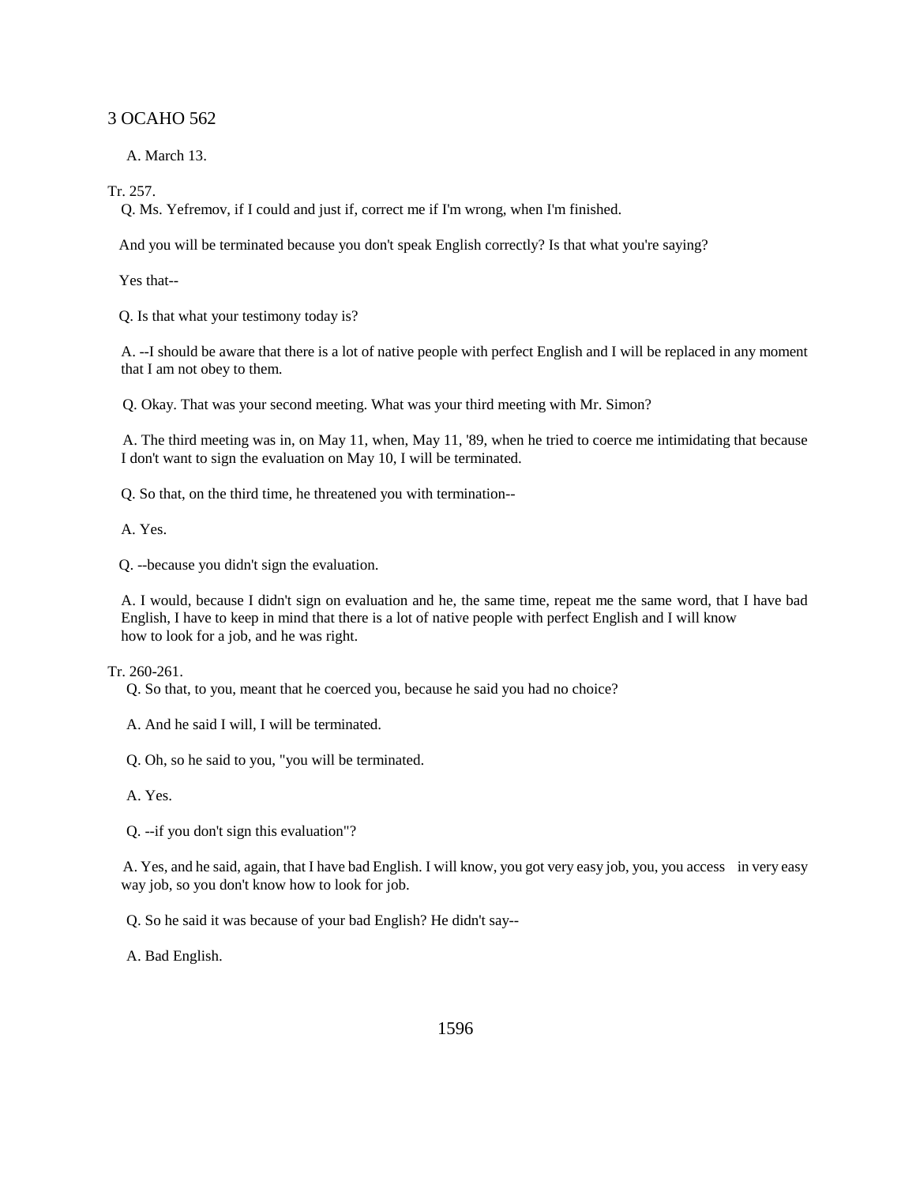A. March 13.

Tr. 257.

Q. Ms. Yefremov, if I could and just if, correct me if I'm wrong, when I'm finished.

And you will be terminated because you don't speak English correctly? Is that what you're saying?

Yes that--

Q. Is that what your testimony today is?

A. --I should be aware that there is a lot of native people with perfect English and I will be replaced in any moment that I am not obey to them.

Q. Okay. That was your second meeting. What was your third meeting with Mr. Simon?

A. The third meeting was in, on May 11, when, May 11, '89, when he tried to coerce me intimidating that because I don't want to sign the evaluation on May 10, I will be terminated.

Q. So that, on the third time, he threatened you with termination--

A. Yes.

Q. --because you didn't sign the evaluation.

A. I would, because I didn't sign on evaluation and he, the same time, repeat me the same word, that I have bad English, I have to keep in mind that there is a lot of native people with perfect English and I will know how to look for a job, and he was right.

Tr. 260-261.

Q. So that, to you, meant that he coerced you, because he said you had no choice?

A. And he said I will, I will be terminated.

Q. Oh, so he said to you, "you will be terminated.

A. Yes.

Q. --if you don't sign this evaluation"?

A. Yes, and he said, again, that I have bad English. I will know, you got very easy job, you, you access in very easy way job, so you don't know how to look for job.

Q. So he said it was because of your bad English? He didn't say--

A. Bad English.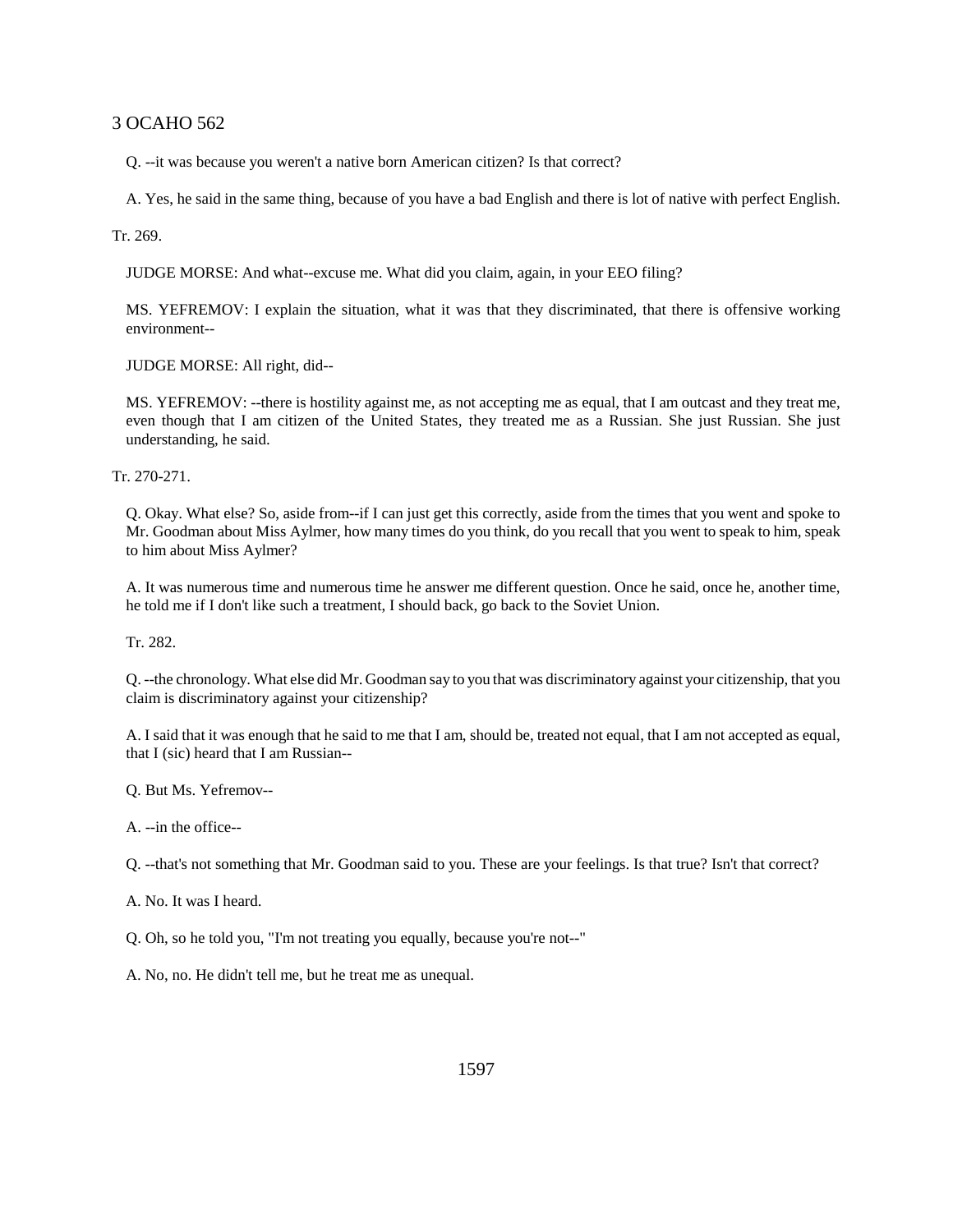Q. --it was because you weren't a native born American citizen? Is that correct?

A. Yes, he said in the same thing, because of you have a bad English and there is lot of native with perfect English.

Tr. 269.

JUDGE MORSE: And what--excuse me. What did you claim, again, in your EEO filing?

MS. YEFREMOV: I explain the situation, what it was that they discriminated, that there is offensive working environment--

JUDGE MORSE: All right, did--

MS. YEFREMOV: --there is hostility against me, as not accepting me as equal, that I am outcast and they treat me, even though that I am citizen of the United States, they treated me as a Russian. She just Russian. She just understanding, he said.

Tr. 270-271.

Q. Okay. What else? So, aside from--if I can just get this correctly, aside from the times that you went and spoke to Mr. Goodman about Miss Aylmer, how many times do you think, do you recall that you went to speak to him, speak to him about Miss Aylmer?

A. It was numerous time and numerous time he answer me different question. Once he said, once he, another time, he told me if I don't like such a treatment, I should back, go back to the Soviet Union.

Tr. 282.

Q. --the chronology. What else did Mr. Goodman say to you that was discriminatory against your citizenship, that you claim is discriminatory against your citizenship?

A. I said that it was enough that he said to me that I am, should be, treated not equal, that I am not accepted as equal, that I (sic) heard that I am Russian--

Q. But Ms. Yefremov--

A. --in the office--

Q. --that's not something that Mr. Goodman said to you. These are your feelings. Is that true? Isn't that correct?

A. No. It was I heard.

Q. Oh, so he told you, "I'm not treating you equally, because you're not--"

A. No, no. He didn't tell me, but he treat me as unequal.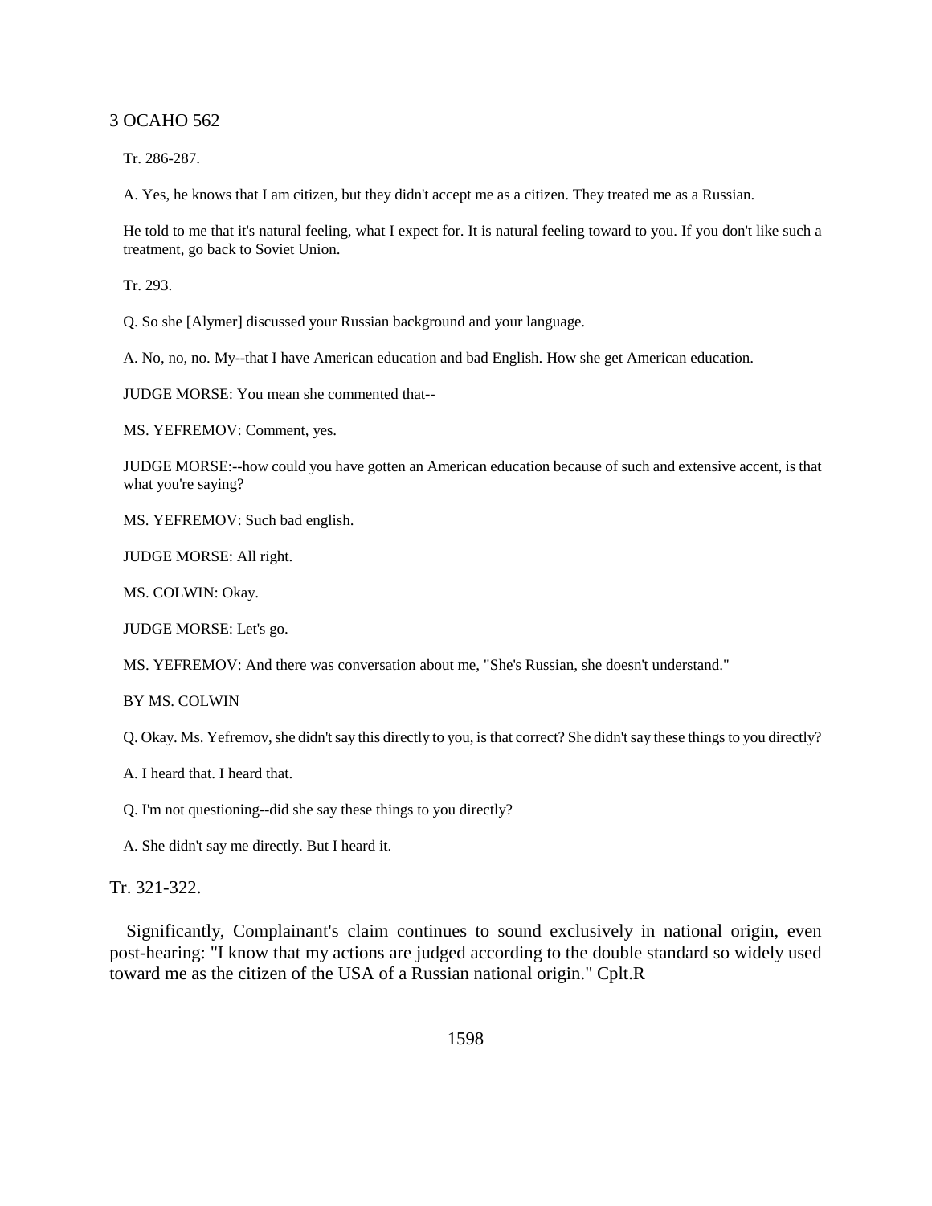Tr. 286-287.

A. Yes, he knows that I am citizen, but they didn't accept me as a citizen. They treated me as a Russian.

He told to me that it's natural feeling, what I expect for. It is natural feeling toward to you. If you don't like such a treatment, go back to Soviet Union.

Tr. 293.

Q. So she [Alymer] discussed your Russian background and your language.

A. No, no, no. My--that I have American education and bad English. How she get American education.

JUDGE MORSE: You mean she commented that--

MS. YEFREMOV: Comment, yes.

JUDGE MORSE:--how could you have gotten an American education because of such and extensive accent, is that what you're saying?

MS. YEFREMOV: Such bad english.

JUDGE MORSE: All right.

MS. COLWIN: Okay.

JUDGE MORSE: Let's go.

MS. YEFREMOV: And there was conversation about me, "She's Russian, she doesn't understand."

BY MS. COLWIN

Q. Okay. Ms. Yefremov, she didn't say this directly to you, is that correct? She didn't say these things to you directly?

A. I heard that. I heard that.

Q. I'm not questioning--did she say these things to you directly?

A. She didn't say me directly. But I heard it.

Tr. 321-322.

Significantly, Complainant's claim continues to sound exclusively in national origin, even post-hearing: "I know that my actions are judged according to the double standard so widely used toward me as the citizen of the USA of a Russian national origin." Cplt.R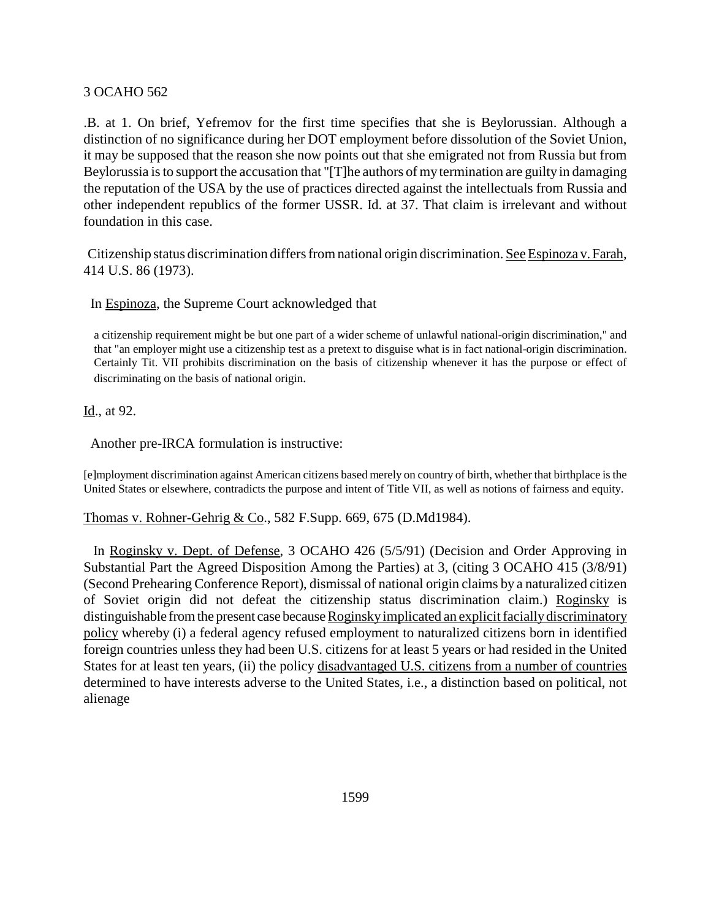.B. at 1. On brief, Yefremov for the first time specifies that she is Beylorussian. Although a distinction of no significance during her DOT employment before dissolution of the Soviet Union, it may be supposed that the reason she now points out that she emigrated not from Russia but from Beylorussia is to support the accusation that "[T]he authors of my termination are guilty in damaging the reputation of the USA by the use of practices directed against the intellectuals from Russia and other independent republics of the former USSR. Id. at 37. That claim is irrelevant and without foundation in this case.

Citizenship status discrimination differs from national origin discrimination. See Espinoza v. Farah, 414 U.S. 86 (1973).

In Espinoza, the Supreme Court acknowledged that

> a citizenship requirement might be but one part of a wider scheme of unlawful national-origin discrimination," and that "an employer might use a citizenship test as a pretext to disguise what is in fact national-origin discrimination. Certainly Tit. VII prohibits discrimination on the basis of citizenship whenever it has the purpose or effect of discriminating on the basis of national origin.

Id., at 92.

Another pre-IRCA formulation is instructive:

> [e]mployment discrimination against American citizens based merely on country of birth, whether that birthplace is the United States or elsewhere, contradicts the purpose and intent of Title VII, as well as notions of fairness and equity.

Thomas v. Rohner-Gehrig & Co., 582 F.Supp. 669, 675 (D.Md1984).

In Roginsky v. Dept. of Defense, 3 OCAHO 426 (5/5/91) (Decision and Order Approving in Substantial Part the Agreed Disposition Among the Parties) at 3, (citing 3 OCAHO 415 (3/8/91) (Second Prehearing Conference Report), dismissal of national origin claims by a naturalized citizen of Soviet origin did not defeat the citizenship status discrimination claim.) Roginsky is distinguishable from the present case because Roginsky implicated an explicit facially discriminatory policy whereby (i) a federal agency refused employment to naturalized citizens born in identified foreign countries unless they had been U.S. citizens for at least 5 years or had resided in the United States for at least ten years, (ii) the policy disadvantaged U.S. citizens from a number of countries determined to have interests adverse to the United States, i.e., a distinction based on political, not alienage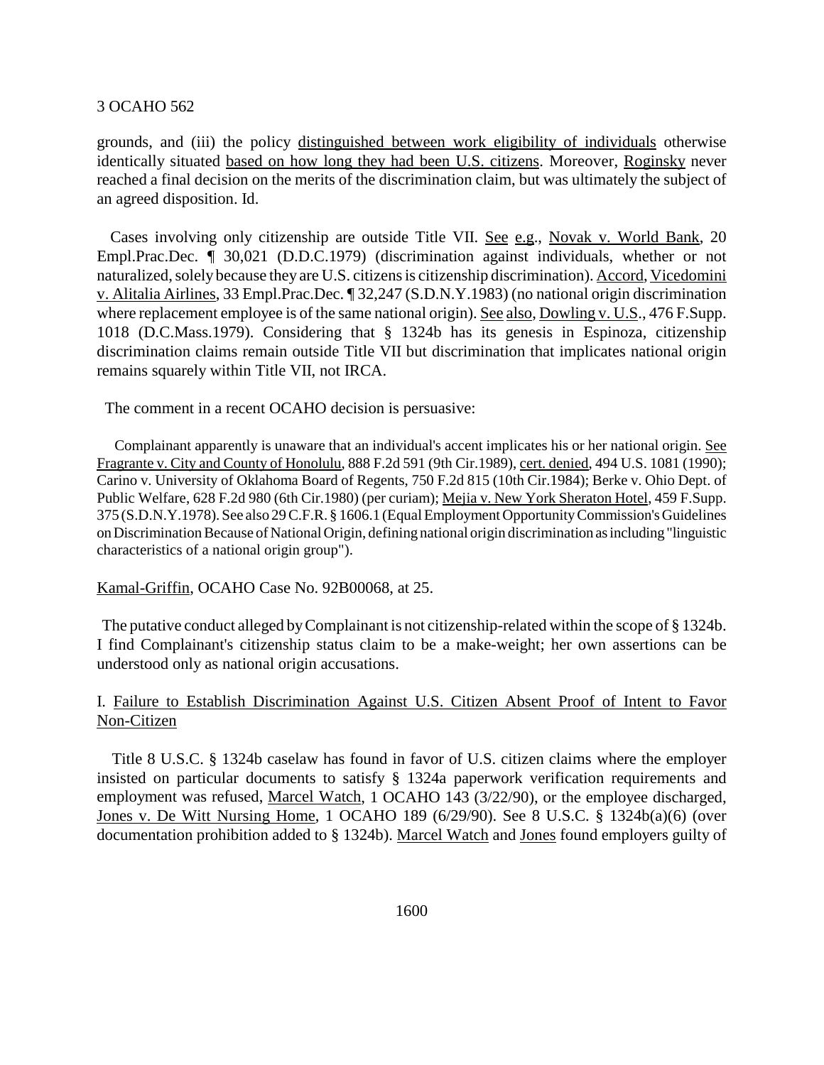grounds, and (iii) the policy distinguished between work eligibility of individuals otherwise identically situated based on how long they had been U.S. citizens. Moreover, Roginsky never reached a final decision on the merits of the discrimination claim, but was ultimately the subject of an agreed disposition. Id.

Cases involving only citizenship are outside Title VII. See e.g., Novak v. World Bank, 20 Empl.Prac.Dec. ¶ 30,021 (D.D.C.1979) (discrimination against individuals, whether or not naturalized, solely because they are U.S. citizens is citizenship discrimination). Accord, Vicedomini v. Alitalia Airlines, 33 Empl.Prac.Dec. ¶ 32,247 (S.D.N.Y.1983) (no national origin discrimination where replacement employee is of the same national origin). See also, Dowling v. U.S., 476 F.Supp. 1018 (D.C.Mass.1979). Considering that § 1324b has its genesis in Espinoza, citizenship discrimination claims remain outside Title VII but discrimination that implicates national origin remains squarely within Title VII, not IRCA.

The comment in a recent OCAHO decision is persuasive:

> Complainant apparently is unaware that an individual's accent implicates his or her national origin. See Fragrante v. City and County of Honolulu, 888 F.2d 591 (9th Cir.1989), cert. denied, 494 U.S. 1081 (1990); Carino v. University of Oklahoma Board of Regents, 750 F.2d 815 (10th Cir.1984); Berke v. Ohio Dept. of Public Welfare, 628 F.2d 980 (6th Cir.1980) (per curiam); Mejia v. New York Sheraton Hotel, 459 F.Supp. 375 (S.D.N.Y.1978). See also 29 C.F.R. § 1606.1 (Equal Employment Opportunity Commission's Guidelines on Discrimination Because of National Origin, defining national origin discrimination as including "linguistic characteristics of a national origin group").

Kamal-Griffin, OCAHO Case No. 92B00068, at 25.

The putative conduct alleged by Complainant is not citizenship-related within the scope of § 1324b. I find Complainant's citizenship status claim to be a make-weight; her own assertions can be understood only as national origin accusations.

## I. Failure to Establish Discrimination Against U.S. Citizen Absent Proof of Intent to Favor Non-Citizen

Title 8 U.S.C. § 1324b caselaw has found in favor of U.S. citizen claims where the employer insisted on particular documents to satisfy § 1324a paperwork verification requirements and employment was refused, Marcel Watch, 1 OCAHO 143 (3/22/90), or the employee discharged, Jones v. De Witt Nursing Home, 1 OCAHO 189 (6/29/90). See 8 U.S.C. § 1324b(a)(6) (over documentation prohibition added to § 1324b). Marcel Watch and Jones found employers guilty of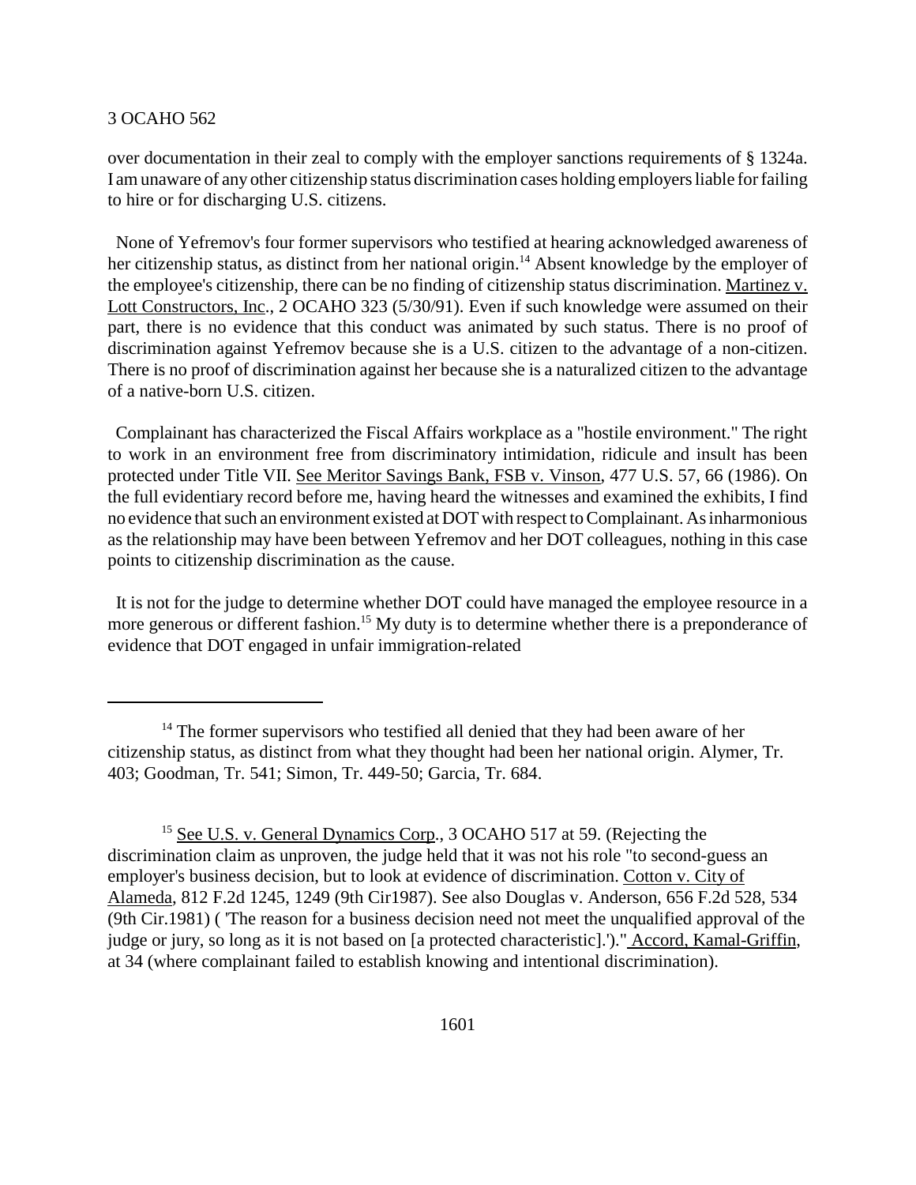over documentation in their zeal to comply with the employer sanctions requirements of § 1324a. I am unaware of any other citizenship status discrimination cases holding employers liable for failing to hire or for discharging U.S. citizens.

None of Yefremov's four former supervisors who testified at hearing acknowledged awareness of her citizenship status, as distinct from her national origin.[14] Absent knowledge by the employer of the employee's citizenship, there can be no finding of citizenship status discrimination. Martinez v. Lott Constructors, Inc., 2 OCAHO 323 (5/30/91). Even if such knowledge were assumed on their part, there is no evidence that this conduct was animated by such status. There is no proof of discrimination against Yefremov because she is a U.S. citizen to the advantage of a non-citizen. There is no proof of discrimination against her because she is a naturalized citizen to the advantage of a native-born U.S. citizen.

Complainant has characterized the Fiscal Affairs workplace as a "hostile environment." The right to work in an environment free from discriminatory intimidation, ridicule and insult has been protected under Title VII. See Meritor Savings Bank, FSB v. Vinson, 477 U.S. 57, 66 (1986). On the full evidentiary record before me, having heard the witnesses and examined the exhibits, I find no evidence that such an environment existed at DOT with respect to Complainant. As inharmonious as the relationship may have been between Yefremov and her DOT colleagues, nothing in this case points to citizenship discrimination as the cause.

It is not for the judge to determine whether DOT could have managed the employee resource in a more generous or different fashion.[15] My duty is to determine whether there is a preponderance of evidence that DOT engaged in unfair immigration-related

---

[14] The former supervisors who testified all denied that they had been aware of her citizenship status, as distinct from what they thought had been her national origin. Alymer, Tr. 403; Goodman, Tr. 541; Simon, Tr. 449-50; Garcia, Tr. 684.

[15] See U.S. v. General Dynamics Corp., 3 OCAHO 517 at 59. (Rejecting the discrimination claim as unproven, the judge held that it was not his role "to second-guess an employer's business decision, but to look at evidence of discrimination. Cotton v. City of Alameda, 812 F.2d 1245, 1249 (9th Cir1987). See also Douglas v. Anderson, 656 F.2d 528, 534 (9th Cir.1981) ( 'The reason for a business decision need not meet the unqualified approval of the judge or jury, so long as it is not based on [a protected characteristic].')." Accord, Kamal-Griffin, at 34 (where complainant failed to establish knowing and intentional discrimination).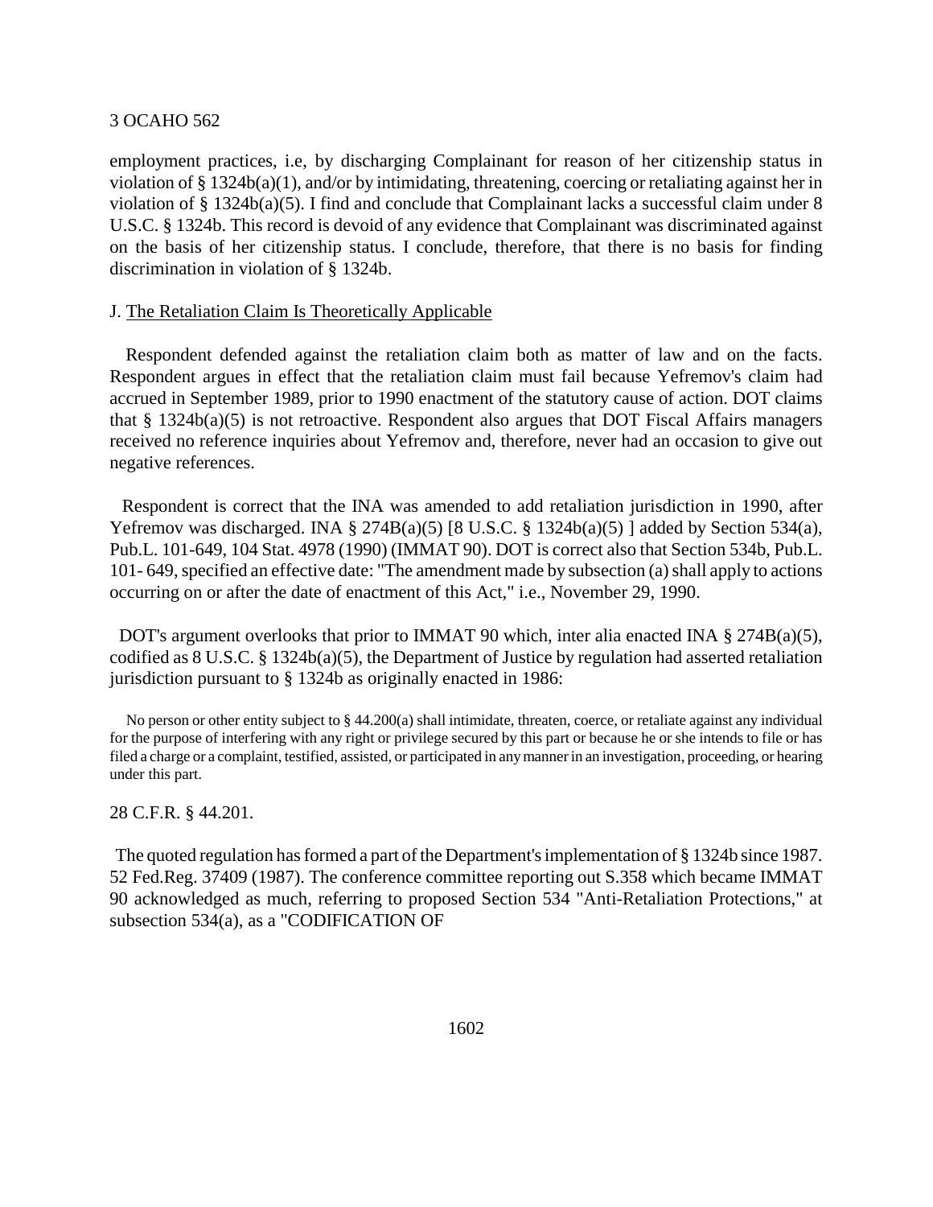employment practices, i.e, by discharging Complainant for reason of her citizenship status in violation of § 1324b(a)(1), and/or by intimidating, threatening, coercing or retaliating against her in violation of § 1324b(a)(5). I find and conclude that Complainant lacks a successful claim under 8 U.S.C. § 1324b. This record is devoid of any evidence that Complainant was discriminated against on the basis of her citizenship status. I conclude, therefore, that there is no basis for finding discrimination in violation of § 1324b.

J. The Retaliation Claim Is Theoretically Applicable

Respondent defended against the retaliation claim both as matter of law and on the facts. Respondent argues in effect that the retaliation claim must fail because Yefremov's claim had accrued in September 1989, prior to 1990 enactment of the statutory cause of action. DOT claims that § 1324b(a)(5) is not retroactive. Respondent also argues that DOT Fiscal Affairs managers received no reference inquiries about Yefremov and, therefore, never had an occasion to give out negative references.

Respondent is correct that the INA was amended to add retaliation jurisdiction in 1990, after Yefremov was discharged. INA § 274B(a)(5) [8 U.S.C. § 1324b(a)(5) ] added by Section 534(a), Pub.L. 101-649, 104 Stat. 4978 (1990) (IMMAT 90). DOT is correct also that Section 534b, Pub.L. 101- 649, specified an effective date: "The amendment made by subsection (a) shall apply to actions occurring on or after the date of enactment of this Act," i.e., November 29, 1990.

DOT's argument overlooks that prior to IMMAT 90 which, inter alia enacted INA § 274B(a)(5), codified as 8 U.S.C. § 1324b(a)(5), the Department of Justice by regulation had asserted retaliation jurisdiction pursuant to § 1324b as originally enacted in 1986:

> No person or other entity subject to § 44.200(a) shall intimidate, threaten, coerce, or retaliate against any individual for the purpose of interfering with any right or privilege secured by this part or because he or she intends to file or has filed a charge or a complaint, testified, assisted, or participated in any manner in an investigation, proceeding, or hearing under this part.

28 C.F.R. § 44.201.

The quoted regulation has formed a part of the Department's implementation of § 1324b since 1987. 52 Fed.Reg. 37409 (1987). The conference committee reporting out S.358 which became IMMAT 90 acknowledged as much, referring to proposed Section 534 "Anti-Retaliation Protections," at subsection 534(a), as a "CODIFICATION OF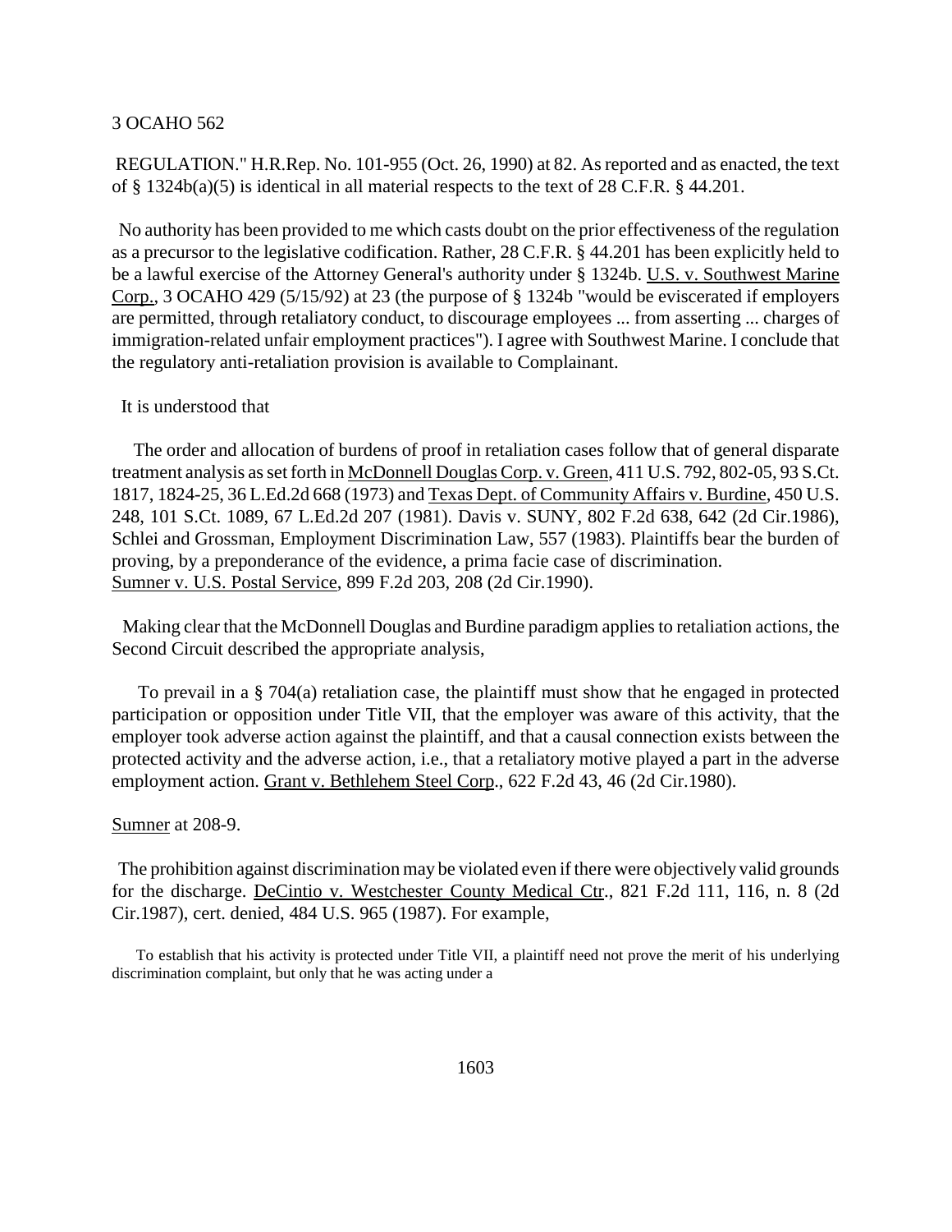REGULATION." H.R.Rep. No. 101-955 (Oct. 26, 1990) at 82. As reported and as enacted, the text of § 1324b(a)(5) is identical in all material respects to the text of 28 C.F.R. § 44.201.

No authority has been provided to me which casts doubt on the prior effectiveness of the regulation as a precursor to the legislative codification. Rather, 28 C.F.R. § 44.201 has been explicitly held to be a lawful exercise of the Attorney General's authority under § 1324b. U.S. v. Southwest Marine Corp., 3 OCAHO 429 (5/15/92) at 23 (the purpose of § 1324b "would be eviscerated if employers are permitted, through retaliatory conduct, to discourage employees ... from asserting ... charges of immigration-related unfair employment practices"). I agree with Southwest Marine. I conclude that the regulatory anti-retaliation provision is available to Complainant.

It is understood that

> The order and allocation of burdens of proof in retaliation cases follow that of general disparate treatment analysis as set forth in McDonnell Douglas Corp. v. Green, 411 U.S. 792, 802-05, 93 S.Ct. 1817, 1824-25, 36 L.Ed.2d 668 (1973) and Texas Dept. of Community Affairs v. Burdine, 450 U.S. 248, 101 S.Ct. 1089, 67 L.Ed.2d 207 (1981). Davis v. SUNY, 802 F.2d 638, 642 (2d Cir.1986), Schlei and Grossman, Employment Discrimination Law, 557 (1983). Plaintiffs bear the burden of proving, by a preponderance of the evidence, a prima facie case of discrimination. Sumner v. U.S. Postal Service, 899 F.2d 203, 208 (2d Cir.1990).

Making clear that the McDonnell Douglas and Burdine paradigm applies to retaliation actions, the Second Circuit described the appropriate analysis,

> To prevail in a § 704(a) retaliation case, the plaintiff must show that he engaged in protected participation or opposition under Title VII, that the employer was aware of this activity, that the employer took adverse action against the plaintiff, and that a causal connection exists between the protected activity and the adverse action, i.e., that a retaliatory motive played a part in the adverse employment action. Grant v. Bethlehem Steel Corp., 622 F.2d 43, 46 (2d Cir.1980).

Sumner at 208-9.

The prohibition against discrimination may be violated even if there were objectively valid grounds for the discharge. DeCintio v. Westchester County Medical Ctr., 821 F.2d 111, 116, n. 8 (2d Cir.1987), cert. denied, 484 U.S. 965 (1987). For example,

> To establish that his activity is protected under Title VII, a plaintiff need not prove the merit of his underlying discrimination complaint, but only that he was acting under a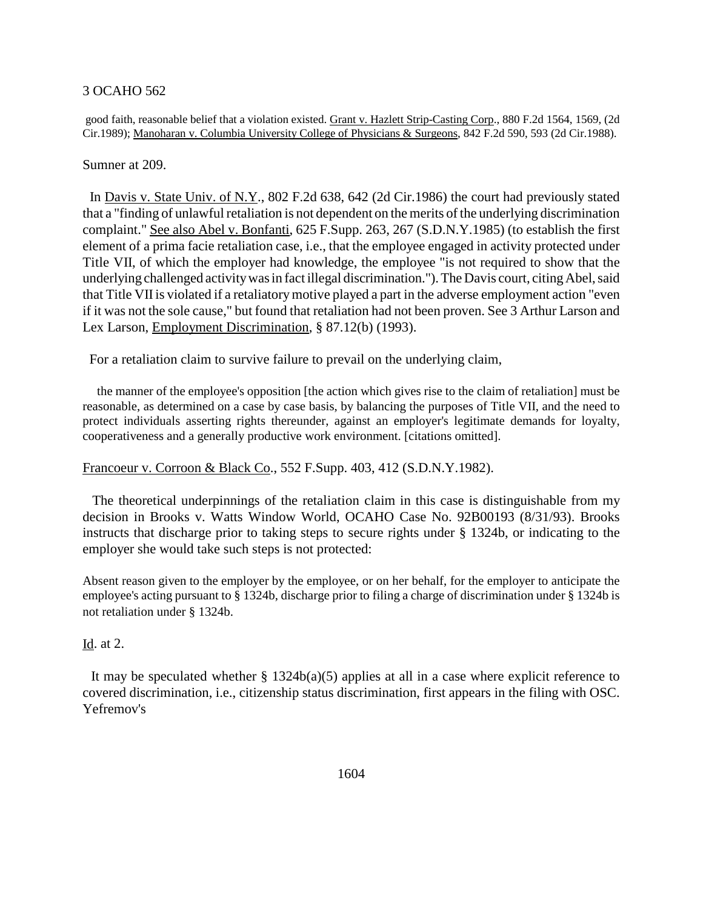good faith, reasonable belief that a violation existed. Grant v. Hazlett Strip-Casting Corp., 880 F.2d 1564, 1569, (2d Cir.1989); Manoharan v. Columbia University College of Physicians & Surgeons, 842 F.2d 590, 593 (2d Cir.1988).

Sumner at 209.

In Davis v. State Univ. of N.Y., 802 F.2d 638, 642 (2d Cir.1986) the court had previously stated that a "finding of unlawful retaliation is not dependent on the merits of the underlying discrimination complaint." See also Abel v. Bonfanti, 625 F.Supp. 263, 267 (S.D.N.Y.1985) (to establish the first element of a prima facie retaliation case, i.e., that the employee engaged in activity protected under Title VII, of which the employer had knowledge, the employee "is not required to show that the underlying challenged activity was in fact illegal discrimination."). The Davis court, citing Abel, said that Title VII is violated if a retaliatory motive played a part in the adverse employment action "even if it was not the sole cause," but found that retaliation had not been proven. See 3 Arthur Larson and Lex Larson, Employment Discrimination, § 87.12(b) (1993).

For a retaliation claim to survive failure to prevail on the underlying claim,

> the manner of the employee's opposition [the action which gives rise to the claim of retaliation] must be reasonable, as determined on a case by case basis, by balancing the purposes of Title VII, and the need to protect individuals asserting rights thereunder, against an employer's legitimate demands for loyalty, cooperativeness and a generally productive work environment. [citations omitted].

Francoeur v. Corroon & Black Co., 552 F.Supp. 403, 412 (S.D.N.Y.1982).

The theoretical underpinnings of the retaliation claim in this case is distinguishable from my decision in Brooks v. Watts Window World, OCAHO Case No. 92B00193 (8/31/93). Brooks instructs that discharge prior to taking steps to secure rights under § 1324b, or indicating to the employer she would take such steps is not protected:

> Absent reason given to the employer by the employee, or on her behalf, for the employer to anticipate the employee's acting pursuant to § 1324b, discharge prior to filing a charge of discrimination under § 1324b is not retaliation under § 1324b.

Id. at 2.

It may be speculated whether § 1324b(a)(5) applies at all in a case where explicit reference to covered discrimination, i.e., citizenship status discrimination, first appears in the filing with OSC. Yefremov's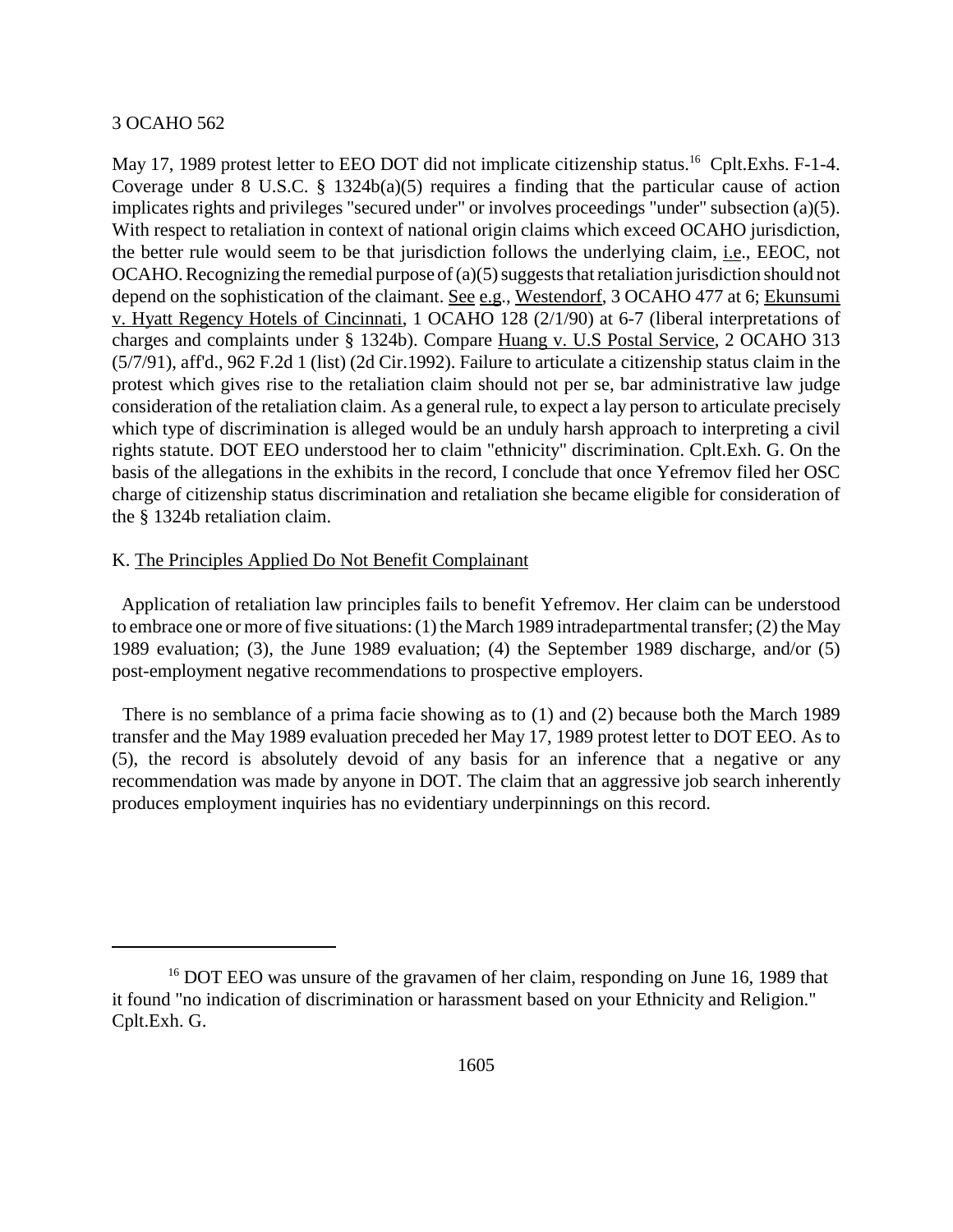May 17, 1989 protest letter to EEO DOT did not implicate citizenship status.[16] Cplt.Exhs. F-1-4. Coverage under 8 U.S.C. § 1324b(a)(5) requires a finding that the particular cause of action implicates rights and privileges "secured under" or involves proceedings "under" subsection (a)(5). With respect to retaliation in context of national origin claims which exceed OCAHO jurisdiction, the better rule would seem to be that jurisdiction follows the underlying claim, i.e., EEOC, not OCAHO. Recognizing the remedial purpose of (a)(5) suggests that retaliation jurisdiction should not depend on the sophistication of the claimant. See e.g., Westendorf, 3 OCAHO 477 at 6; Ekunsumi v. Hyatt Regency Hotels of Cincinnati, 1 OCAHO 128 (2/1/90) at 6-7 (liberal interpretations of charges and complaints under § 1324b). Compare Huang v. U.S Postal Service, 2 OCAHO 313 (5/7/91), aff'd., 962 F.2d 1 (list) (2d Cir.1992). Failure to articulate a citizenship status claim in the protest which gives rise to the retaliation claim should not per se, bar administrative law judge consideration of the retaliation claim. As a general rule, to expect a lay person to articulate precisely which type of discrimination is alleged would be an unduly harsh approach to interpreting a civil rights statute. DOT EEO understood her to claim "ethnicity" discrimination. Cplt.Exh. G. On the basis of the allegations in the exhibits in the record, I conclude that once Yefremov filed her OSC charge of citizenship status discrimination and retaliation she became eligible for consideration of the § 1324b retaliation claim.

K. The Principles Applied Do Not Benefit Complainant

Application of retaliation law principles fails to benefit Yefremov. Her claim can be understood to embrace one or more of five situations: (1) the March 1989 intradepartmental transfer; (2) the May 1989 evaluation; (3), the June 1989 evaluation; (4) the September 1989 discharge, and/or (5) post-employment negative recommendations to prospective employers.

There is no semblance of a prima facie showing as to (1) and (2) because both the March 1989 transfer and the May 1989 evaluation preceded her May 17, 1989 protest letter to DOT EEO. As to (5), the record is absolutely devoid of any basis for an inference that a negative or any recommendation was made by anyone in DOT. The claim that an aggressive job search inherently produces employment inquiries has no evidentiary underpinnings on this record.

---

[16] DOT EEO was unsure of the gravamen of her claim, responding on June 16, 1989 that it found "no indication of discrimination or harassment based on your Ethnicity and Religion." Cplt.Exh. G.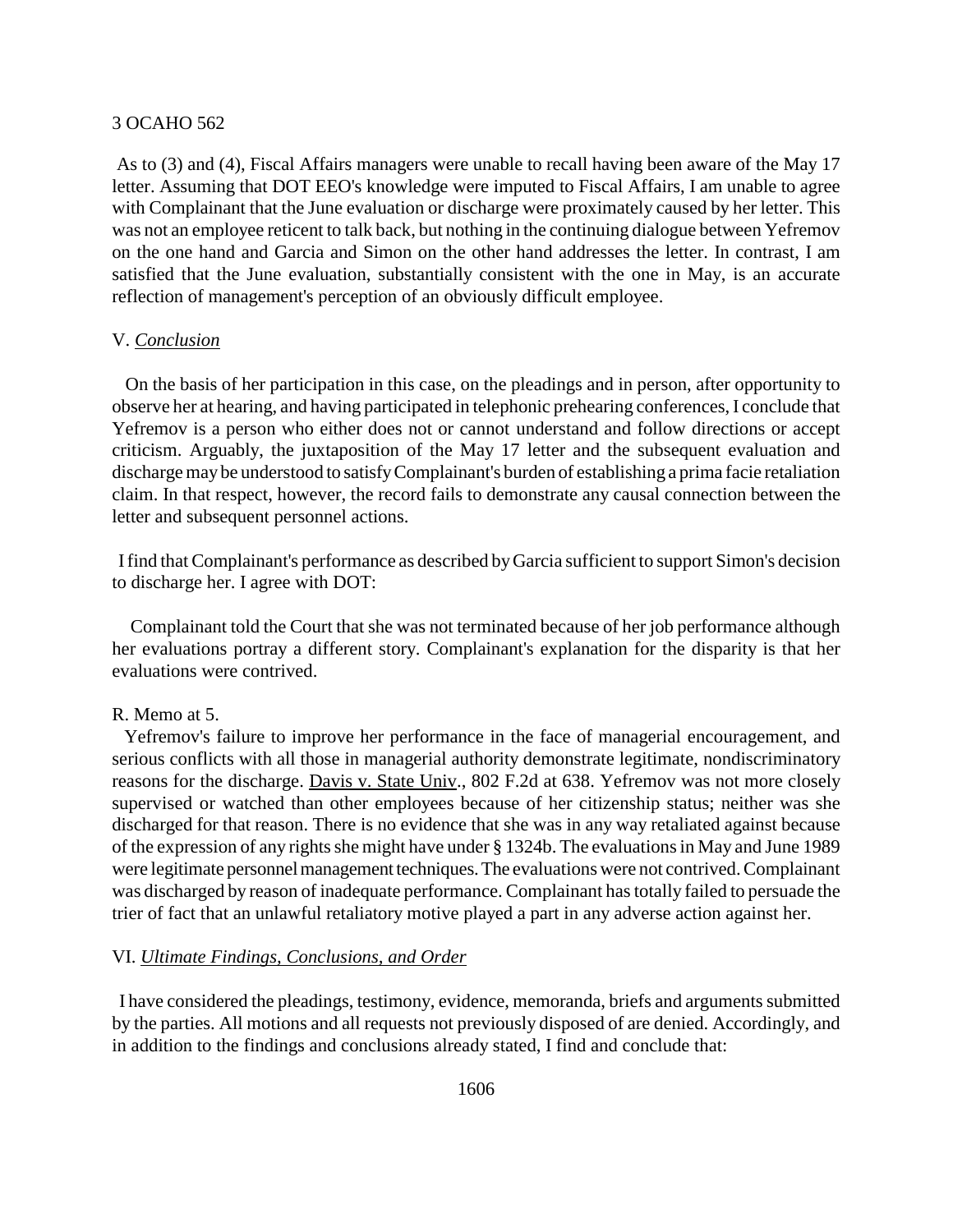As to (3) and (4), Fiscal Affairs managers were unable to recall having been aware of the May 17 letter. Assuming that DOT EEO's knowledge were imputed to Fiscal Affairs, I am unable to agree with Complainant that the June evaluation or discharge were proximately caused by her letter. This was not an employee reticent to talk back, but nothing in the continuing dialogue between Yefremov on the one hand and Garcia and Simon on the other hand addresses the letter. In contrast, I am satisfied that the June evaluation, substantially consistent with the one in May, is an accurate reflection of management's perception of an obviously difficult employee.

## V. *Conclusion*

On the basis of her participation in this case, on the pleadings and in person, after opportunity to observe her at hearing, and having participated in telephonic prehearing conferences, I conclude that Yefremov is a person who either does not or cannot understand and follow directions or accept criticism. Arguably, the juxtaposition of the May 17 letter and the subsequent evaluation and discharge may be understood to satisfy Complainant's burden of establishing a prima facie retaliation claim. In that respect, however, the record fails to demonstrate any causal connection between the letter and subsequent personnel actions.

I find that Complainant's performance as described by Garcia sufficient to support Simon's decision to discharge her. I agree with DOT:

> Complainant told the Court that she was not terminated because of her job performance although her evaluations portray a different story. Complainant's explanation for the disparity is that her evaluations were contrived.

R. Memo at 5.

Yefremov's failure to improve her performance in the face of managerial encouragement, and serious conflicts with all those in managerial authority demonstrate legitimate, nondiscriminatory reasons for the discharge. Davis v. State Univ., 802 F.2d at 638. Yefremov was not more closely supervised or watched than other employees because of her citizenship status; neither was she discharged for that reason. There is no evidence that she was in any way retaliated against because of the expression of any rights she might have under § 1324b. The evaluations in May and June 1989 were legitimate personnel management techniques. The evaluations were not contrived. Complainant was discharged by reason of inadequate performance. Complainant has totally failed to persuade the trier of fact that an unlawful retaliatory motive played a part in any adverse action against her.

## VI. *Ultimate Findings, Conclusions, and Order*

I have considered the pleadings, testimony, evidence, memoranda, briefs and arguments submitted by the parties. All motions and all requests not previously disposed of are denied. Accordingly, and in addition to the findings and conclusions already stated, I find and conclude that: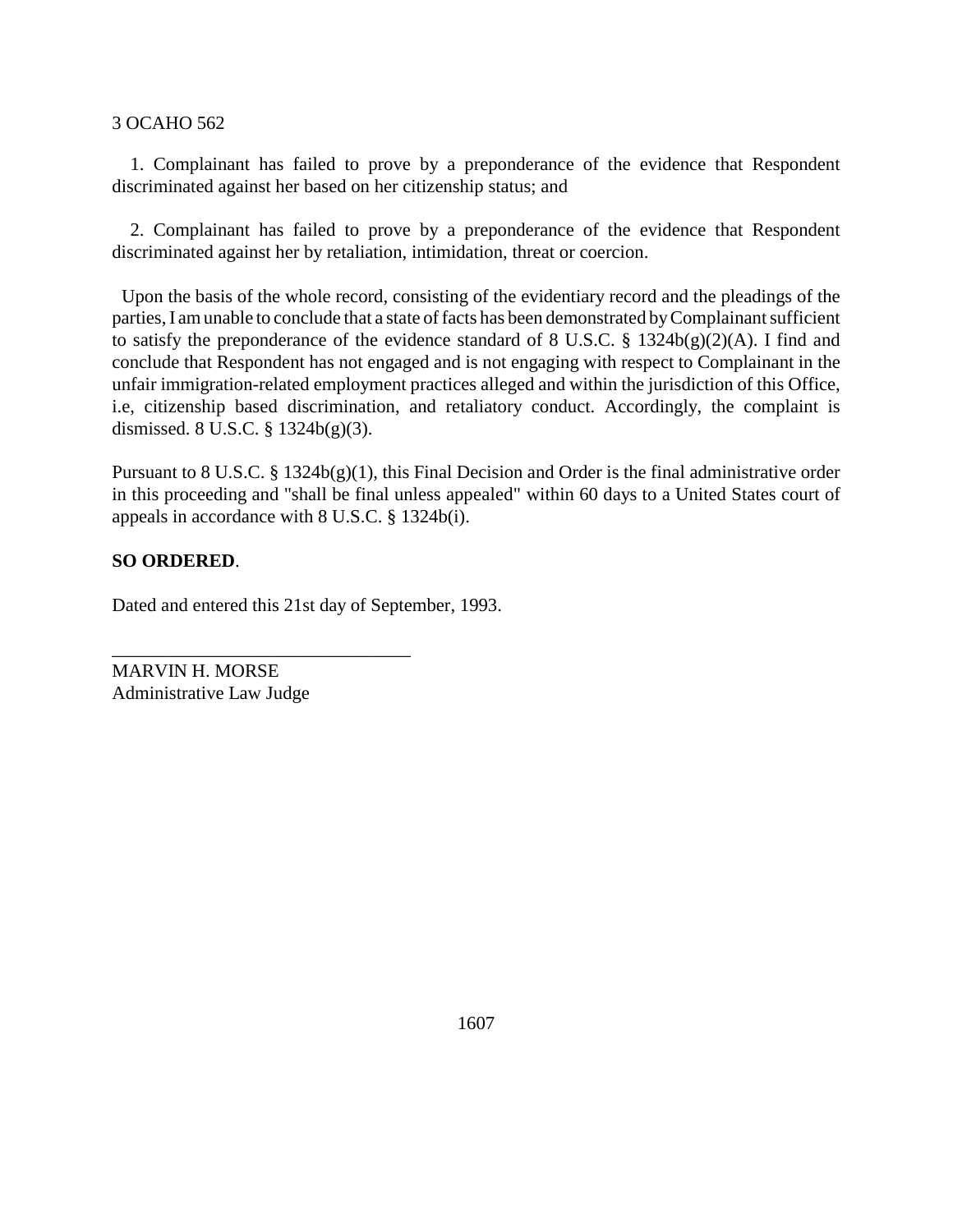1. Complainant has failed to prove by a preponderance of the evidence that Respondent discriminated against her based on her citizenship status; and

2. Complainant has failed to prove by a preponderance of the evidence that Respondent discriminated against her by retaliation, intimidation, threat or coercion.

Upon the basis of the whole record, consisting of the evidentiary record and the pleadings of the parties, I am unable to conclude that a state of facts has been demonstrated by Complainant sufficient to satisfy the preponderance of the evidence standard of 8 U.S.C. § 1324b(g)(2)(A). I find and conclude that Respondent has not engaged and is not engaging with respect to Complainant in the unfair immigration-related employment practices alleged and within the jurisdiction of this Office, i.e, citizenship based discrimination, and retaliatory conduct. Accordingly, the complaint is dismissed. 8 U.S.C. § 1324b(g)(3).

Pursuant to 8 U.S.C. § 1324b(g)(1), this Final Decision and Order is the final administrative order in this proceeding and "shall be final unless appealed" within 60 days to a United States court of appeals in accordance with 8 U.S.C. § 1324b(i).

**SO ORDERED**.

Dated and entered this 21st day of September, 1993.

\_\_\_\_\_\_\_\_\_\_\_\_\_\_\_\_\_\_\_\_\_\_\_\_\_\_\_\_\_\_\_\_\_

MARVIN H. MORSE
Administrative Law Judge